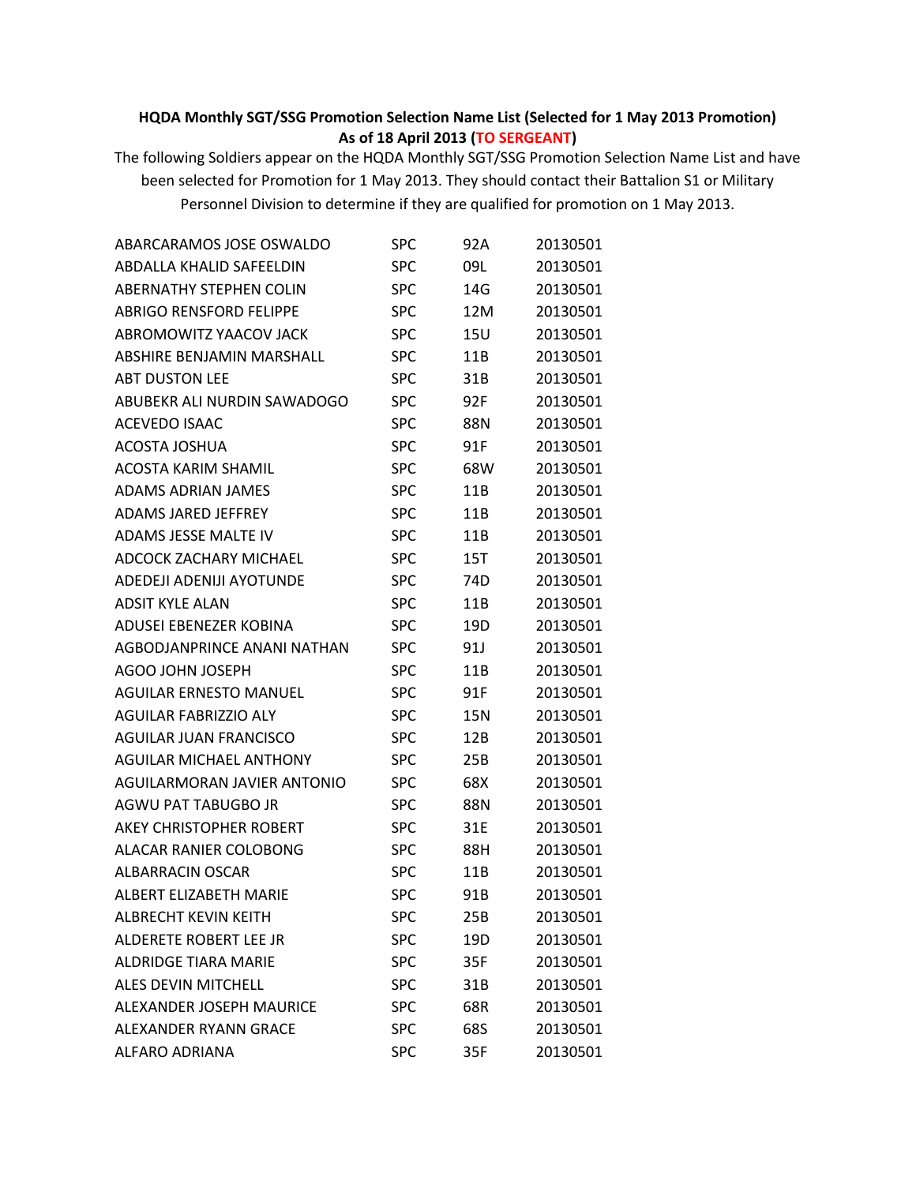**HQDA Monthly SGT/SSG Promotion Selection Name List (Selected for 1 May 2013 Promotion)**
**As of 18 April 2013 (TO SERGEANT)**

The following Soldiers appear on the HQDA Monthly SGT/SSG Promotion Selection Name List and have been selected for Promotion for 1 May 2013. They should contact their Battalion S1 or Military Personnel Division to determine if they are qualified for promotion on 1 May 2013.

| | | | |
|---|---|---|---|
| ABARCARAMOS JOSE OSWALDO | SPC | 92A | 20130501 |
| ABDALLA KHALID SAFEELDIN | SPC | 09L | 20130501 |
| ABERNATHY STEPHEN COLIN | SPC | 14G | 20130501 |
| ABRIGO RENSFORD FELIPPE | SPC | 12M | 20130501 |
| ABROMOWITZ YAACOV JACK | SPC | 15U | 20130501 |
| ABSHIRE BENJAMIN MARSHALL | SPC | 11B | 20130501 |
| ABT DUSTON LEE | SPC | 31B | 20130501 |
| ABUBEKR ALI NURDIN SAWADOGO | SPC | 92F | 20130501 |
| ACEVEDO ISAAC | SPC | 88N | 20130501 |
| ACOSTA JOSHUA | SPC | 91F | 20130501 |
| ACOSTA KARIM SHAMIL | SPC | 68W | 20130501 |
| ADAMS ADRIAN JAMES | SPC | 11B | 20130501 |
| ADAMS JARED JEFFREY | SPC | 11B | 20130501 |
| ADAMS JESSE MALTE IV | SPC | 11B | 20130501 |
| ADCOCK ZACHARY MICHAEL | SPC | 15T | 20130501 |
| ADEDEJI ADENIJI AYOTUNDE | SPC | 74D | 20130501 |
| ADSIT KYLE ALAN | SPC | 11B | 20130501 |
| ADUSEI EBENEZER KOBINA | SPC | 19D | 20130501 |
| AGBODJANPRINCE ANANI NATHAN | SPC | 91J | 20130501 |
| AGOO JOHN JOSEPH | SPC | 11B | 20130501 |
| AGUILAR ERNESTO MANUEL | SPC | 91F | 20130501 |
| AGUILAR FABRIZZIO ALY | SPC | 15N | 20130501 |
| AGUILAR JUAN FRANCISCO | SPC | 12B | 20130501 |
| AGUILAR MICHAEL ANTHONY | SPC | 25B | 20130501 |
| AGUILARMORAN JAVIER ANTONIO | SPC | 68X | 20130501 |
| AGWU PAT TABUGBO JR | SPC | 88N | 20130501 |
| AKEY CHRISTOPHER ROBERT | SPC | 31E | 20130501 |
| ALACAR RANIER COLOBONG | SPC | 88H | 20130501 |
| ALBARRACIN OSCAR | SPC | 11B | 20130501 |
| ALBERT ELIZABETH MARIE | SPC | 91B | 20130501 |
| ALBRECHT KEVIN KEITH | SPC | 25B | 20130501 |
| ALDERETE ROBERT LEE JR | SPC | 19D | 20130501 |
| ALDRIDGE TIARA MARIE | SPC | 35F | 20130501 |
| ALES DEVIN MITCHELL | SPC | 31B | 20130501 |
| ALEXANDER JOSEPH MAURICE | SPC | 68R | 20130501 |
| ALEXANDER RYANN GRACE | SPC | 68S | 20130501 |
| ALFARO ADRIANA | SPC | 35F | 20130501 |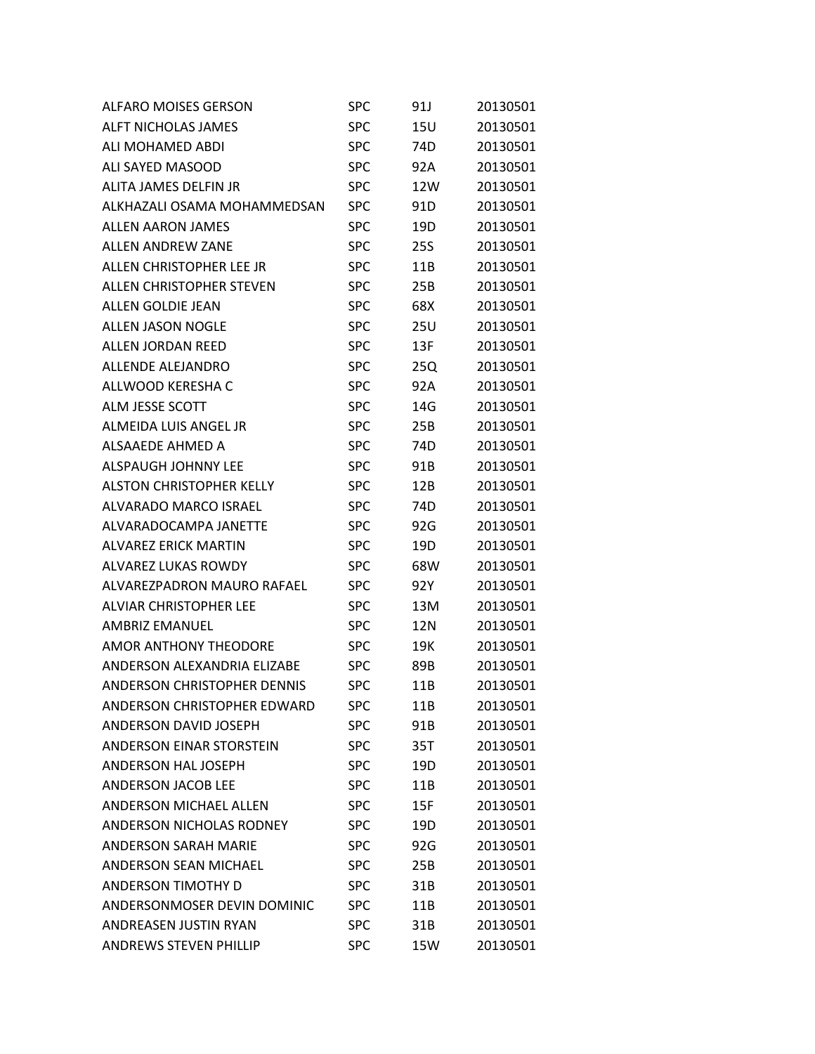| | | | |
|---|---|---|---|
| ALFARO MOISES GERSON | SPC | 91J | 20130501 |
| ALFT NICHOLAS JAMES | SPC | 15U | 20130501 |
| ALI MOHAMED ABDI | SPC | 74D | 20130501 |
| ALI SAYED MASOOD | SPC | 92A | 20130501 |
| ALITA JAMES DELFIN JR | SPC | 12W | 20130501 |
| ALKHAZALI OSAMA MOHAMMEDSAN | SPC | 91D | 20130501 |
| ALLEN AARON JAMES | SPC | 19D | 20130501 |
| ALLEN ANDREW ZANE | SPC | 25S | 20130501 |
| ALLEN CHRISTOPHER LEE JR | SPC | 11B | 20130501 |
| ALLEN CHRISTOPHER STEVEN | SPC | 25B | 20130501 |
| ALLEN GOLDIE JEAN | SPC | 68X | 20130501 |
| ALLEN JASON NOGLE | SPC | 25U | 20130501 |
| ALLEN JORDAN REED | SPC | 13F | 20130501 |
| ALLENDE ALEJANDRO | SPC | 25Q | 20130501 |
| ALLWOOD KERESHA C | SPC | 92A | 20130501 |
| ALM JESSE SCOTT | SPC | 14G | 20130501 |
| ALMEIDA LUIS ANGEL JR | SPC | 25B | 20130501 |
| ALSAAEDE AHMED A | SPC | 74D | 20130501 |
| ALSPAUGH JOHNNY LEE | SPC | 91B | 20130501 |
| ALSTON CHRISTOPHER KELLY | SPC | 12B | 20130501 |
| ALVARADO MARCO ISRAEL | SPC | 74D | 20130501 |
| ALVARADOCAMPA JANETTE | SPC | 92G | 20130501 |
| ALVAREZ ERICK MARTIN | SPC | 19D | 20130501 |
| ALVAREZ LUKAS ROWDY | SPC | 68W | 20130501 |
| ALVAREZPADRON MAURO RAFAEL | SPC | 92Y | 20130501 |
| ALVIAR CHRISTOPHER LEE | SPC | 13M | 20130501 |
| AMBRIZ EMANUEL | SPC | 12N | 20130501 |
| AMOR ANTHONY THEODORE | SPC | 19K | 20130501 |
| ANDERSON ALEXANDRIA ELIZABE | SPC | 89B | 20130501 |
| ANDERSON CHRISTOPHER DENNIS | SPC | 11B | 20130501 |
| ANDERSON CHRISTOPHER EDWARD | SPC | 11B | 20130501 |
| ANDERSON DAVID JOSEPH | SPC | 91B | 20130501 |
| ANDERSON EINAR STORSTEIN | SPC | 35T | 20130501 |
| ANDERSON HAL JOSEPH | SPC | 19D | 20130501 |
| ANDERSON JACOB LEE | SPC | 11B | 20130501 |
| ANDERSON MICHAEL ALLEN | SPC | 15F | 20130501 |
| ANDERSON NICHOLAS RODNEY | SPC | 19D | 20130501 |
| ANDERSON SARAH MARIE | SPC | 92G | 20130501 |
| ANDERSON SEAN MICHAEL | SPC | 25B | 20130501 |
| ANDERSON TIMOTHY D | SPC | 31B | 20130501 |
| ANDERSONMOSER DEVIN DOMINIC | SPC | 11B | 20130501 |
| ANDREASEN JUSTIN RYAN | SPC | 31B | 20130501 |
| ANDREWS STEVEN PHILLIP | SPC | 15W | 20130501 |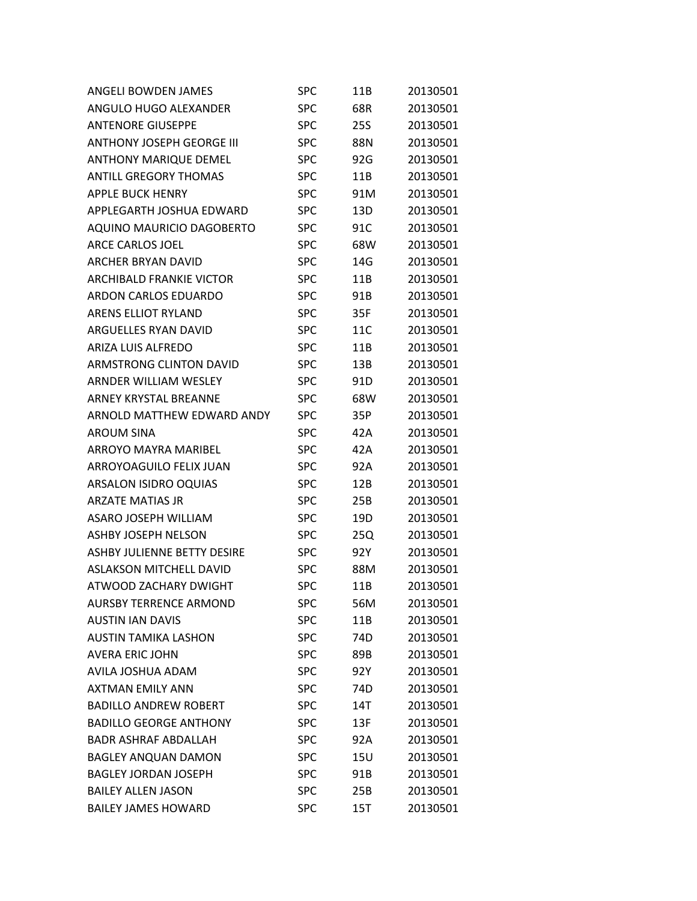| | | | |
|---|---|---|---|
| ANGELI BOWDEN JAMES | SPC | 11B | 20130501 |
| ANGULO HUGO ALEXANDER | SPC | 68R | 20130501 |
| ANTENORE GIUSEPPE | SPC | 25S | 20130501 |
| ANTHONY JOSEPH GEORGE III | SPC | 88N | 20130501 |
| ANTHONY MARIQUE DEMEL | SPC | 92G | 20130501 |
| ANTILL GREGORY THOMAS | SPC | 11B | 20130501 |
| APPLE BUCK HENRY | SPC | 91M | 20130501 |
| APPLEGARTH JOSHUA EDWARD | SPC | 13D | 20130501 |
| AQUINO MAURICIO DAGOBERTO | SPC | 91C | 20130501 |
| ARCE CARLOS JOEL | SPC | 68W | 20130501 |
| ARCHER BRYAN DAVID | SPC | 14G | 20130501 |
| ARCHIBALD FRANKIE VICTOR | SPC | 11B | 20130501 |
| ARDON CARLOS EDUARDO | SPC | 91B | 20130501 |
| ARENS ELLIOT RYLAND | SPC | 35F | 20130501 |
| ARGUELLES RYAN DAVID | SPC | 11C | 20130501 |
| ARIZA LUIS ALFREDO | SPC | 11B | 20130501 |
| ARMSTRONG CLINTON DAVID | SPC | 13B | 20130501 |
| ARNDER WILLIAM WESLEY | SPC | 91D | 20130501 |
| ARNEY KRYSTAL BREANNE | SPC | 68W | 20130501 |
| ARNOLD MATTHEW EDWARD ANDY | SPC | 35P | 20130501 |
| AROUM SINA | SPC | 42A | 20130501 |
| ARROYO MAYRA MARIBEL | SPC | 42A | 20130501 |
| ARROYOAGUILO FELIX JUAN | SPC | 92A | 20130501 |
| ARSALON ISIDRO OQUIAS | SPC | 12B | 20130501 |
| ARZATE MATIAS JR | SPC | 25B | 20130501 |
| ASARO JOSEPH WILLIAM | SPC | 19D | 20130501 |
| ASHBY JOSEPH NELSON | SPC | 25Q | 20130501 |
| ASHBY JULIENNE BETTY DESIRE | SPC | 92Y | 20130501 |
| ASLAKSON MITCHELL DAVID | SPC | 88M | 20130501 |
| ATWOOD ZACHARY DWIGHT | SPC | 11B | 20130501 |
| AURSBY TERRENCE ARMOND | SPC | 56M | 20130501 |
| AUSTIN IAN DAVIS | SPC | 11B | 20130501 |
| AUSTIN TAMIKA LASHON | SPC | 74D | 20130501 |
| AVERA ERIC JOHN | SPC | 89B | 20130501 |
| AVILA JOSHUA ADAM | SPC | 92Y | 20130501 |
| AXTMAN EMILY ANN | SPC | 74D | 20130501 |
| BADILLO ANDREW ROBERT | SPC | 14T | 20130501 |
| BADILLO GEORGE ANTHONY | SPC | 13F | 20130501 |
| BADR ASHRAF ABDALLAH | SPC | 92A | 20130501 |
| BAGLEY ANQUAN DAMON | SPC | 15U | 20130501 |
| BAGLEY JORDAN JOSEPH | SPC | 91B | 20130501 |
| BAILEY ALLEN JASON | SPC | 25B | 20130501 |
| BAILEY JAMES HOWARD | SPC | 15T | 20130501 |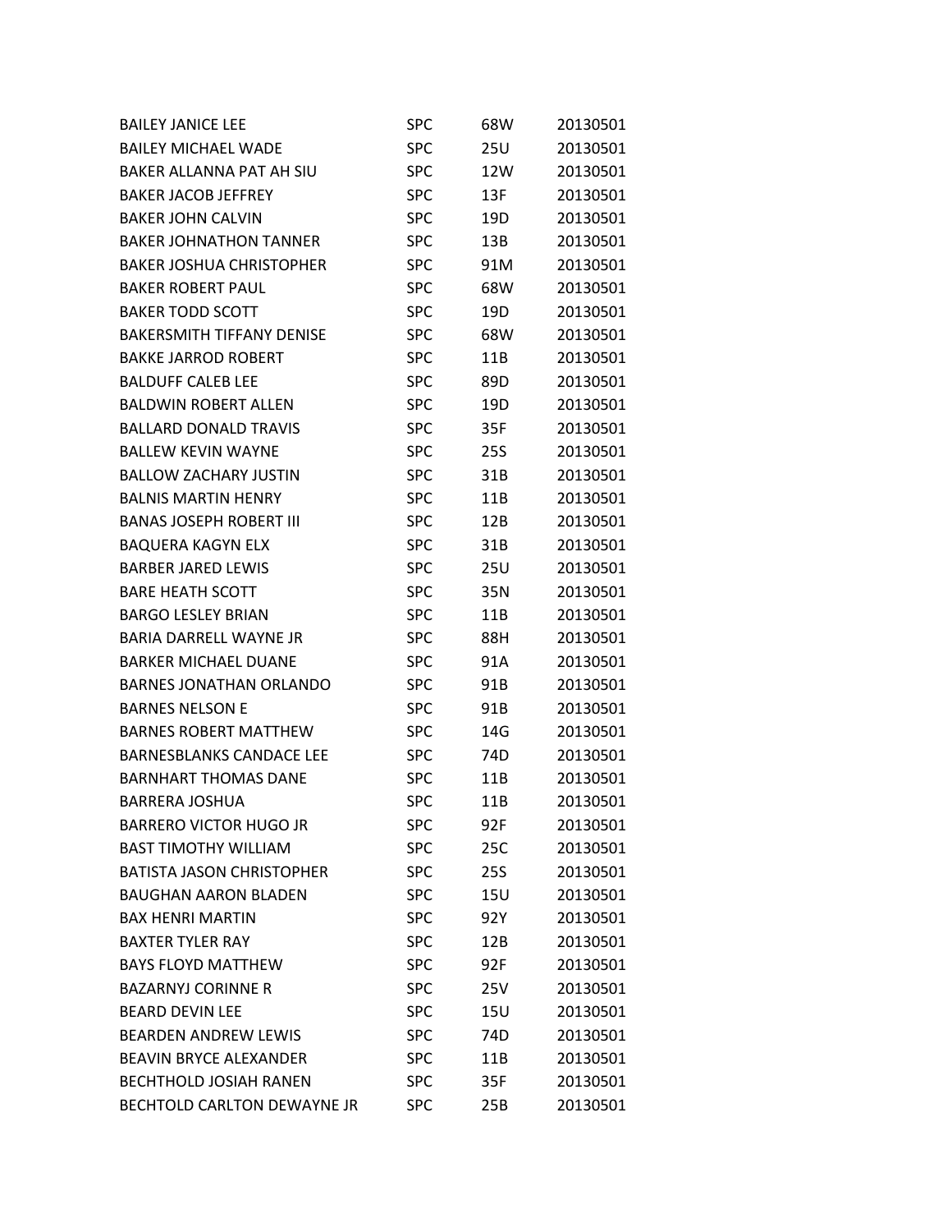| | | | |
|---|---|---|---|
| BAILEY JANICE LEE | SPC | 68W | 20130501 |
| BAILEY MICHAEL WADE | SPC | 25U | 20130501 |
| BAKER ALLANNA PAT AH SIU | SPC | 12W | 20130501 |
| BAKER JACOB JEFFREY | SPC | 13F | 20130501 |
| BAKER JOHN CALVIN | SPC | 19D | 20130501 |
| BAKER JOHNATHON TANNER | SPC | 13B | 20130501 |
| BAKER JOSHUA CHRISTOPHER | SPC | 91M | 20130501 |
| BAKER ROBERT PAUL | SPC | 68W | 20130501 |
| BAKER TODD SCOTT | SPC | 19D | 20130501 |
| BAKERSMITH TIFFANY DENISE | SPC | 68W | 20130501 |
| BAKKE JARROD ROBERT | SPC | 11B | 20130501 |
| BALDUFF CALEB LEE | SPC | 89D | 20130501 |
| BALDWIN ROBERT ALLEN | SPC | 19D | 20130501 |
| BALLARD DONALD TRAVIS | SPC | 35F | 20130501 |
| BALLEW KEVIN WAYNE | SPC | 25S | 20130501 |
| BALLOW ZACHARY JUSTIN | SPC | 31B | 20130501 |
| BALNIS MARTIN HENRY | SPC | 11B | 20130501 |
| BANAS JOSEPH ROBERT III | SPC | 12B | 20130501 |
| BAQUERA KAGYN ELX | SPC | 31B | 20130501 |
| BARBER JARED LEWIS | SPC | 25U | 20130501 |
| BARE HEATH SCOTT | SPC | 35N | 20130501 |
| BARGO LESLEY BRIAN | SPC | 11B | 20130501 |
| BARIA DARRELL WAYNE JR | SPC | 88H | 20130501 |
| BARKER MICHAEL DUANE | SPC | 91A | 20130501 |
| BARNES JONATHAN ORLANDO | SPC | 91B | 20130501 |
| BARNES NELSON E | SPC | 91B | 20130501 |
| BARNES ROBERT MATTHEW | SPC | 14G | 20130501 |
| BARNESBLANKS CANDACE LEE | SPC | 74D | 20130501 |
| BARNHART THOMAS DANE | SPC | 11B | 20130501 |
| BARRERA JOSHUA | SPC | 11B | 20130501 |
| BARRERO VICTOR HUGO JR | SPC | 92F | 20130501 |
| BAST TIMOTHY WILLIAM | SPC | 25C | 20130501 |
| BATISTA JASON CHRISTOPHER | SPC | 25S | 20130501 |
| BAUGHAN AARON BLADEN | SPC | 15U | 20130501 |
| BAX HENRI MARTIN | SPC | 92Y | 20130501 |
| BAXTER TYLER RAY | SPC | 12B | 20130501 |
| BAYS FLOYD MATTHEW | SPC | 92F | 20130501 |
| BAZARNYJ CORINNE R | SPC | 25V | 20130501 |
| BEARD DEVIN LEE | SPC | 15U | 20130501 |
| BEARDEN ANDREW LEWIS | SPC | 74D | 20130501 |
| BEAVIN BRYCE ALEXANDER | SPC | 11B | 20130501 |
| BECHTHOLD JOSIAH RANEN | SPC | 35F | 20130501 |
| BECHTOLD CARLTON DEWAYNE JR | SPC | 25B | 20130501 |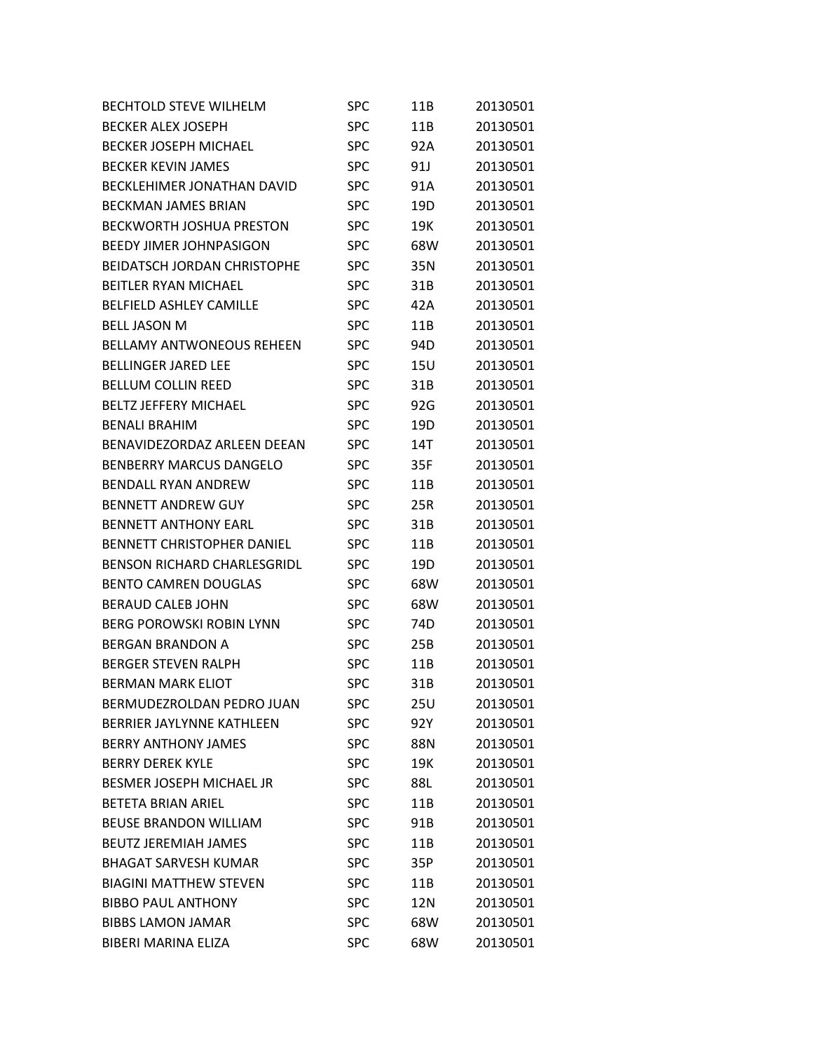| | | | |
|---|---|---|---|
| BECHTOLD STEVE WILHELM | SPC | 11B | 20130501 |
| BECKER ALEX JOSEPH | SPC | 11B | 20130501 |
| BECKER JOSEPH MICHAEL | SPC | 92A | 20130501 |
| BECKER KEVIN JAMES | SPC | 91J | 20130501 |
| BECKLEHIMER JONATHAN DAVID | SPC | 91A | 20130501 |
| BECKMAN JAMES BRIAN | SPC | 19D | 20130501 |
| BECKWORTH JOSHUA PRESTON | SPC | 19K | 20130501 |
| BEEDY JIMER JOHNPASIGON | SPC | 68W | 20130501 |
| BEIDATSCH JORDAN CHRISTOPHE | SPC | 35N | 20130501 |
| BEITLER RYAN MICHAEL | SPC | 31B | 20130501 |
| BELFIELD ASHLEY CAMILLE | SPC | 42A | 20130501 |
| BELL JASON M | SPC | 11B | 20130501 |
| BELLAMY ANTWONEOUS REHEEN | SPC | 94D | 20130501 |
| BELLINGER JARED LEE | SPC | 15U | 20130501 |
| BELLUM COLLIN REED | SPC | 31B | 20130501 |
| BELTZ JEFFERY MICHAEL | SPC | 92G | 20130501 |
| BENALI BRAHIM | SPC | 19D | 20130501 |
| BENAVIDEZORDAZ ARLEEN DEEAN | SPC | 14T | 20130501 |
| BENBERRY MARCUS DANGELO | SPC | 35F | 20130501 |
| BENDALL RYAN ANDREW | SPC | 11B | 20130501 |
| BENNETT ANDREW GUY | SPC | 25R | 20130501 |
| BENNETT ANTHONY EARL | SPC | 31B | 20130501 |
| BENNETT CHRISTOPHER DANIEL | SPC | 11B | 20130501 |
| BENSON RICHARD CHARLESGRIDL | SPC | 19D | 20130501 |
| BENTO CAMREN DOUGLAS | SPC | 68W | 20130501 |
| BERAUD CALEB JOHN | SPC | 68W | 20130501 |
| BERG POROWSKI ROBIN LYNN | SPC | 74D | 20130501 |
| BERGAN BRANDON A | SPC | 25B | 20130501 |
| BERGER STEVEN RALPH | SPC | 11B | 20130501 |
| BERMAN MARK ELIOT | SPC | 31B | 20130501 |
| BERMUDEZROLDAN PEDRO JUAN | SPC | 25U | 20130501 |
| BERRIER JAYLYNNE KATHLEEN | SPC | 92Y | 20130501 |
| BERRY ANTHONY JAMES | SPC | 88N | 20130501 |
| BERRY DEREK KYLE | SPC | 19K | 20130501 |
| BESMER JOSEPH MICHAEL JR | SPC | 88L | 20130501 |
| BETETA BRIAN ARIEL | SPC | 11B | 20130501 |
| BEUSE BRANDON WILLIAM | SPC | 91B | 20130501 |
| BEUTZ JEREMIAH JAMES | SPC | 11B | 20130501 |
| BHAGAT SARVESH KUMAR | SPC | 35P | 20130501 |
| BIAGINI MATTHEW STEVEN | SPC | 11B | 20130501 |
| BIBBO PAUL ANTHONY | SPC | 12N | 20130501 |
| BIBBS LAMON JAMAR | SPC | 68W | 20130501 |
| BIBERI MARINA ELIZA | SPC | 68W | 20130501 |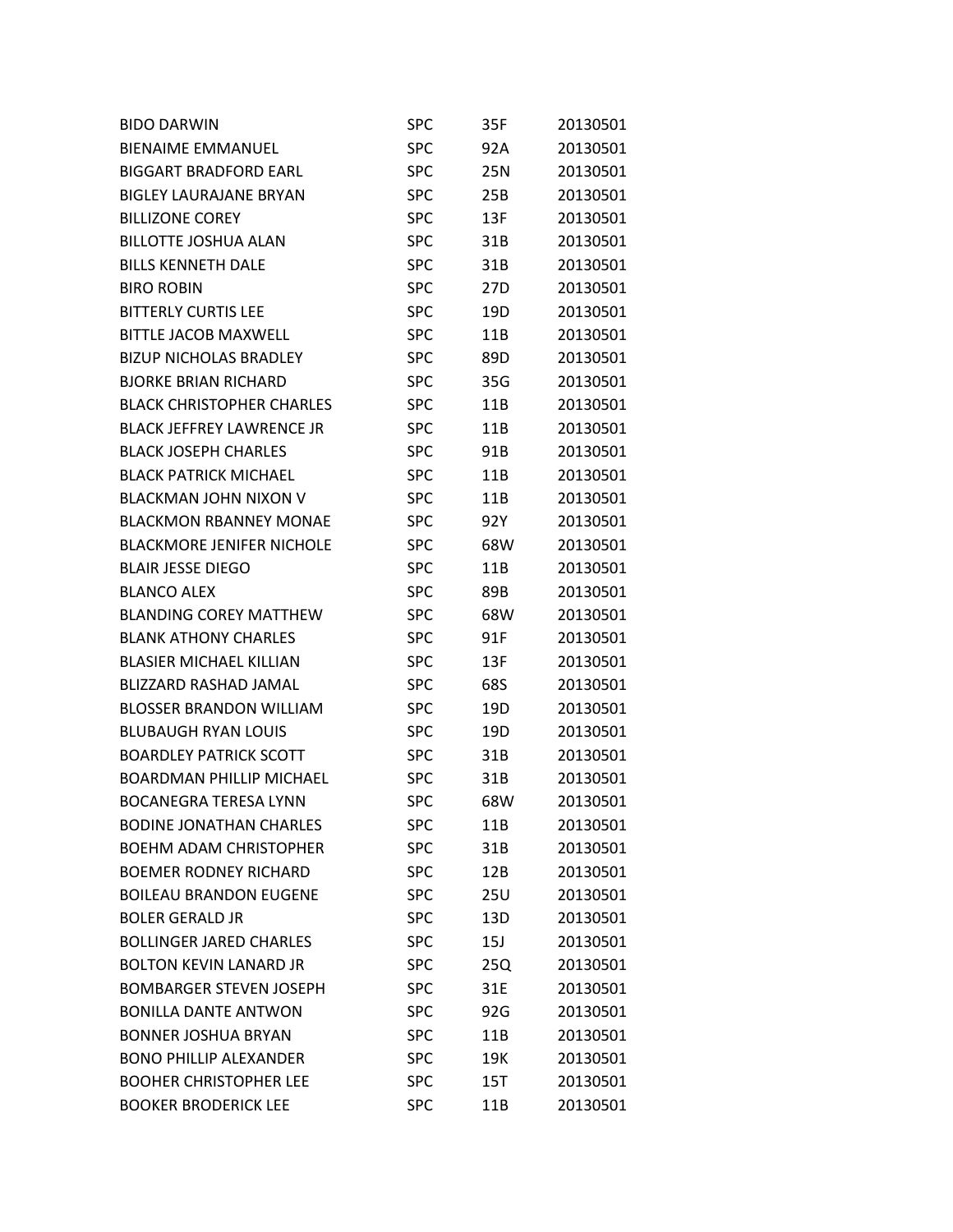| | | | |
|---|---|---|---|
| BIDO DARWIN | SPC | 35F | 20130501 |
| BIENAIME EMMANUEL | SPC | 92A | 20130501 |
| BIGGART BRADFORD EARL | SPC | 25N | 20130501 |
| BIGLEY LAURAJANE BRYAN | SPC | 25B | 20130501 |
| BILLIZONE COREY | SPC | 13F | 20130501 |
| BILLOTTE JOSHUA ALAN | SPC | 31B | 20130501 |
| BILLS KENNETH DALE | SPC | 31B | 20130501 |
| BIRO ROBIN | SPC | 27D | 20130501 |
| BITTERLY CURTIS LEE | SPC | 19D | 20130501 |
| BITTLE JACOB MAXWELL | SPC | 11B | 20130501 |
| BIZUP NICHOLAS BRADLEY | SPC | 89D | 20130501 |
| BJORKE BRIAN RICHARD | SPC | 35G | 20130501 |
| BLACK CHRISTOPHER CHARLES | SPC | 11B | 20130501 |
| BLACK JEFFREY LAWRENCE JR | SPC | 11B | 20130501 |
| BLACK JOSEPH CHARLES | SPC | 91B | 20130501 |
| BLACK PATRICK MICHAEL | SPC | 11B | 20130501 |
| BLACKMAN JOHN NIXON V | SPC | 11B | 20130501 |
| BLACKMON RBANNEY MONAE | SPC | 92Y | 20130501 |
| BLACKMORE JENIFER NICHOLE | SPC | 68W | 20130501 |
| BLAIR JESSE DIEGO | SPC | 11B | 20130501 |
| BLANCO ALEX | SPC | 89B | 20130501 |
| BLANDING COREY MATTHEW | SPC | 68W | 20130501 |
| BLANK ATHONY CHARLES | SPC | 91F | 20130501 |
| BLASIER MICHAEL KILLIAN | SPC | 13F | 20130501 |
| BLIZZARD RASHAD JAMAL | SPC | 68S | 20130501 |
| BLOSSER BRANDON WILLIAM | SPC | 19D | 20130501 |
| BLUBAUGH RYAN LOUIS | SPC | 19D | 20130501 |
| BOARDLEY PATRICK SCOTT | SPC | 31B | 20130501 |
| BOARDMAN PHILLIP MICHAEL | SPC | 31B | 20130501 |
| BOCANEGRA TERESA LYNN | SPC | 68W | 20130501 |
| BODINE JONATHAN CHARLES | SPC | 11B | 20130501 |
| BOEHM ADAM CHRISTOPHER | SPC | 31B | 20130501 |
| BOEMER RODNEY RICHARD | SPC | 12B | 20130501 |
| BOILEAU BRANDON EUGENE | SPC | 25U | 20130501 |
| BOLER GERALD JR | SPC | 13D | 20130501 |
| BOLLINGER JARED CHARLES | SPC | 15J | 20130501 |
| BOLTON KEVIN LANARD JR | SPC | 25Q | 20130501 |
| BOMBARGER STEVEN JOSEPH | SPC | 31E | 20130501 |
| BONILLA DANTE ANTWON | SPC | 92G | 20130501 |
| BONNER JOSHUA BRYAN | SPC | 11B | 20130501 |
| BONO PHILLIP ALEXANDER | SPC | 19K | 20130501 |
| BOOHER CHRISTOPHER LEE | SPC | 15T | 20130501 |
| BOOKER BRODERICK LEE | SPC | 11B | 20130501 |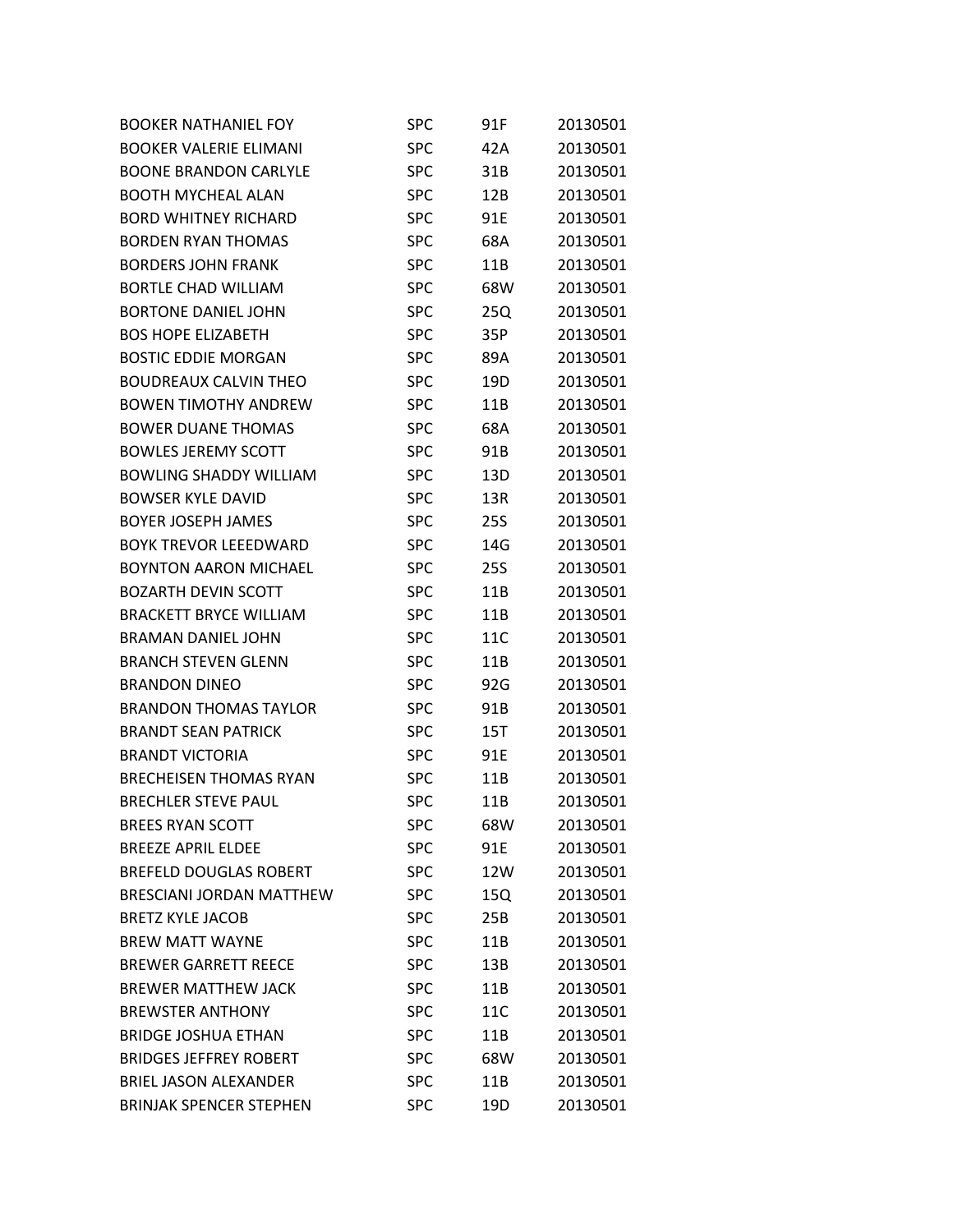| | | | |
|---|---|---|---|
| BOOKER NATHANIEL FOY | SPC | 91F | 20130501 |
| BOOKER VALERIE ELIMANI | SPC | 42A | 20130501 |
| BOONE BRANDON CARLYLE | SPC | 31B | 20130501 |
| BOOTH MYCHEAL ALAN | SPC | 12B | 20130501 |
| BORD WHITNEY RICHARD | SPC | 91E | 20130501 |
| BORDEN RYAN THOMAS | SPC | 68A | 20130501 |
| BORDERS JOHN FRANK | SPC | 11B | 20130501 |
| BORTLE CHAD WILLIAM | SPC | 68W | 20130501 |
| BORTONE DANIEL JOHN | SPC | 25Q | 20130501 |
| BOS HOPE ELIZABETH | SPC | 35P | 20130501 |
| BOSTIC EDDIE MORGAN | SPC | 89A | 20130501 |
| BOUDREAUX CALVIN THEO | SPC | 19D | 20130501 |
| BOWEN TIMOTHY ANDREW | SPC | 11B | 20130501 |
| BOWER DUANE THOMAS | SPC | 68A | 20130501 |
| BOWLES JEREMY SCOTT | SPC | 91B | 20130501 |
| BOWLING SHADDY WILLIAM | SPC | 13D | 20130501 |
| BOWSER KYLE DAVID | SPC | 13R | 20130501 |
| BOYER JOSEPH JAMES | SPC | 25S | 20130501 |
| BOYK TREVOR LEEEDWARD | SPC | 14G | 20130501 |
| BOYNTON AARON MICHAEL | SPC | 25S | 20130501 |
| BOZARTH DEVIN SCOTT | SPC | 11B | 20130501 |
| BRACKETT BRYCE WILLIAM | SPC | 11B | 20130501 |
| BRAMAN DANIEL JOHN | SPC | 11C | 20130501 |
| BRANCH STEVEN GLENN | SPC | 11B | 20130501 |
| BRANDON DINEO | SPC | 92G | 20130501 |
| BRANDON THOMAS TAYLOR | SPC | 91B | 20130501 |
| BRANDT SEAN PATRICK | SPC | 15T | 20130501 |
| BRANDT VICTORIA | SPC | 91E | 20130501 |
| BRECHEISEN THOMAS RYAN | SPC | 11B | 20130501 |
| BRECHLER STEVE PAUL | SPC | 11B | 20130501 |
| BREES RYAN SCOTT | SPC | 68W | 20130501 |
| BREEZE APRIL ELDEE | SPC | 91E | 20130501 |
| BREFELD DOUGLAS ROBERT | SPC | 12W | 20130501 |
| BRESCIANI JORDAN MATTHEW | SPC | 15Q | 20130501 |
| BRETZ KYLE JACOB | SPC | 25B | 20130501 |
| BREW MATT WAYNE | SPC | 11B | 20130501 |
| BREWER GARRETT REECE | SPC | 13B | 20130501 |
| BREWER MATTHEW JACK | SPC | 11B | 20130501 |
| BREWSTER ANTHONY | SPC | 11C | 20130501 |
| BRIDGE JOSHUA ETHAN | SPC | 11B | 20130501 |
| BRIDGES JEFFREY ROBERT | SPC | 68W | 20130501 |
| BRIEL JASON ALEXANDER | SPC | 11B | 20130501 |
| BRINJAK SPENCER STEPHEN | SPC | 19D | 20130501 |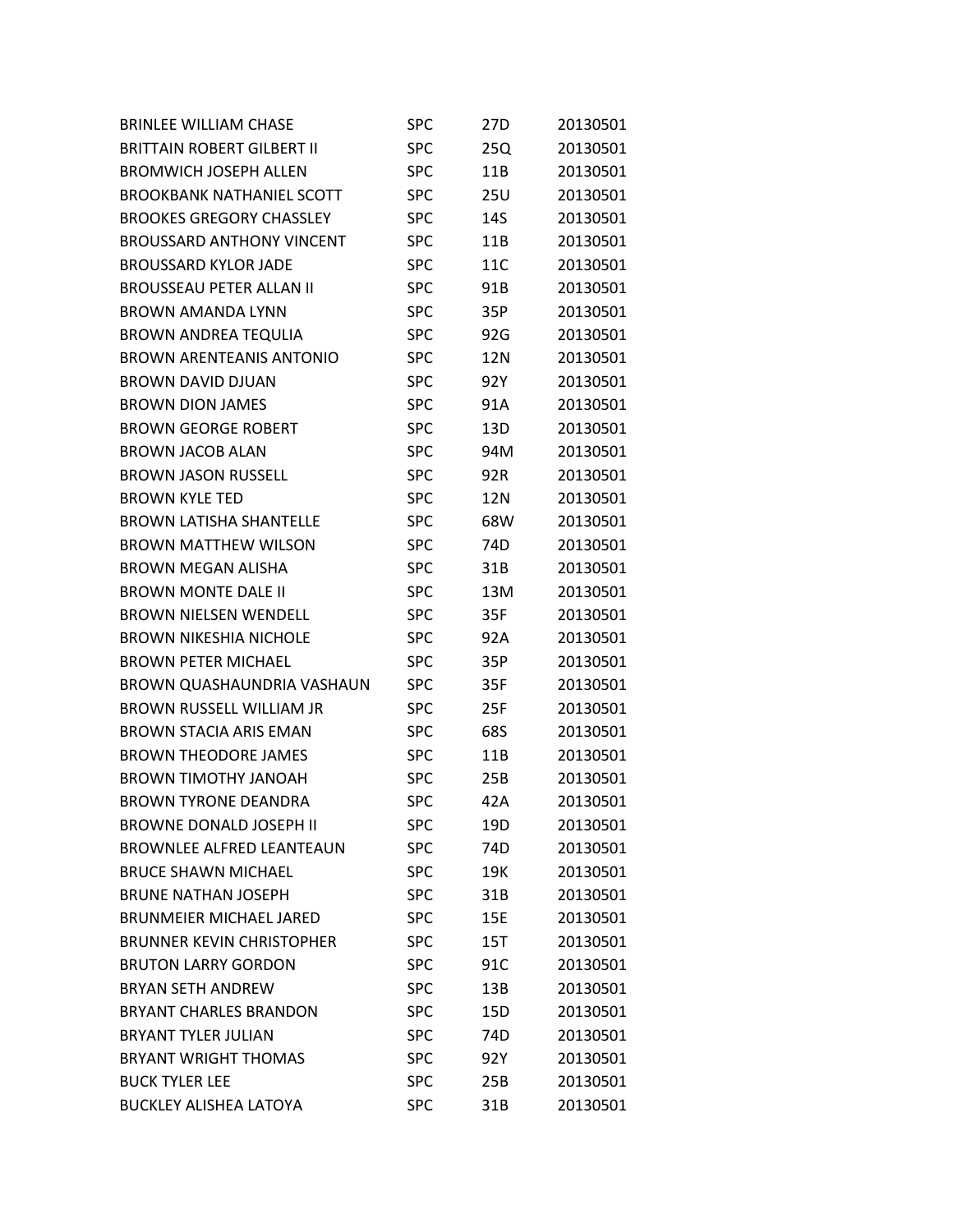| | | | |
|---|---|---|---|
| BRINLEE WILLIAM CHASE | SPC | 27D | 20130501 |
| BRITTAIN ROBERT GILBERT II | SPC | 25Q | 20130501 |
| BROMWICH JOSEPH ALLEN | SPC | 11B | 20130501 |
| BROOKBANK NATHANIEL SCOTT | SPC | 25U | 20130501 |
| BROOKES GREGORY CHASSLEY | SPC | 14S | 20130501 |
| BROUSSARD ANTHONY VINCENT | SPC | 11B | 20130501 |
| BROUSSARD KYLOR JADE | SPC | 11C | 20130501 |
| BROUSSEAU PETER ALLAN II | SPC | 91B | 20130501 |
| BROWN AMANDA LYNN | SPC | 35P | 20130501 |
| BROWN ANDREA TEQULIA | SPC | 92G | 20130501 |
| BROWN ARENTEANIS ANTONIO | SPC | 12N | 20130501 |
| BROWN DAVID DJUAN | SPC | 92Y | 20130501 |
| BROWN DION JAMES | SPC | 91A | 20130501 |
| BROWN GEORGE ROBERT | SPC | 13D | 20130501 |
| BROWN JACOB ALAN | SPC | 94M | 20130501 |
| BROWN JASON RUSSELL | SPC | 92R | 20130501 |
| BROWN KYLE TED | SPC | 12N | 20130501 |
| BROWN LATISHA SHANTELLE | SPC | 68W | 20130501 |
| BROWN MATTHEW WILSON | SPC | 74D | 20130501 |
| BROWN MEGAN ALISHA | SPC | 31B | 20130501 |
| BROWN MONTE DALE II | SPC | 13M | 20130501 |
| BROWN NIELSEN WENDELL | SPC | 35F | 20130501 |
| BROWN NIKESHIA NICHOLE | SPC | 92A | 20130501 |
| BROWN PETER MICHAEL | SPC | 35P | 20130501 |
| BROWN QUASHAUNDRIA VASHAUN | SPC | 35F | 20130501 |
| BROWN RUSSELL WILLIAM JR | SPC | 25F | 20130501 |
| BROWN STACIA ARIS EMAN | SPC | 68S | 20130501 |
| BROWN THEODORE JAMES | SPC | 11B | 20130501 |
| BROWN TIMOTHY JANOAH | SPC | 25B | 20130501 |
| BROWN TYRONE DEANDRA | SPC | 42A | 20130501 |
| BROWNE DONALD JOSEPH II | SPC | 19D | 20130501 |
| BROWNLEE ALFRED LEANTEAUN | SPC | 74D | 20130501 |
| BRUCE SHAWN MICHAEL | SPC | 19K | 20130501 |
| BRUNE NATHAN JOSEPH | SPC | 31B | 20130501 |
| BRUNMEIER MICHAEL JARED | SPC | 15E | 20130501 |
| BRUNNER KEVIN CHRISTOPHER | SPC | 15T | 20130501 |
| BRUTON LARRY GORDON | SPC | 91C | 20130501 |
| BRYAN SETH ANDREW | SPC | 13B | 20130501 |
| BRYANT CHARLES BRANDON | SPC | 15D | 20130501 |
| BRYANT TYLER JULIAN | SPC | 74D | 20130501 |
| BRYANT WRIGHT THOMAS | SPC | 92Y | 20130501 |
| BUCK TYLER LEE | SPC | 25B | 20130501 |
| BUCKLEY ALISHEA LATOYA | SPC | 31B | 20130501 |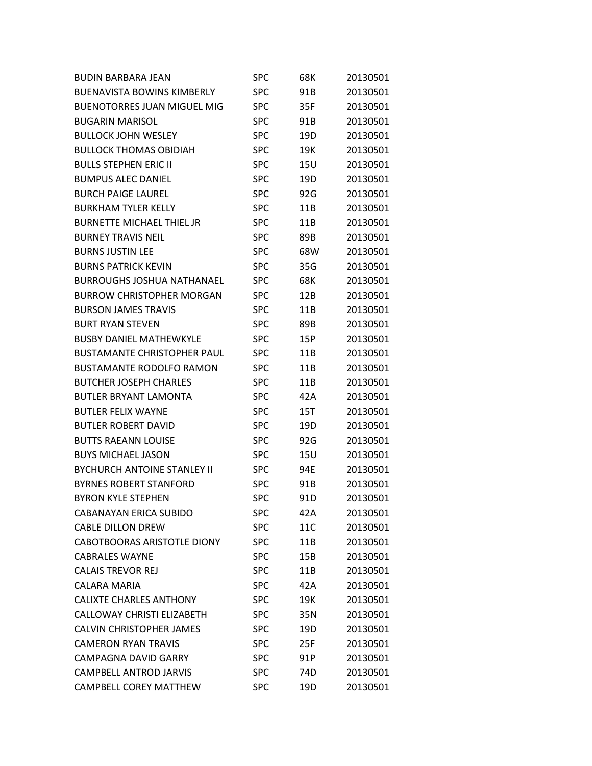| | | | |
|---|---|---|---|
| BUDIN BARBARA JEAN | SPC | 68K | 20130501 |
| BUENAVISTA BOWINS KIMBERLY | SPC | 91B | 20130501 |
| BUENOTORRES JUAN MIGUEL MIG | SPC | 35F | 20130501 |
| BUGARIN MARISOL | SPC | 91B | 20130501 |
| BULLOCK JOHN WESLEY | SPC | 19D | 20130501 |
| BULLOCK THOMAS OBIDIAH | SPC | 19K | 20130501 |
| BULLS STEPHEN ERIC II | SPC | 15U | 20130501 |
| BUMPUS ALEC DANIEL | SPC | 19D | 20130501 |
| BURCH PAIGE LAUREL | SPC | 92G | 20130501 |
| BURKHAM TYLER KELLY | SPC | 11B | 20130501 |
| BURNETTE MICHAEL THIEL JR | SPC | 11B | 20130501 |
| BURNEY TRAVIS NEIL | SPC | 89B | 20130501 |
| BURNS JUSTIN LEE | SPC | 68W | 20130501 |
| BURNS PATRICK KEVIN | SPC | 35G | 20130501 |
| BURROUGHS JOSHUA NATHANAEL | SPC | 68K | 20130501 |
| BURROW CHRISTOPHER MORGAN | SPC | 12B | 20130501 |
| BURSON JAMES TRAVIS | SPC | 11B | 20130501 |
| BURT RYAN STEVEN | SPC | 89B | 20130501 |
| BUSBY DANIEL MATHEWKYLE | SPC | 15P | 20130501 |
| BUSTAMANTE CHRISTOPHER PAUL | SPC | 11B | 20130501 |
| BUSTAMANTE RODOLFO RAMON | SPC | 11B | 20130501 |
| BUTCHER JOSEPH CHARLES | SPC | 11B | 20130501 |
| BUTLER BRYANT LAMONTA | SPC | 42A | 20130501 |
| BUTLER FELIX WAYNE | SPC | 15T | 20130501 |
| BUTLER ROBERT DAVID | SPC | 19D | 20130501 |
| BUTTS RAEANN LOUISE | SPC | 92G | 20130501 |
| BUYS MICHAEL JASON | SPC | 15U | 20130501 |
| BYCHURCH ANTOINE STANLEY II | SPC | 94E | 20130501 |
| BYRNES ROBERT STANFORD | SPC | 91B | 20130501 |
| BYRON KYLE STEPHEN | SPC | 91D | 20130501 |
| CABANAYAN ERICA SUBIDO | SPC | 42A | 20130501 |
| CABLE DILLON DREW | SPC | 11C | 20130501 |
| CABOTBOORAS ARISTOTLE DIONY | SPC | 11B | 20130501 |
| CABRALES WAYNE | SPC | 15B | 20130501 |
| CALAIS TREVOR REJ | SPC | 11B | 20130501 |
| CALARA MARIA | SPC | 42A | 20130501 |
| CALIXTE CHARLES ANTHONY | SPC | 19K | 20130501 |
| CALLOWAY CHRISTI ELIZABETH | SPC | 35N | 20130501 |
| CALVIN CHRISTOPHER JAMES | SPC | 19D | 20130501 |
| CAMERON RYAN TRAVIS | SPC | 25F | 20130501 |
| CAMPAGNA DAVID GARRY | SPC | 91P | 20130501 |
| CAMPBELL ANTROD JARVIS | SPC | 74D | 20130501 |
| CAMPBELL COREY MATTHEW | SPC | 19D | 20130501 |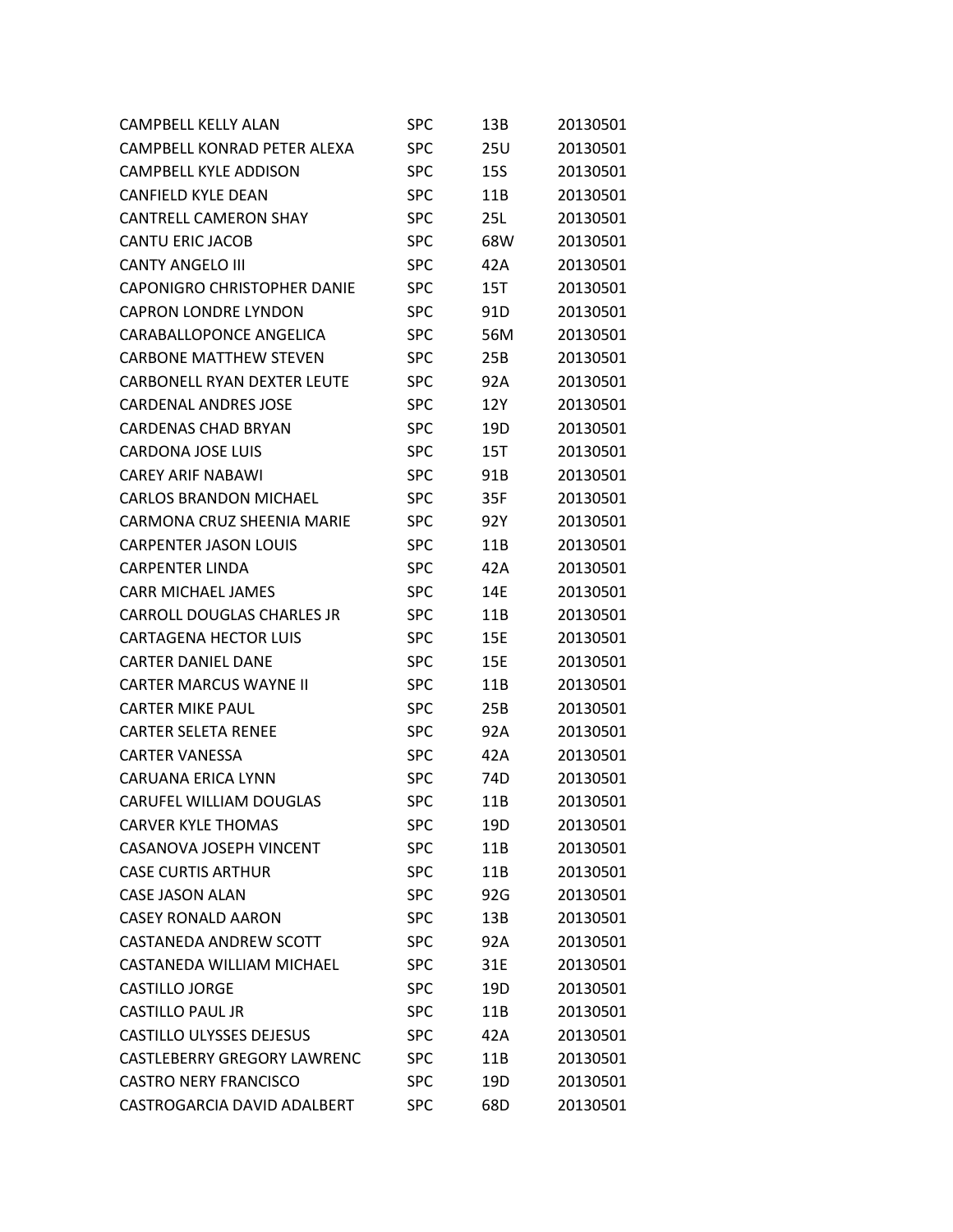| | | | |
|---|---|---|---|
| CAMPBELL KELLY ALAN | SPC | 13B | 20130501 |
| CAMPBELL KONRAD PETER ALEXA | SPC | 25U | 20130501 |
| CAMPBELL KYLE ADDISON | SPC | 15S | 20130501 |
| CANFIELD KYLE DEAN | SPC | 11B | 20130501 |
| CANTRELL CAMERON SHAY | SPC | 25L | 20130501 |
| CANTU ERIC JACOB | SPC | 68W | 20130501 |
| CANTY ANGELO III | SPC | 42A | 20130501 |
| CAPONIGRO CHRISTOPHER DANIE | SPC | 15T | 20130501 |
| CAPRON LONDRE LYNDON | SPC | 91D | 20130501 |
| CARABALLOPONCE ANGELICA | SPC | 56M | 20130501 |
| CARBONE MATTHEW STEVEN | SPC | 25B | 20130501 |
| CARBONELL RYAN DEXTER LEUTE | SPC | 92A | 20130501 |
| CARDENAL ANDRES JOSE | SPC | 12Y | 20130501 |
| CARDENAS CHAD BRYAN | SPC | 19D | 20130501 |
| CARDONA JOSE LUIS | SPC | 15T | 20130501 |
| CAREY ARIF NABAWI | SPC | 91B | 20130501 |
| CARLOS BRANDON MICHAEL | SPC | 35F | 20130501 |
| CARMONA CRUZ SHEENIA MARIE | SPC | 92Y | 20130501 |
| CARPENTER JASON LOUIS | SPC | 11B | 20130501 |
| CARPENTER LINDA | SPC | 42A | 20130501 |
| CARR MICHAEL JAMES | SPC | 14E | 20130501 |
| CARROLL DOUGLAS CHARLES JR | SPC | 11B | 20130501 |
| CARTAGENA HECTOR LUIS | SPC | 15E | 20130501 |
| CARTER DANIEL DANE | SPC | 15E | 20130501 |
| CARTER MARCUS WAYNE II | SPC | 11B | 20130501 |
| CARTER MIKE PAUL | SPC | 25B | 20130501 |
| CARTER SELETA RENEE | SPC | 92A | 20130501 |
| CARTER VANESSA | SPC | 42A | 20130501 |
| CARUANA ERICA LYNN | SPC | 74D | 20130501 |
| CARUFEL WILLIAM DOUGLAS | SPC | 11B | 20130501 |
| CARVER KYLE THOMAS | SPC | 19D | 20130501 |
| CASANOVA JOSEPH VINCENT | SPC | 11B | 20130501 |
| CASE CURTIS ARTHUR | SPC | 11B | 20130501 |
| CASE JASON ALAN | SPC | 92G | 20130501 |
| CASEY RONALD AARON | SPC | 13B | 20130501 |
| CASTANEDA ANDREW SCOTT | SPC | 92A | 20130501 |
| CASTANEDA WILLIAM MICHAEL | SPC | 31E | 20130501 |
| CASTILLO JORGE | SPC | 19D | 20130501 |
| CASTILLO PAUL JR | SPC | 11B | 20130501 |
| CASTILLO ULYSSES DEJESUS | SPC | 42A | 20130501 |
| CASTLEBERRY GREGORY LAWRENC | SPC | 11B | 20130501 |
| CASTRO NERY FRANCISCO | SPC | 19D | 20130501 |
| CASTROGARCIA DAVID ADALBERT | SPC | 68D | 20130501 |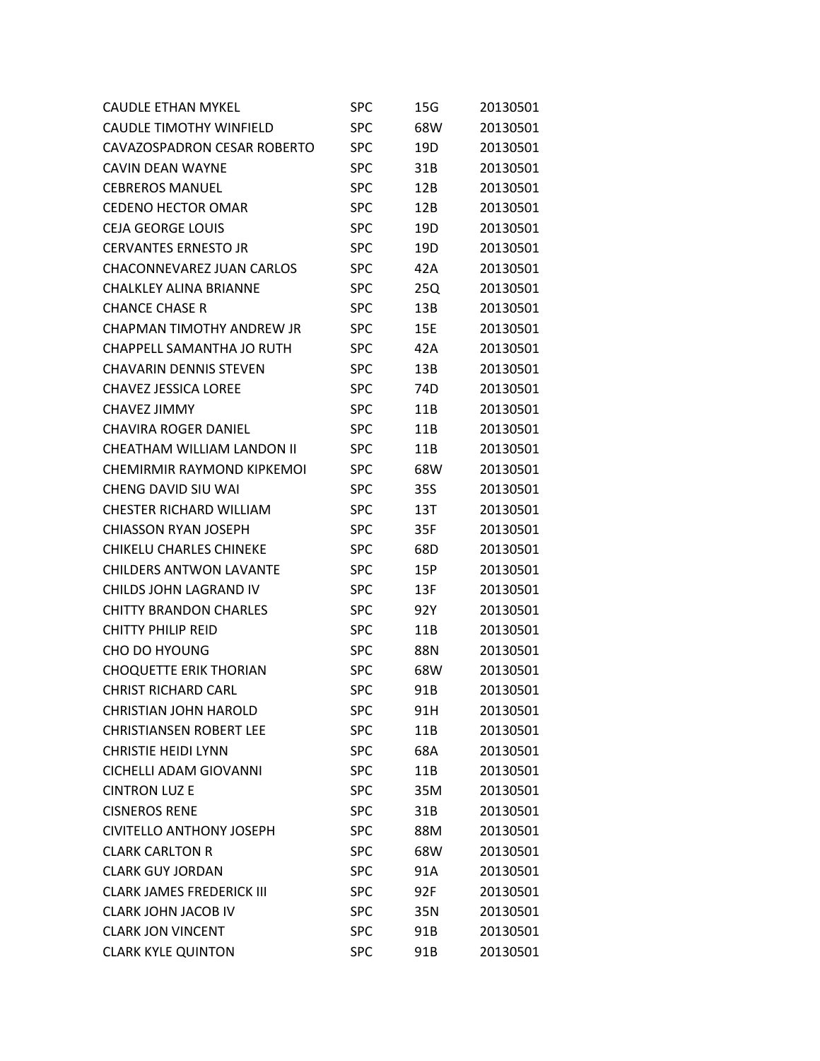| | | | |
|---|---|---|---|
| CAUDLE ETHAN MYKEL | SPC | 15G | 20130501 |
| CAUDLE TIMOTHY WINFIELD | SPC | 68W | 20130501 |
| CAVAZOSPADRON CESAR ROBERTO | SPC | 19D | 20130501 |
| CAVIN DEAN WAYNE | SPC | 31B | 20130501 |
| CEBREROS MANUEL | SPC | 12B | 20130501 |
| CEDENO HECTOR OMAR | SPC | 12B | 20130501 |
| CEJA GEORGE LOUIS | SPC | 19D | 20130501 |
| CERVANTES ERNESTO JR | SPC | 19D | 20130501 |
| CHACONNEVAREZ JUAN CARLOS | SPC | 42A | 20130501 |
| CHALKLEY ALINA BRIANNE | SPC | 25Q | 20130501 |
| CHANCE CHASE R | SPC | 13B | 20130501 |
| CHAPMAN TIMOTHY ANDREW JR | SPC | 15E | 20130501 |
| CHAPPELL SAMANTHA JO RUTH | SPC | 42A | 20130501 |
| CHAVARIN DENNIS STEVEN | SPC | 13B | 20130501 |
| CHAVEZ JESSICA LOREE | SPC | 74D | 20130501 |
| CHAVEZ JIMMY | SPC | 11B | 20130501 |
| CHAVIRA ROGER DANIEL | SPC | 11B | 20130501 |
| CHEATHAM WILLIAM LANDON II | SPC | 11B | 20130501 |
| CHEMIRMIR RAYMOND KIPKEMOI | SPC | 68W | 20130501 |
| CHENG DAVID SIU WAI | SPC | 35S | 20130501 |
| CHESTER RICHARD WILLIAM | SPC | 13T | 20130501 |
| CHIASSON RYAN JOSEPH | SPC | 35F | 20130501 |
| CHIKELU CHARLES CHINEKE | SPC | 68D | 20130501 |
| CHILDERS ANTWON LAVANTE | SPC | 15P | 20130501 |
| CHILDS JOHN LAGRAND IV | SPC | 13F | 20130501 |
| CHITTY BRANDON CHARLES | SPC | 92Y | 20130501 |
| CHITTY PHILIP REID | SPC | 11B | 20130501 |
| CHO DO HYOUNG | SPC | 88N | 20130501 |
| CHOQUETTE ERIK THORIAN | SPC | 68W | 20130501 |
| CHRIST RICHARD CARL | SPC | 91B | 20130501 |
| CHRISTIAN JOHN HAROLD | SPC | 91H | 20130501 |
| CHRISTIANSEN ROBERT LEE | SPC | 11B | 20130501 |
| CHRISTIE HEIDI LYNN | SPC | 68A | 20130501 |
| CICHELLI ADAM GIOVANNI | SPC | 11B | 20130501 |
| CINTRON LUZ E | SPC | 35M | 20130501 |
| CISNEROS RENE | SPC | 31B | 20130501 |
| CIVITELLO ANTHONY JOSEPH | SPC | 88M | 20130501 |
| CLARK CARLTON R | SPC | 68W | 20130501 |
| CLARK GUY JORDAN | SPC | 91A | 20130501 |
| CLARK JAMES FREDERICK III | SPC | 92F | 20130501 |
| CLARK JOHN JACOB IV | SPC | 35N | 20130501 |
| CLARK JON VINCENT | SPC | 91B | 20130501 |
| CLARK KYLE QUINTON | SPC | 91B | 20130501 |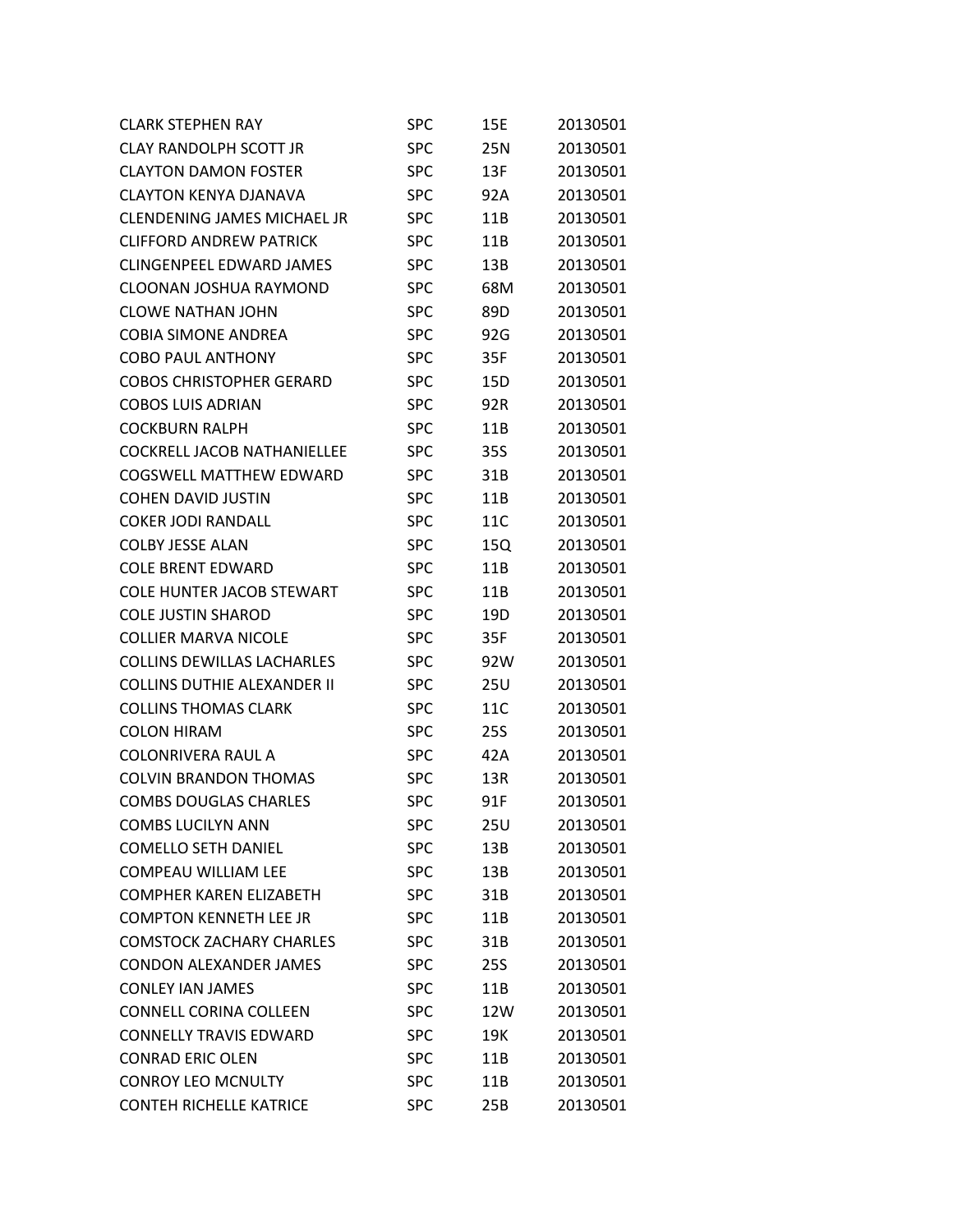| | | | |
|---|---|---|---|
| CLARK STEPHEN RAY | SPC | 15E | 20130501 |
| CLAY RANDOLPH SCOTT JR | SPC | 25N | 20130501 |
| CLAYTON DAMON FOSTER | SPC | 13F | 20130501 |
| CLAYTON KENYA DJANAVA | SPC | 92A | 20130501 |
| CLENDENING JAMES MICHAEL JR | SPC | 11B | 20130501 |
| CLIFFORD ANDREW PATRICK | SPC | 11B | 20130501 |
| CLINGENPEEL EDWARD JAMES | SPC | 13B | 20130501 |
| CLOONAN JOSHUA RAYMOND | SPC | 68M | 20130501 |
| CLOWE NATHAN JOHN | SPC | 89D | 20130501 |
| COBIA SIMONE ANDREA | SPC | 92G | 20130501 |
| COBO PAUL ANTHONY | SPC | 35F | 20130501 |
| COBOS CHRISTOPHER GERARD | SPC | 15D | 20130501 |
| COBOS LUIS ADRIAN | SPC | 92R | 20130501 |
| COCKBURN RALPH | SPC | 11B | 20130501 |
| COCKRELL JACOB NATHANIELLEE | SPC | 35S | 20130501 |
| COGSWELL MATTHEW EDWARD | SPC | 31B | 20130501 |
| COHEN DAVID JUSTIN | SPC | 11B | 20130501 |
| COKER JODI RANDALL | SPC | 11C | 20130501 |
| COLBY JESSE ALAN | SPC | 15Q | 20130501 |
| COLE BRENT EDWARD | SPC | 11B | 20130501 |
| COLE HUNTER JACOB STEWART | SPC | 11B | 20130501 |
| COLE JUSTIN SHAROD | SPC | 19D | 20130501 |
| COLLIER MARVA NICOLE | SPC | 35F | 20130501 |
| COLLINS DEWILLAS LACHARLES | SPC | 92W | 20130501 |
| COLLINS DUTHIE ALEXANDER II | SPC | 25U | 20130501 |
| COLLINS THOMAS CLARK | SPC | 11C | 20130501 |
| COLON HIRAM | SPC | 25S | 20130501 |
| COLONRIVERA RAUL A | SPC | 42A | 20130501 |
| COLVIN BRANDON THOMAS | SPC | 13R | 20130501 |
| COMBS DOUGLAS CHARLES | SPC | 91F | 20130501 |
| COMBS LUCILYN ANN | SPC | 25U | 20130501 |
| COMELLO SETH DANIEL | SPC | 13B | 20130501 |
| COMPEAU WILLIAM LEE | SPC | 13B | 20130501 |
| COMPHER KAREN ELIZABETH | SPC | 31B | 20130501 |
| COMPTON KENNETH LEE JR | SPC | 11B | 20130501 |
| COMSTOCK ZACHARY CHARLES | SPC | 31B | 20130501 |
| CONDON ALEXANDER JAMES | SPC | 25S | 20130501 |
| CONLEY IAN JAMES | SPC | 11B | 20130501 |
| CONNELL CORINA COLLEEN | SPC | 12W | 20130501 |
| CONNELLY TRAVIS EDWARD | SPC | 19K | 20130501 |
| CONRAD ERIC OLEN | SPC | 11B | 20130501 |
| CONROY LEO MCNULTY | SPC | 11B | 20130501 |
| CONTEH RICHELLE KATRICE | SPC | 25B | 20130501 |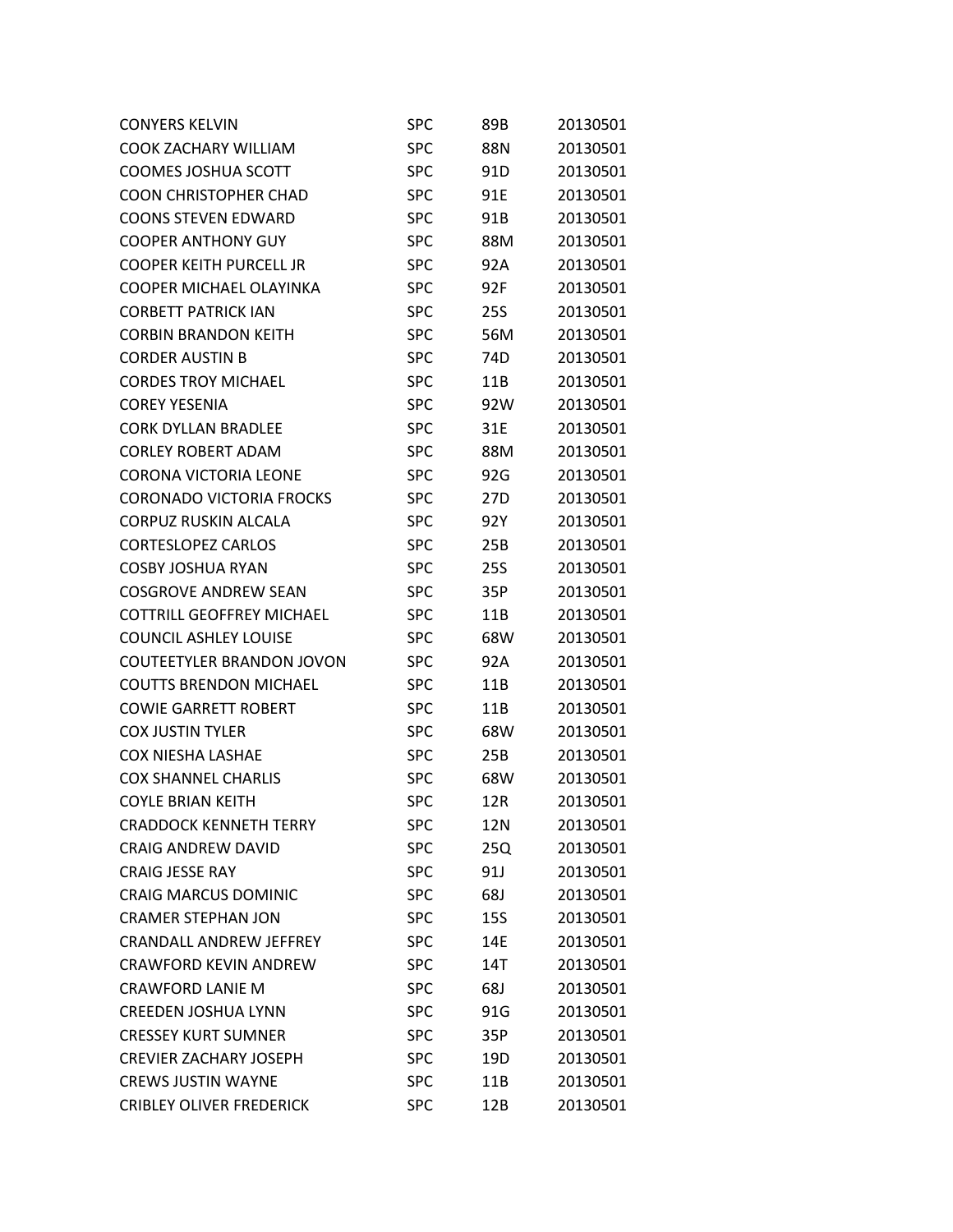| | | | |
|---|---|---|---|
| CONYERS KELVIN | SPC | 89B | 20130501 |
| COOK ZACHARY WILLIAM | SPC | 88N | 20130501 |
| COOMES JOSHUA SCOTT | SPC | 91D | 20130501 |
| COON CHRISTOPHER CHAD | SPC | 91E | 20130501 |
| COONS STEVEN EDWARD | SPC | 91B | 20130501 |
| COOPER ANTHONY GUY | SPC | 88M | 20130501 |
| COOPER KEITH PURCELL JR | SPC | 92A | 20130501 |
| COOPER MICHAEL OLAYINKA | SPC | 92F | 20130501 |
| CORBETT PATRICK IAN | SPC | 25S | 20130501 |
| CORBIN BRANDON KEITH | SPC | 56M | 20130501 |
| CORDER AUSTIN B | SPC | 74D | 20130501 |
| CORDES TROY MICHAEL | SPC | 11B | 20130501 |
| COREY YESENIA | SPC | 92W | 20130501 |
| CORK DYLLAN BRADLEE | SPC | 31E | 20130501 |
| CORLEY ROBERT ADAM | SPC | 88M | 20130501 |
| CORONA VICTORIA LEONE | SPC | 92G | 20130501 |
| CORONADO VICTORIA FROCKS | SPC | 27D | 20130501 |
| CORPUZ RUSKIN ALCALA | SPC | 92Y | 20130501 |
| CORTESLOPEZ CARLOS | SPC | 25B | 20130501 |
| COSBY JOSHUA RYAN | SPC | 25S | 20130501 |
| COSGROVE ANDREW SEAN | SPC | 35P | 20130501 |
| COTTRILL GEOFFREY MICHAEL | SPC | 11B | 20130501 |
| COUNCIL ASHLEY LOUISE | SPC | 68W | 20130501 |
| COUTEETYLER BRANDON JOVON | SPC | 92A | 20130501 |
| COUTTS BRENDON MICHAEL | SPC | 11B | 20130501 |
| COWIE GARRETT ROBERT | SPC | 11B | 20130501 |
| COX JUSTIN TYLER | SPC | 68W | 20130501 |
| COX NIESHA LASHAE | SPC | 25B | 20130501 |
| COX SHANNEL CHARLIS | SPC | 68W | 20130501 |
| COYLE BRIAN KEITH | SPC | 12R | 20130501 |
| CRADDOCK KENNETH TERRY | SPC | 12N | 20130501 |
| CRAIG ANDREW DAVID | SPC | 25Q | 20130501 |
| CRAIG JESSE RAY | SPC | 91J | 20130501 |
| CRAIG MARCUS DOMINIC | SPC | 68J | 20130501 |
| CRAMER STEPHAN JON | SPC | 15S | 20130501 |
| CRANDALL ANDREW JEFFREY | SPC | 14E | 20130501 |
| CRAWFORD KEVIN ANDREW | SPC | 14T | 20130501 |
| CRAWFORD LANIE M | SPC | 68J | 20130501 |
| CREEDEN JOSHUA LYNN | SPC | 91G | 20130501 |
| CRESSEY KURT SUMNER | SPC | 35P | 20130501 |
| CREVIER ZACHARY JOSEPH | SPC | 19D | 20130501 |
| CREWS JUSTIN WAYNE | SPC | 11B | 20130501 |
| CRIBLEY OLIVER FREDERICK | SPC | 12B | 20130501 |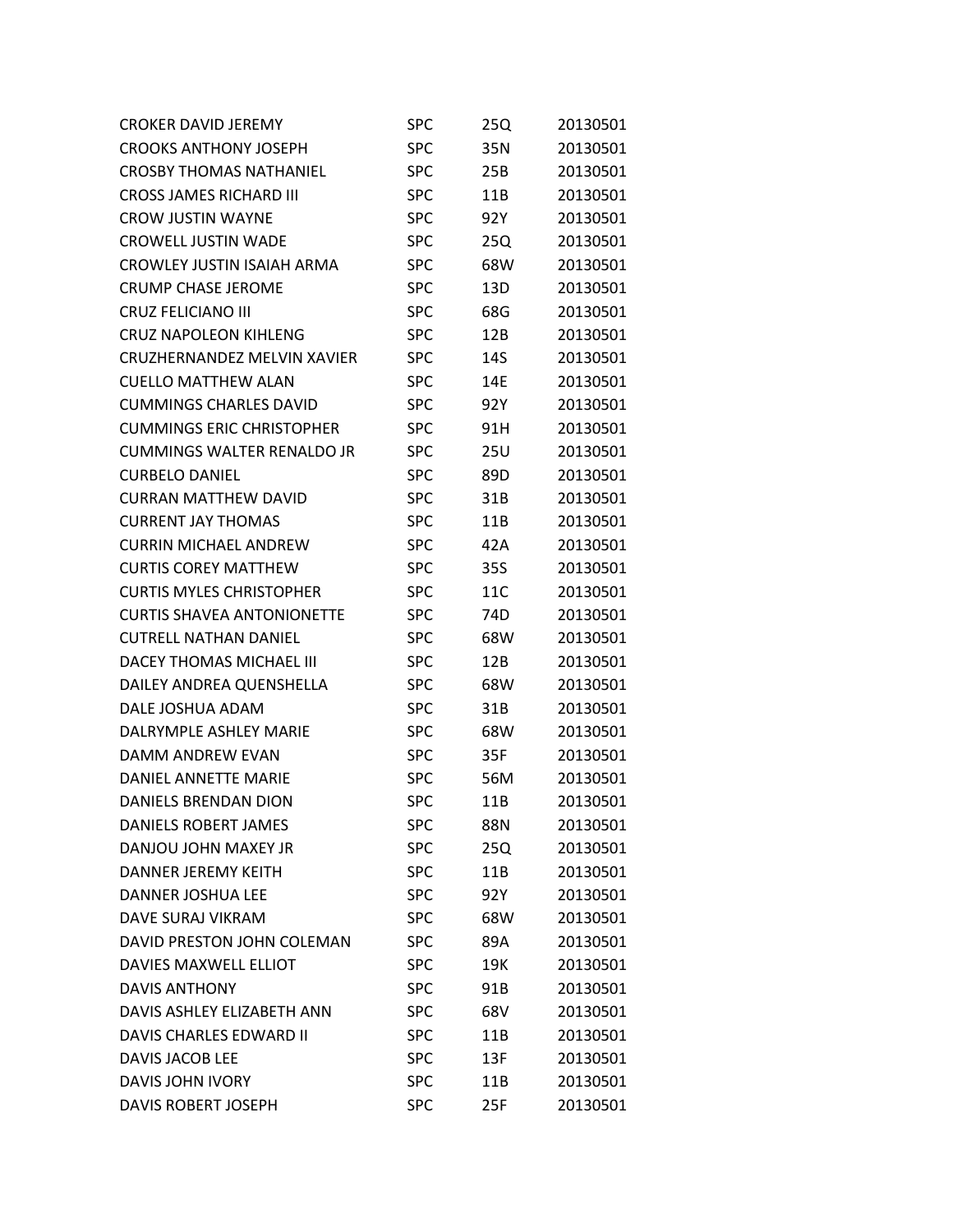| | | | |
|---|---|---|---|
| CROKER DAVID JEREMY | SPC | 25Q | 20130501 |
| CROOKS ANTHONY JOSEPH | SPC | 35N | 20130501 |
| CROSBY THOMAS NATHANIEL | SPC | 25B | 20130501 |
| CROSS JAMES RICHARD III | SPC | 11B | 20130501 |
| CROW JUSTIN WAYNE | SPC | 92Y | 20130501 |
| CROWELL JUSTIN WADE | SPC | 25Q | 20130501 |
| CROWLEY JUSTIN ISAIAH ARMA | SPC | 68W | 20130501 |
| CRUMP CHASE JEROME | SPC | 13D | 20130501 |
| CRUZ FELICIANO III | SPC | 68G | 20130501 |
| CRUZ NAPOLEON KIHLENG | SPC | 12B | 20130501 |
| CRUZHERNANDEZ MELVIN XAVIER | SPC | 14S | 20130501 |
| CUELLO MATTHEW ALAN | SPC | 14E | 20130501 |
| CUMMINGS CHARLES DAVID | SPC | 92Y | 20130501 |
| CUMMINGS ERIC CHRISTOPHER | SPC | 91H | 20130501 |
| CUMMINGS WALTER RENALDO JR | SPC | 25U | 20130501 |
| CURBELO DANIEL | SPC | 89D | 20130501 |
| CURRAN MATTHEW DAVID | SPC | 31B | 20130501 |
| CURRENT JAY THOMAS | SPC | 11B | 20130501 |
| CURRIN MICHAEL ANDREW | SPC | 42A | 20130501 |
| CURTIS COREY MATTHEW | SPC | 35S | 20130501 |
| CURTIS MYLES CHRISTOPHER | SPC | 11C | 20130501 |
| CURTIS SHAVEA ANTONIONETTE | SPC | 74D | 20130501 |
| CUTRELL NATHAN DANIEL | SPC | 68W | 20130501 |
| DACEY THOMAS MICHAEL III | SPC | 12B | 20130501 |
| DAILEY ANDREA QUENSHELLA | SPC | 68W | 20130501 |
| DALE JOSHUA ADAM | SPC | 31B | 20130501 |
| DALRYMPLE ASHLEY MARIE | SPC | 68W | 20130501 |
| DAMM ANDREW EVAN | SPC | 35F | 20130501 |
| DANIEL ANNETTE MARIE | SPC | 56M | 20130501 |
| DANIELS BRENDAN DION | SPC | 11B | 20130501 |
| DANIELS ROBERT JAMES | SPC | 88N | 20130501 |
| DANJOU JOHN MAXEY JR | SPC | 25Q | 20130501 |
| DANNER JEREMY KEITH | SPC | 11B | 20130501 |
| DANNER JOSHUA LEE | SPC | 92Y | 20130501 |
| DAVE SURAJ VIKRAM | SPC | 68W | 20130501 |
| DAVID PRESTON JOHN COLEMAN | SPC | 89A | 20130501 |
| DAVIES MAXWELL ELLIOT | SPC | 19K | 20130501 |
| DAVIS ANTHONY | SPC | 91B | 20130501 |
| DAVIS ASHLEY ELIZABETH ANN | SPC | 68V | 20130501 |
| DAVIS CHARLES EDWARD II | SPC | 11B | 20130501 |
| DAVIS JACOB LEE | SPC | 13F | 20130501 |
| DAVIS JOHN IVORY | SPC | 11B | 20130501 |
| DAVIS ROBERT JOSEPH | SPC | 25F | 20130501 |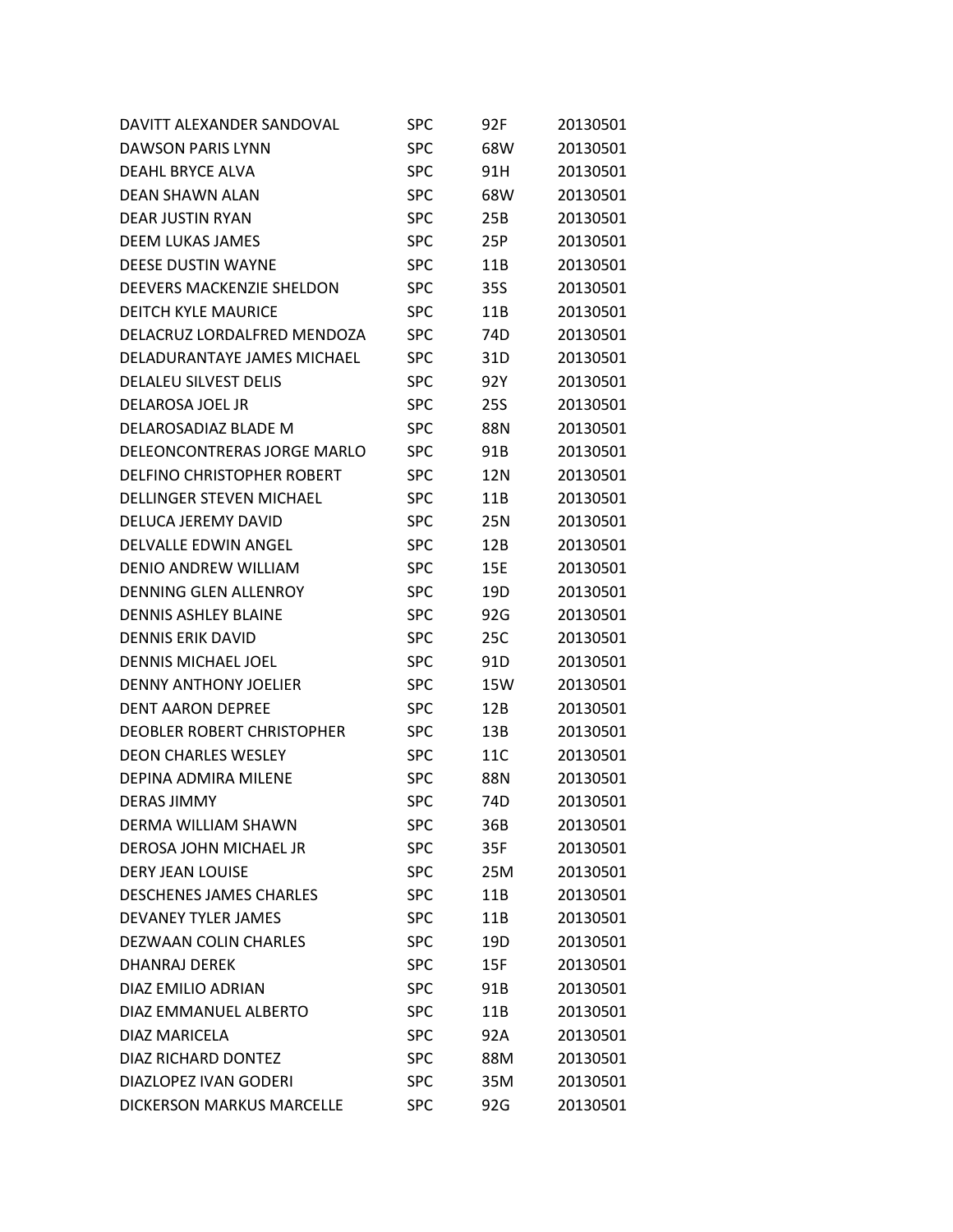| | | | |
|---|---|---|---|
| DAVITT ALEXANDER SANDOVAL | SPC | 92F | 20130501 |
| DAWSON PARIS LYNN | SPC | 68W | 20130501 |
| DEAHL BRYCE ALVA | SPC | 91H | 20130501 |
| DEAN SHAWN ALAN | SPC | 68W | 20130501 |
| DEAR JUSTIN RYAN | SPC | 25B | 20130501 |
| DEEM LUKAS JAMES | SPC | 25P | 20130501 |
| DEESE DUSTIN WAYNE | SPC | 11B | 20130501 |
| DEEVERS MACKENZIE SHELDON | SPC | 35S | 20130501 |
| DEITCH KYLE MAURICE | SPC | 11B | 20130501 |
| DELACRUZ LORDALFRED MENDOZA | SPC | 74D | 20130501 |
| DELADURANTAYE JAMES MICHAEL | SPC | 31D | 20130501 |
| DELALEU SILVEST DELIS | SPC | 92Y | 20130501 |
| DELAROSA JOEL JR | SPC | 25S | 20130501 |
| DELAROSADIAZ BLADE M | SPC | 88N | 20130501 |
| DELEONCONTRERAS JORGE MARLO | SPC | 91B | 20130501 |
| DELFINO CHRISTOPHER ROBERT | SPC | 12N | 20130501 |
| DELLINGER STEVEN MICHAEL | SPC | 11B | 20130501 |
| DELUCA JEREMY DAVID | SPC | 25N | 20130501 |
| DELVALLE EDWIN ANGEL | SPC | 12B | 20130501 |
| DENIO ANDREW WILLIAM | SPC | 15E | 20130501 |
| DENNING GLEN ALLENROY | SPC | 19D | 20130501 |
| DENNIS ASHLEY BLAINE | SPC | 92G | 20130501 |
| DENNIS ERIK DAVID | SPC | 25C | 20130501 |
| DENNIS MICHAEL JOEL | SPC | 91D | 20130501 |
| DENNY ANTHONY JOELIER | SPC | 15W | 20130501 |
| DENT AARON DEPREE | SPC | 12B | 20130501 |
| DEOBLER ROBERT CHRISTOPHER | SPC | 13B | 20130501 |
| DEON CHARLES WESLEY | SPC | 11C | 20130501 |
| DEPINA ADMIRA MILENE | SPC | 88N | 20130501 |
| DERAS JIMMY | SPC | 74D | 20130501 |
| DERMA WILLIAM SHAWN | SPC | 36B | 20130501 |
| DEROSA JOHN MICHAEL JR | SPC | 35F | 20130501 |
| DERY JEAN LOUISE | SPC | 25M | 20130501 |
| DESCHENES JAMES CHARLES | SPC | 11B | 20130501 |
| DEVANEY TYLER JAMES | SPC | 11B | 20130501 |
| DEZWAAN COLIN CHARLES | SPC | 19D | 20130501 |
| DHANRAJ DEREK | SPC | 15F | 20130501 |
| DIAZ EMILIO ADRIAN | SPC | 91B | 20130501 |
| DIAZ EMMANUEL ALBERTO | SPC | 11B | 20130501 |
| DIAZ MARICELA | SPC | 92A | 20130501 |
| DIAZ RICHARD DONTEZ | SPC | 88M | 20130501 |
| DIAZLOPEZ IVAN GODERI | SPC | 35M | 20130501 |
| DICKERSON MARKUS MARCELLE | SPC | 92G | 20130501 |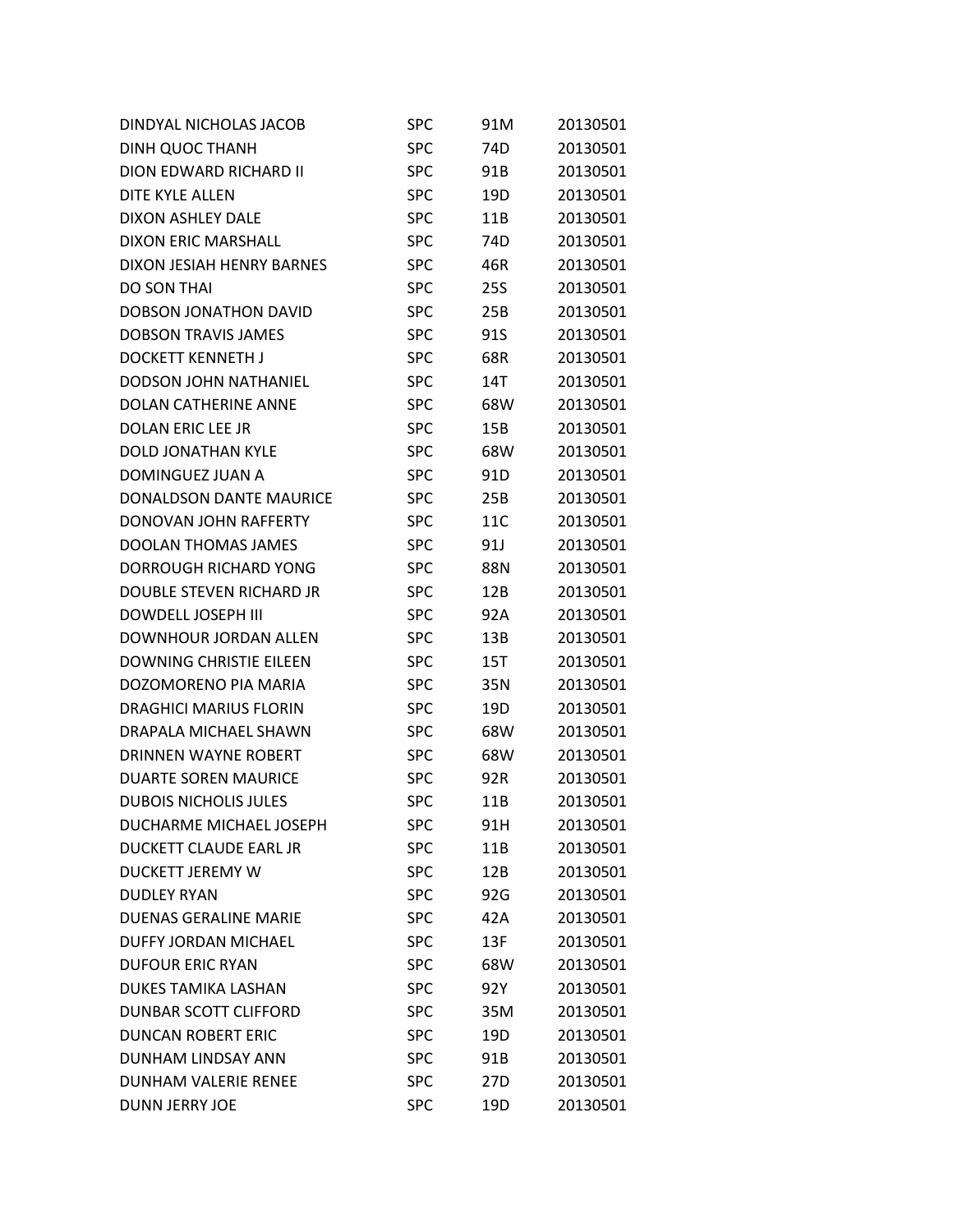| | | | |
|---|---|---|---|
| DINDYAL NICHOLAS JACOB | SPC | 91M | 20130501 |
| DINH QUOC THANH | SPC | 74D | 20130501 |
| DION EDWARD RICHARD II | SPC | 91B | 20130501 |
| DITE KYLE ALLEN | SPC | 19D | 20130501 |
| DIXON ASHLEY DALE | SPC | 11B | 20130501 |
| DIXON ERIC MARSHALL | SPC | 74D | 20130501 |
| DIXON JESIAH HENRY BARNES | SPC | 46R | 20130501 |
| DO SON THAI | SPC | 25S | 20130501 |
| DOBSON JONATHON DAVID | SPC | 25B | 20130501 |
| DOBSON TRAVIS JAMES | SPC | 91S | 20130501 |
| DOCKETT KENNETH J | SPC | 68R | 20130501 |
| DODSON JOHN NATHANIEL | SPC | 14T | 20130501 |
| DOLAN CATHERINE ANNE | SPC | 68W | 20130501 |
| DOLAN ERIC LEE JR | SPC | 15B | 20130501 |
| DOLD JONATHAN KYLE | SPC | 68W | 20130501 |
| DOMINGUEZ JUAN A | SPC | 91D | 20130501 |
| DONALDSON DANTE MAURICE | SPC | 25B | 20130501 |
| DONOVAN JOHN RAFFERTY | SPC | 11C | 20130501 |
| DOOLAN THOMAS JAMES | SPC | 91J | 20130501 |
| DORROUGH RICHARD YONG | SPC | 88N | 20130501 |
| DOUBLE STEVEN RICHARD JR | SPC | 12B | 20130501 |
| DOWDELL JOSEPH III | SPC | 92A | 20130501 |
| DOWNHOUR JORDAN ALLEN | SPC | 13B | 20130501 |
| DOWNING CHRISTIE EILEEN | SPC | 15T | 20130501 |
| DOZOMORENO PIA MARIA | SPC | 35N | 20130501 |
| DRAGHICI MARIUS FLORIN | SPC | 19D | 20130501 |
| DRAPALA MICHAEL SHAWN | SPC | 68W | 20130501 |
| DRINNEN WAYNE ROBERT | SPC | 68W | 20130501 |
| DUARTE SOREN MAURICE | SPC | 92R | 20130501 |
| DUBOIS NICHOLIS JULES | SPC | 11B | 20130501 |
| DUCHARME MICHAEL JOSEPH | SPC | 91H | 20130501 |
| DUCKETT CLAUDE EARL JR | SPC | 11B | 20130501 |
| DUCKETT JEREMY W | SPC | 12B | 20130501 |
| DUDLEY RYAN | SPC | 92G | 20130501 |
| DUENAS GERALINE MARIE | SPC | 42A | 20130501 |
| DUFFY JORDAN MICHAEL | SPC | 13F | 20130501 |
| DUFOUR ERIC RYAN | SPC | 68W | 20130501 |
| DUKES TAMIKA LASHAN | SPC | 92Y | 20130501 |
| DUNBAR SCOTT CLIFFORD | SPC | 35M | 20130501 |
| DUNCAN ROBERT ERIC | SPC | 19D | 20130501 |
| DUNHAM LINDSAY ANN | SPC | 91B | 20130501 |
| DUNHAM VALERIE RENEE | SPC | 27D | 20130501 |
| DUNN JERRY JOE | SPC | 19D | 20130501 |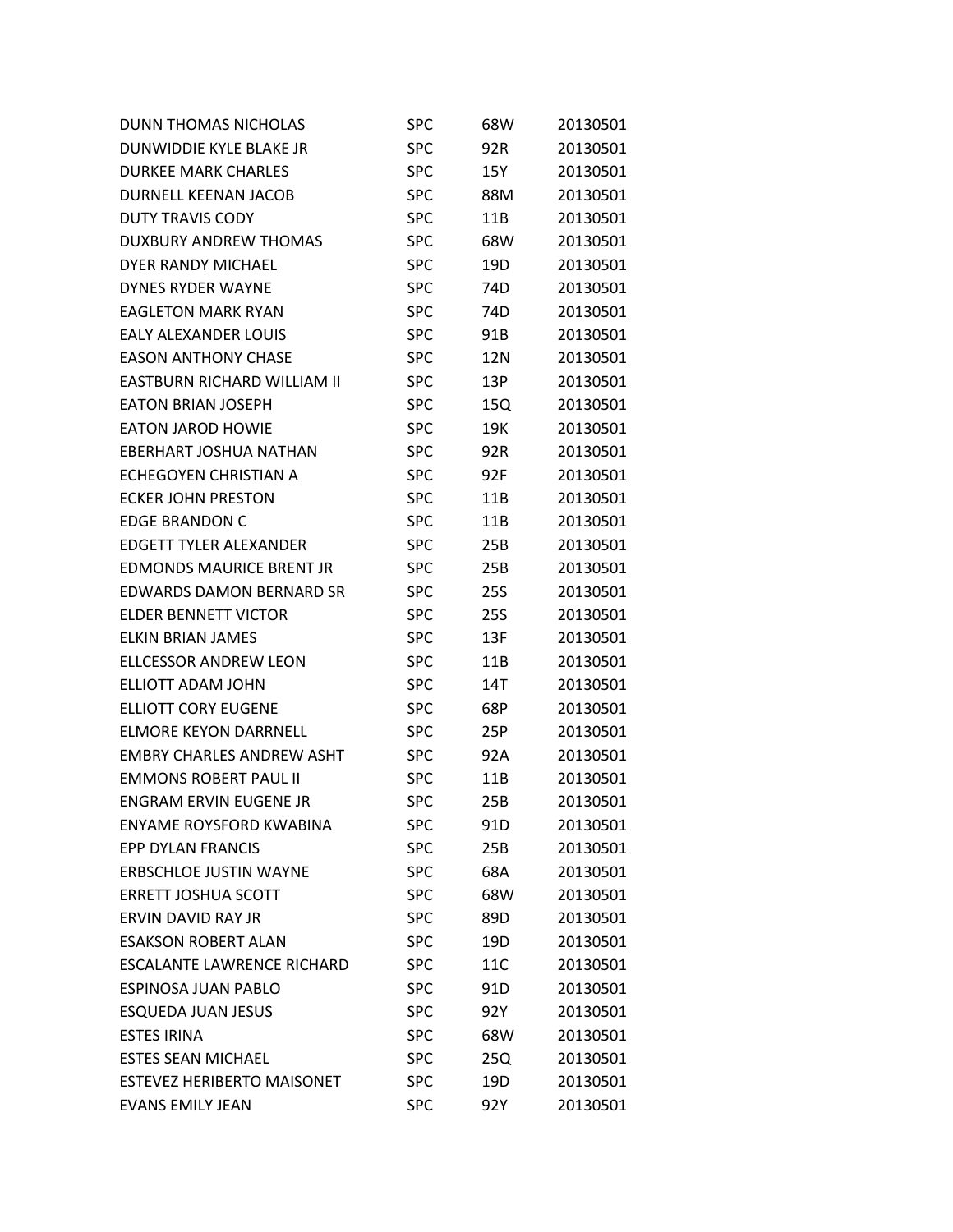| | | | |
|---|---|---|---|
| DUNN THOMAS NICHOLAS | SPC | 68W | 20130501 |
| DUNWIDDIE KYLE BLAKE JR | SPC | 92R | 20130501 |
| DURKEE MARK CHARLES | SPC | 15Y | 20130501 |
| DURNELL KEENAN JACOB | SPC | 88M | 20130501 |
| DUTY TRAVIS CODY | SPC | 11B | 20130501 |
| DUXBURY ANDREW THOMAS | SPC | 68W | 20130501 |
| DYER RANDY MICHAEL | SPC | 19D | 20130501 |
| DYNES RYDER WAYNE | SPC | 74D | 20130501 |
| EAGLETON MARK RYAN | SPC | 74D | 20130501 |
| EALY ALEXANDER LOUIS | SPC | 91B | 20130501 |
| EASON ANTHONY CHASE | SPC | 12N | 20130501 |
| EASTBURN RICHARD WILLIAM II | SPC | 13P | 20130501 |
| EATON BRIAN JOSEPH | SPC | 15Q | 20130501 |
| EATON JAROD HOWIE | SPC | 19K | 20130501 |
| EBERHART JOSHUA NATHAN | SPC | 92R | 20130501 |
| ECHEGOYEN CHRISTIAN A | SPC | 92F | 20130501 |
| ECKER JOHN PRESTON | SPC | 11B | 20130501 |
| EDGE BRANDON C | SPC | 11B | 20130501 |
| EDGETT TYLER ALEXANDER | SPC | 25B | 20130501 |
| EDMONDS MAURICE BRENT JR | SPC | 25B | 20130501 |
| EDWARDS DAMON BERNARD SR | SPC | 25S | 20130501 |
| ELDER BENNETT VICTOR | SPC | 25S | 20130501 |
| ELKIN BRIAN JAMES | SPC | 13F | 20130501 |
| ELLCESSOR ANDREW LEON | SPC | 11B | 20130501 |
| ELLIOTT ADAM JOHN | SPC | 14T | 20130501 |
| ELLIOTT CORY EUGENE | SPC | 68P | 20130501 |
| ELMORE KEYON DARRNELL | SPC | 25P | 20130501 |
| EMBRY CHARLES ANDREW ASHT | SPC | 92A | 20130501 |
| EMMONS ROBERT PAUL II | SPC | 11B | 20130501 |
| ENGRAM ERVIN EUGENE JR | SPC | 25B | 20130501 |
| ENYAME ROYSFORD KWABINA | SPC | 91D | 20130501 |
| EPP DYLAN FRANCIS | SPC | 25B | 20130501 |
| ERBSCHLOE JUSTIN WAYNE | SPC | 68A | 20130501 |
| ERRETT JOSHUA SCOTT | SPC | 68W | 20130501 |
| ERVIN DAVID RAY JR | SPC | 89D | 20130501 |
| ESAKSON ROBERT ALAN | SPC | 19D | 20130501 |
| ESCALANTE LAWRENCE RICHARD | SPC | 11C | 20130501 |
| ESPINOSA JUAN PABLO | SPC | 91D | 20130501 |
| ESQUEDA JUAN JESUS | SPC | 92Y | 20130501 |
| ESTES IRINA | SPC | 68W | 20130501 |
| ESTES SEAN MICHAEL | SPC | 25Q | 20130501 |
| ESTEVEZ HERIBERTO MAISONET | SPC | 19D | 20130501 |
| EVANS EMILY JEAN | SPC | 92Y | 20130501 |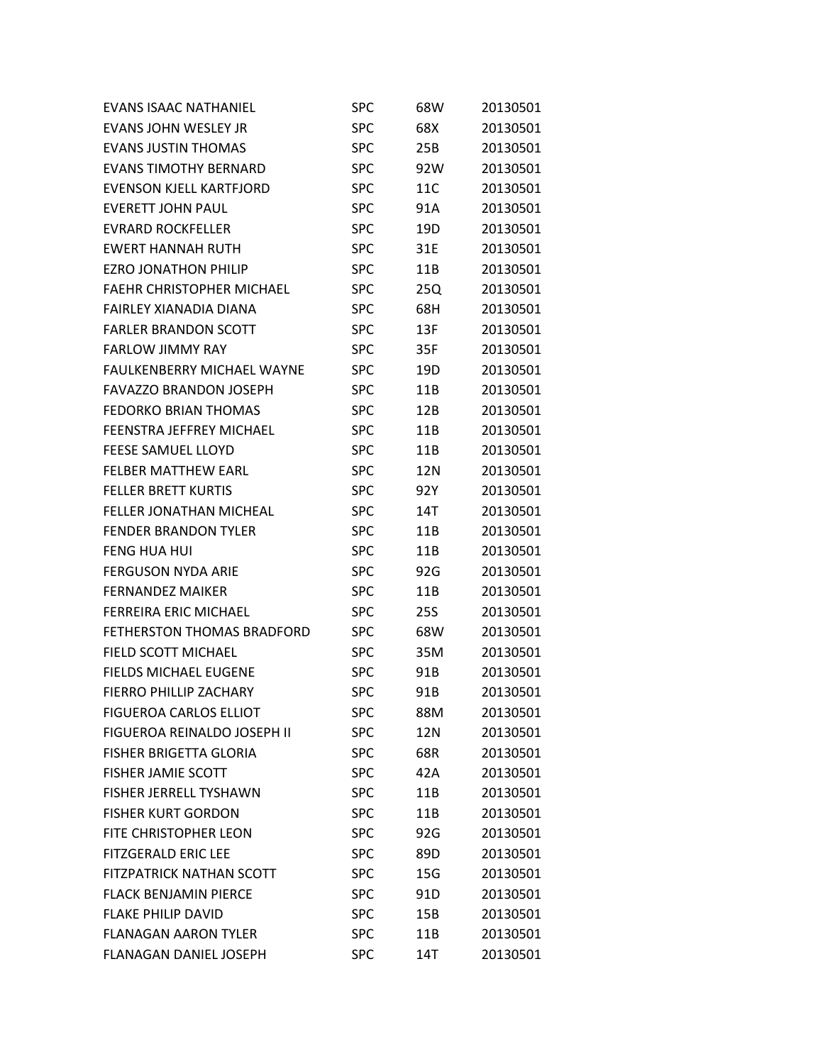| | | | |
|---|---|---|---|
| EVANS ISAAC NATHANIEL | SPC | 68W | 20130501 |
| EVANS JOHN WESLEY JR | SPC | 68X | 20130501 |
| EVANS JUSTIN THOMAS | SPC | 25B | 20130501 |
| EVANS TIMOTHY BERNARD | SPC | 92W | 20130501 |
| EVENSON KJELL KARTFJORD | SPC | 11C | 20130501 |
| EVERETT JOHN PAUL | SPC | 91A | 20130501 |
| EVRARD ROCKFELLER | SPC | 19D | 20130501 |
| EWERT HANNAH RUTH | SPC | 31E | 20130501 |
| EZRO JONATHON PHILIP | SPC | 11B | 20130501 |
| FAEHR CHRISTOPHER MICHAEL | SPC | 25Q | 20130501 |
| FAIRLEY XIANADIA DIANA | SPC | 68H | 20130501 |
| FARLER BRANDON SCOTT | SPC | 13F | 20130501 |
| FARLOW JIMMY RAY | SPC | 35F | 20130501 |
| FAULKENBERRY MICHAEL WAYNE | SPC | 19D | 20130501 |
| FAVAZZO BRANDON JOSEPH | SPC | 11B | 20130501 |
| FEDORKO BRIAN THOMAS | SPC | 12B | 20130501 |
| FEENSTRA JEFFREY MICHAEL | SPC | 11B | 20130501 |
| FEESE SAMUEL LLOYD | SPC | 11B | 20130501 |
| FELBER MATTHEW EARL | SPC | 12N | 20130501 |
| FELLER BRETT KURTIS | SPC | 92Y | 20130501 |
| FELLER JONATHAN MICHEAL | SPC | 14T | 20130501 |
| FENDER BRANDON TYLER | SPC | 11B | 20130501 |
| FENG HUA HUI | SPC | 11B | 20130501 |
| FERGUSON NYDA ARIE | SPC | 92G | 20130501 |
| FERNANDEZ MAIKER | SPC | 11B | 20130501 |
| FERREIRA ERIC MICHAEL | SPC | 25S | 20130501 |
| FETHERSTON THOMAS BRADFORD | SPC | 68W | 20130501 |
| FIELD SCOTT MICHAEL | SPC | 35M | 20130501 |
| FIELDS MICHAEL EUGENE | SPC | 91B | 20130501 |
| FIERRO PHILLIP ZACHARY | SPC | 91B | 20130501 |
| FIGUEROA CARLOS ELLIOT | SPC | 88M | 20130501 |
| FIGUEROA REINALDO JOSEPH II | SPC | 12N | 20130501 |
| FISHER BRIGETTA GLORIA | SPC | 68R | 20130501 |
| FISHER JAMIE SCOTT | SPC | 42A | 20130501 |
| FISHER JERRELL TYSHAWN | SPC | 11B | 20130501 |
| FISHER KURT GORDON | SPC | 11B | 20130501 |
| FITE CHRISTOPHER LEON | SPC | 92G | 20130501 |
| FITZGERALD ERIC LEE | SPC | 89D | 20130501 |
| FITZPATRICK NATHAN SCOTT | SPC | 15G | 20130501 |
| FLACK BENJAMIN PIERCE | SPC | 91D | 20130501 |
| FLAKE PHILIP DAVID | SPC | 15B | 20130501 |
| FLANAGAN AARON TYLER | SPC | 11B | 20130501 |
| FLANAGAN DANIEL JOSEPH | SPC | 14T | 20130501 |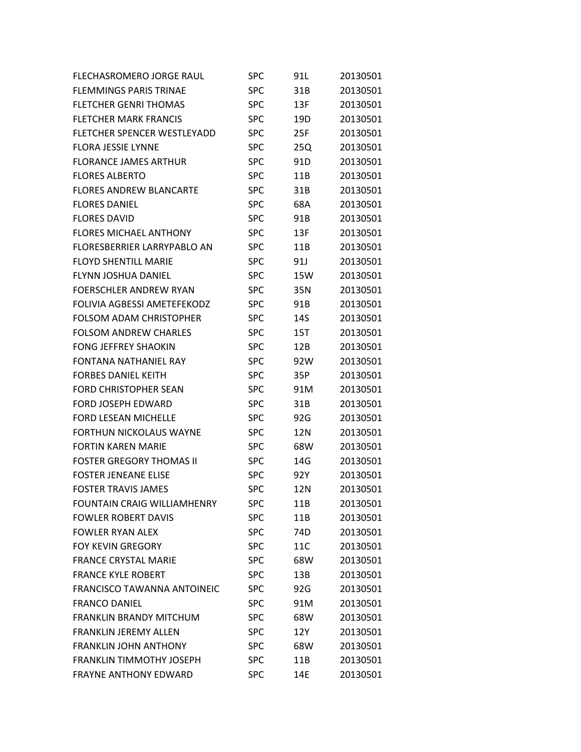| | | | |
|---|---|---|---|
| FLECHASROMERO JORGE RAUL | SPC | 91L | 20130501 |
| FLEMMINGS PARIS TRINAE | SPC | 31B | 20130501 |
| FLETCHER GENRI THOMAS | SPC | 13F | 20130501 |
| FLETCHER MARK FRANCIS | SPC | 19D | 20130501 |
| FLETCHER SPENCER WESTLEYADD | SPC | 25F | 20130501 |
| FLORA JESSIE LYNNE | SPC | 25Q | 20130501 |
| FLORANCE JAMES ARTHUR | SPC | 91D | 20130501 |
| FLORES ALBERTO | SPC | 11B | 20130501 |
| FLORES ANDREW BLANCARTE | SPC | 31B | 20130501 |
| FLORES DANIEL | SPC | 68A | 20130501 |
| FLORES DAVID | SPC | 91B | 20130501 |
| FLORES MICHAEL ANTHONY | SPC | 13F | 20130501 |
| FLORESBERRIER LARRYPABLO AN | SPC | 11B | 20130501 |
| FLOYD SHENTILL MARIE | SPC | 91J | 20130501 |
| FLYNN JOSHUA DANIEL | SPC | 15W | 20130501 |
| FOERSCHLER ANDREW RYAN | SPC | 35N | 20130501 |
| FOLIVIA AGBESSI AMETEFEKODZ | SPC | 91B | 20130501 |
| FOLSOM ADAM CHRISTOPHER | SPC | 14S | 20130501 |
| FOLSOM ANDREW CHARLES | SPC | 15T | 20130501 |
| FONG JEFFREY SHAOKIN | SPC | 12B | 20130501 |
| FONTANA NATHANIEL RAY | SPC | 92W | 20130501 |
| FORBES DANIEL KEITH | SPC | 35P | 20130501 |
| FORD CHRISTOPHER SEAN | SPC | 91M | 20130501 |
| FORD JOSEPH EDWARD | SPC | 31B | 20130501 |
| FORD LESEAN MICHELLE | SPC | 92G | 20130501 |
| FORTHUN NICKOLAUS WAYNE | SPC | 12N | 20130501 |
| FORTIN KAREN MARIE | SPC | 68W | 20130501 |
| FOSTER GREGORY THOMAS II | SPC | 14G | 20130501 |
| FOSTER JENEANE ELISE | SPC | 92Y | 20130501 |
| FOSTER TRAVIS JAMES | SPC | 12N | 20130501 |
| FOUNTAIN CRAIG WILLIAMHENRY | SPC | 11B | 20130501 |
| FOWLER ROBERT DAVIS | SPC | 11B | 20130501 |
| FOWLER RYAN ALEX | SPC | 74D | 20130501 |
| FOY KEVIN GREGORY | SPC | 11C | 20130501 |
| FRANCE CRYSTAL MARIE | SPC | 68W | 20130501 |
| FRANCE KYLE ROBERT | SPC | 13B | 20130501 |
| FRANCISCO TAWANNA ANTOINEIC | SPC | 92G | 20130501 |
| FRANCO DANIEL | SPC | 91M | 20130501 |
| FRANKLIN BRANDY MITCHUM | SPC | 68W | 20130501 |
| FRANKLIN JEREMY ALLEN | SPC | 12Y | 20130501 |
| FRANKLIN JOHN ANTHONY | SPC | 68W | 20130501 |
| FRANKLIN TIMMOTHY JOSEPH | SPC | 11B | 20130501 |
| FRAYNE ANTHONY EDWARD | SPC | 14E | 20130501 |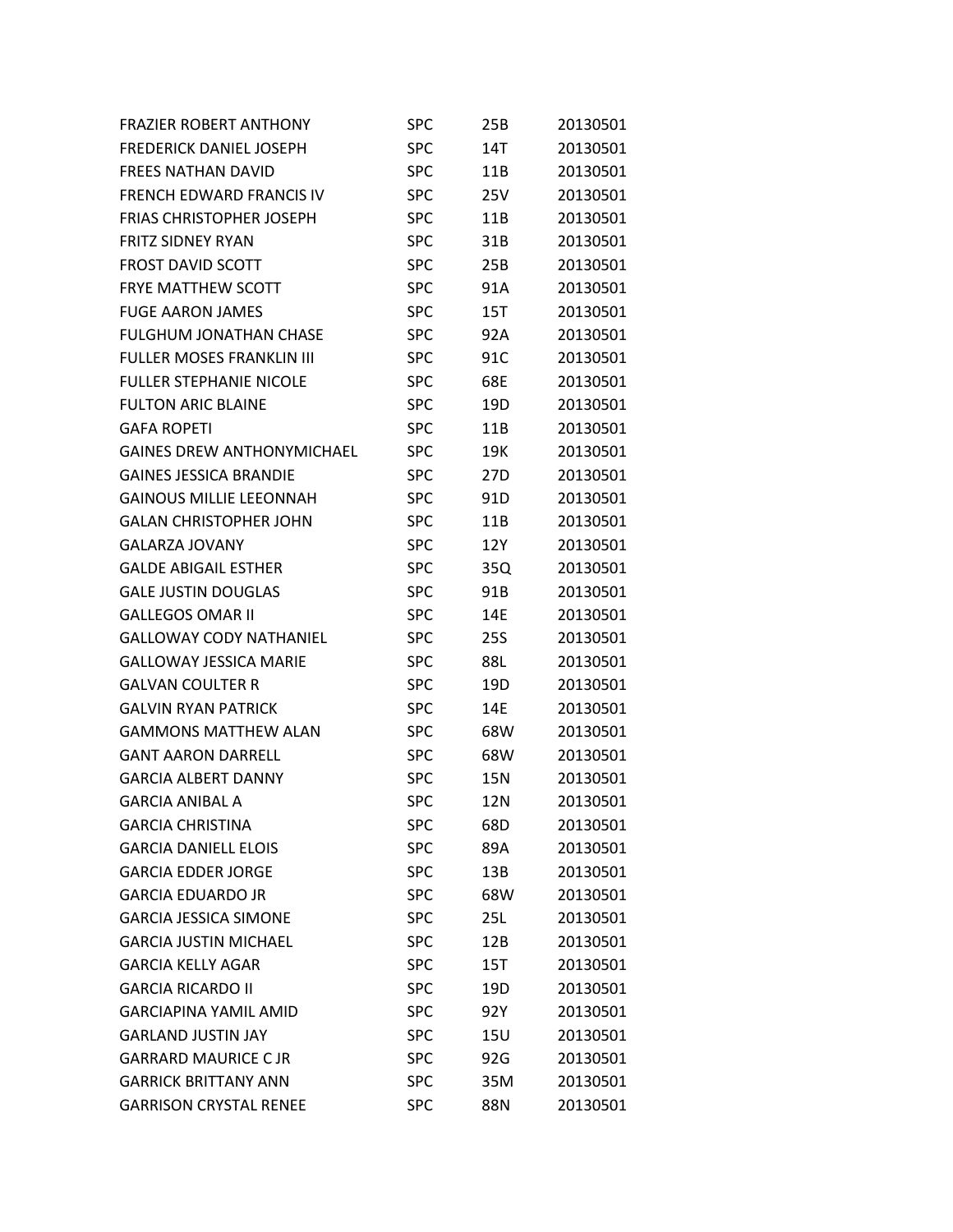| | | | |
|---|---|---|---|
| FRAZIER ROBERT ANTHONY | SPC | 25B | 20130501 |
| FREDERICK DANIEL JOSEPH | SPC | 14T | 20130501 |
| FREES NATHAN DAVID | SPC | 11B | 20130501 |
| FRENCH EDWARD FRANCIS IV | SPC | 25V | 20130501 |
| FRIAS CHRISTOPHER JOSEPH | SPC | 11B | 20130501 |
| FRITZ SIDNEY RYAN | SPC | 31B | 20130501 |
| FROST DAVID SCOTT | SPC | 25B | 20130501 |
| FRYE MATTHEW SCOTT | SPC | 91A | 20130501 |
| FUGE AARON JAMES | SPC | 15T | 20130501 |
| FULGHUM JONATHAN CHASE | SPC | 92A | 20130501 |
| FULLER MOSES FRANKLIN III | SPC | 91C | 20130501 |
| FULLER STEPHANIE NICOLE | SPC | 68E | 20130501 |
| FULTON ARIC BLAINE | SPC | 19D | 20130501 |
| GAFA ROPETI | SPC | 11B | 20130501 |
| GAINES DREW ANTHONYMICHAEL | SPC | 19K | 20130501 |
| GAINES JESSICA BRANDIE | SPC | 27D | 20130501 |
| GAINOUS MILLIE LEEONNAH | SPC | 91D | 20130501 |
| GALAN CHRISTOPHER JOHN | SPC | 11B | 20130501 |
| GALARZA JOVANY | SPC | 12Y | 20130501 |
| GALDE ABIGAIL ESTHER | SPC | 35Q | 20130501 |
| GALE JUSTIN DOUGLAS | SPC | 91B | 20130501 |
| GALLEGOS OMAR II | SPC | 14E | 20130501 |
| GALLOWAY CODY NATHANIEL | SPC | 25S | 20130501 |
| GALLOWAY JESSICA MARIE | SPC | 88L | 20130501 |
| GALVAN COULTER R | SPC | 19D | 20130501 |
| GALVIN RYAN PATRICK | SPC | 14E | 20130501 |
| GAMMONS MATTHEW ALAN | SPC | 68W | 20130501 |
| GANT AARON DARRELL | SPC | 68W | 20130501 |
| GARCIA ALBERT DANNY | SPC | 15N | 20130501 |
| GARCIA ANIBAL A | SPC | 12N | 20130501 |
| GARCIA CHRISTINA | SPC | 68D | 20130501 |
| GARCIA DANIELL ELOIS | SPC | 89A | 20130501 |
| GARCIA EDDER JORGE | SPC | 13B | 20130501 |
| GARCIA EDUARDO JR | SPC | 68W | 20130501 |
| GARCIA JESSICA SIMONE | SPC | 25L | 20130501 |
| GARCIA JUSTIN MICHAEL | SPC | 12B | 20130501 |
| GARCIA KELLY AGAR | SPC | 15T | 20130501 |
| GARCIA RICARDO II | SPC | 19D | 20130501 |
| GARCIAPINA YAMIL AMID | SPC | 92Y | 20130501 |
| GARLAND JUSTIN JAY | SPC | 15U | 20130501 |
| GARRARD MAURICE C JR | SPC | 92G | 20130501 |
| GARRICK BRITTANY ANN | SPC | 35M | 20130501 |
| GARRISON CRYSTAL RENEE | SPC | 88N | 20130501 |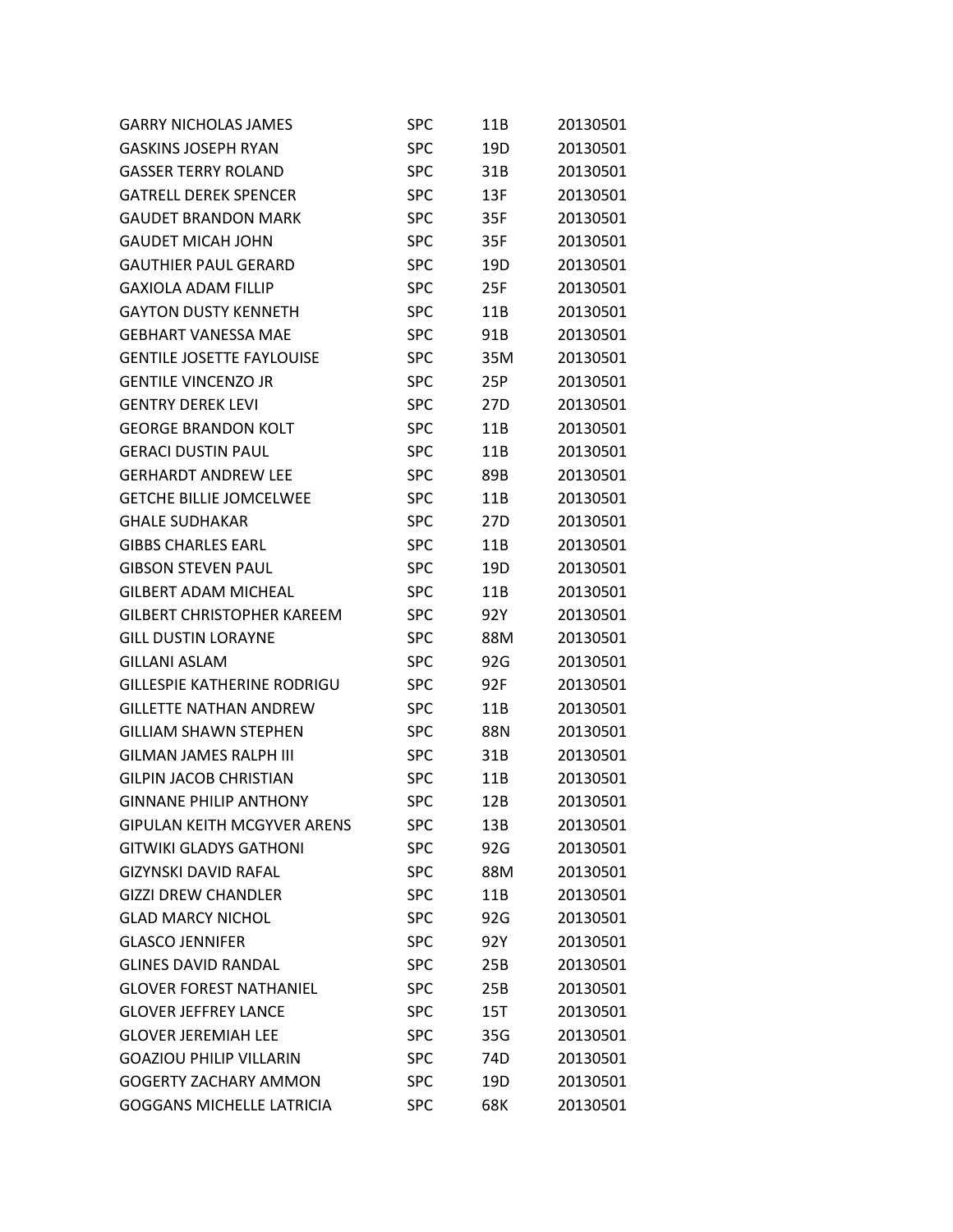| | | | |
|---|---|---|---|
| GARRY NICHOLAS JAMES | SPC | 11B | 20130501 |
| GASKINS JOSEPH RYAN | SPC | 19D | 20130501 |
| GASSER TERRY ROLAND | SPC | 31B | 20130501 |
| GATRELL DEREK SPENCER | SPC | 13F | 20130501 |
| GAUDET BRANDON MARK | SPC | 35F | 20130501 |
| GAUDET MICAH JOHN | SPC | 35F | 20130501 |
| GAUTHIER PAUL GERARD | SPC | 19D | 20130501 |
| GAXIOLA ADAM FILLIP | SPC | 25F | 20130501 |
| GAYTON DUSTY KENNETH | SPC | 11B | 20130501 |
| GEBHART VANESSA MAE | SPC | 91B | 20130501 |
| GENTILE JOSETTE FAYLOUISE | SPC | 35M | 20130501 |
| GENTILE VINCENZO JR | SPC | 25P | 20130501 |
| GENTRY DEREK LEVI | SPC | 27D | 20130501 |
| GEORGE BRANDON KOLT | SPC | 11B | 20130501 |
| GERACI DUSTIN PAUL | SPC | 11B | 20130501 |
| GERHARDT ANDREW LEE | SPC | 89B | 20130501 |
| GETCHE BILLIE JOMCELWEE | SPC | 11B | 20130501 |
| GHALE SUDHAKAR | SPC | 27D | 20130501 |
| GIBBS CHARLES EARL | SPC | 11B | 20130501 |
| GIBSON STEVEN PAUL | SPC | 19D | 20130501 |
| GILBERT ADAM MICHEAL | SPC | 11B | 20130501 |
| GILBERT CHRISTOPHER KAREEM | SPC | 92Y | 20130501 |
| GILL DUSTIN LORAYNE | SPC | 88M | 20130501 |
| GILLANI ASLAM | SPC | 92G | 20130501 |
| GILLESPIE KATHERINE RODRIGU | SPC | 92F | 20130501 |
| GILLETTE NATHAN ANDREW | SPC | 11B | 20130501 |
| GILLIAM SHAWN STEPHEN | SPC | 88N | 20130501 |
| GILMAN JAMES RALPH III | SPC | 31B | 20130501 |
| GILPIN JACOB CHRISTIAN | SPC | 11B | 20130501 |
| GINNANE PHILIP ANTHONY | SPC | 12B | 20130501 |
| GIPULAN KEITH MCGYVER ARENS | SPC | 13B | 20130501 |
| GITWIKI GLADYS GATHONI | SPC | 92G | 20130501 |
| GIZYNSKI DAVID RAFAL | SPC | 88M | 20130501 |
| GIZZI DREW CHANDLER | SPC | 11B | 20130501 |
| GLAD MARCY NICHOL | SPC | 92G | 20130501 |
| GLASCO JENNIFER | SPC | 92Y | 20130501 |
| GLINES DAVID RANDAL | SPC | 25B | 20130501 |
| GLOVER FOREST NATHANIEL | SPC | 25B | 20130501 |
| GLOVER JEFFREY LANCE | SPC | 15T | 20130501 |
| GLOVER JEREMIAH LEE | SPC | 35G | 20130501 |
| GOAZIOU PHILIP VILLARIN | SPC | 74D | 20130501 |
| GOGERTY ZACHARY AMMON | SPC | 19D | 20130501 |
| GOGGANS MICHELLE LATRICIA | SPC | 68K | 20130501 |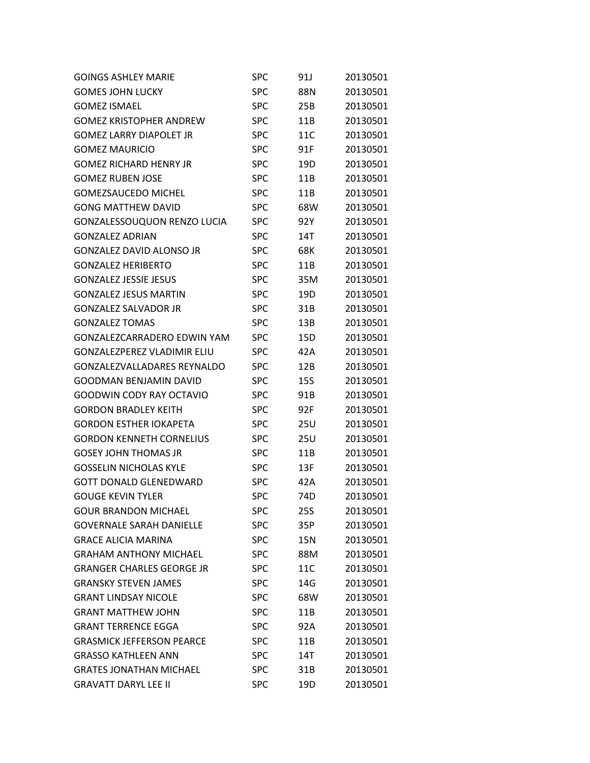| | | | |
|---|---|---|---|
| GOINGS ASHLEY MARIE | SPC | 91J | 20130501 |
| GOMES JOHN LUCKY | SPC | 88N | 20130501 |
| GOMEZ ISMAEL | SPC | 25B | 20130501 |
| GOMEZ KRISTOPHER ANDREW | SPC | 11B | 20130501 |
| GOMEZ LARRY DIAPOLET JR | SPC | 11C | 20130501 |
| GOMEZ MAURICIO | SPC | 91F | 20130501 |
| GOMEZ RICHARD HENRY JR | SPC | 19D | 20130501 |
| GOMEZ RUBEN JOSE | SPC | 11B | 20130501 |
| GOMEZSAUCEDO MICHEL | SPC | 11B | 20130501 |
| GONG MATTHEW DAVID | SPC | 68W | 20130501 |
| GONZALESSOUQUON RENZO LUCIA | SPC | 92Y | 20130501 |
| GONZALEZ ADRIAN | SPC | 14T | 20130501 |
| GONZALEZ DAVID ALONSO JR | SPC | 68K | 20130501 |
| GONZALEZ HERIBERTO | SPC | 11B | 20130501 |
| GONZALEZ JESSIE JESUS | SPC | 35M | 20130501 |
| GONZALEZ JESUS MARTIN | SPC | 19D | 20130501 |
| GONZALEZ SALVADOR JR | SPC | 31B | 20130501 |
| GONZALEZ TOMAS | SPC | 13B | 20130501 |
| GONZALEZCARRADERO EDWIN YAM | SPC | 15D | 20130501 |
| GONZALEZPEREZ VLADIMIR ELIU | SPC | 42A | 20130501 |
| GONZALEZVALLADARES REYNALDO | SPC | 12B | 20130501 |
| GOODMAN BENJAMIN DAVID | SPC | 15S | 20130501 |
| GOODWIN CODY RAY OCTAVIO | SPC | 91B | 20130501 |
| GORDON BRADLEY KEITH | SPC | 92F | 20130501 |
| GORDON ESTHER IOKAPETA | SPC | 25U | 20130501 |
| GORDON KENNETH CORNELIUS | SPC | 25U | 20130501 |
| GOSEY JOHN THOMAS JR | SPC | 11B | 20130501 |
| GOSSELIN NICHOLAS KYLE | SPC | 13F | 20130501 |
| GOTT DONALD GLENEDWARD | SPC | 42A | 20130501 |
| GOUGE KEVIN TYLER | SPC | 74D | 20130501 |
| GOUR BRANDON MICHAEL | SPC | 25S | 20130501 |
| GOVERNALE SARAH DANIELLE | SPC | 35P | 20130501 |
| GRACE ALICIA MARINA | SPC | 15N | 20130501 |
| GRAHAM ANTHONY MICHAEL | SPC | 88M | 20130501 |
| GRANGER CHARLES GEORGE JR | SPC | 11C | 20130501 |
| GRANSKY STEVEN JAMES | SPC | 14G | 20130501 |
| GRANT LINDSAY NICOLE | SPC | 68W | 20130501 |
| GRANT MATTHEW JOHN | SPC | 11B | 20130501 |
| GRANT TERRENCE EGGA | SPC | 92A | 20130501 |
| GRASMICK JEFFERSON PEARCE | SPC | 11B | 20130501 |
| GRASSO KATHLEEN ANN | SPC | 14T | 20130501 |
| GRATES JONATHAN MICHAEL | SPC | 31B | 20130501 |
| GRAVATT DARYL LEE II | SPC | 19D | 20130501 |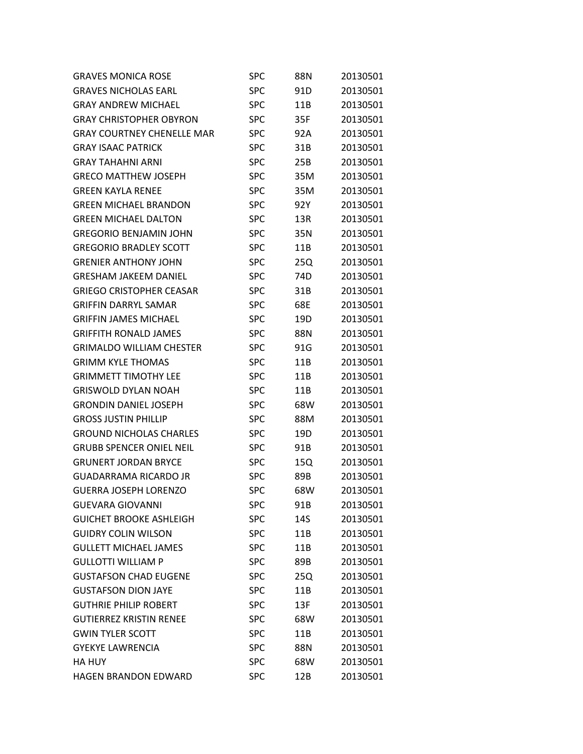| | | | |
|---|---|---|---|
| GRAVES MONICA ROSE | SPC | 88N | 20130501 |
| GRAVES NICHOLAS EARL | SPC | 91D | 20130501 |
| GRAY ANDREW MICHAEL | SPC | 11B | 20130501 |
| GRAY CHRISTOPHER OBYRON | SPC | 35F | 20130501 |
| GRAY COURTNEY CHENELLE MAR | SPC | 92A | 20130501 |
| GRAY ISAAC PATRICK | SPC | 31B | 20130501 |
| GRAY TAHAHNI ARNI | SPC | 25B | 20130501 |
| GRECO MATTHEW JOSEPH | SPC | 35M | 20130501 |
| GREEN KAYLA RENEE | SPC | 35M | 20130501 |
| GREEN MICHAEL BRANDON | SPC | 92Y | 20130501 |
| GREEN MICHAEL DALTON | SPC | 13R | 20130501 |
| GREGORIO BENJAMIN JOHN | SPC | 35N | 20130501 |
| GREGORIO BRADLEY SCOTT | SPC | 11B | 20130501 |
| GRENIER ANTHONY JOHN | SPC | 25Q | 20130501 |
| GRESHAM JAKEEM DANIEL | SPC | 74D | 20130501 |
| GRIEGO CRISTOPHER CEASAR | SPC | 31B | 20130501 |
| GRIFFIN DARRYL SAMAR | SPC | 68E | 20130501 |
| GRIFFIN JAMES MICHAEL | SPC | 19D | 20130501 |
| GRIFFITH RONALD JAMES | SPC | 88N | 20130501 |
| GRIMALDO WILLIAM CHESTER | SPC | 91G | 20130501 |
| GRIMM KYLE THOMAS | SPC | 11B | 20130501 |
| GRIMMETT TIMOTHY LEE | SPC | 11B | 20130501 |
| GRISWOLD DYLAN NOAH | SPC | 11B | 20130501 |
| GRONDIN DANIEL JOSEPH | SPC | 68W | 20130501 |
| GROSS JUSTIN PHILLIP | SPC | 88M | 20130501 |
| GROUND NICHOLAS CHARLES | SPC | 19D | 20130501 |
| GRUBB SPENCER ONIEL NEIL | SPC | 91B | 20130501 |
| GRUNERT JORDAN BRYCE | SPC | 15Q | 20130501 |
| GUADARRAMA RICARDO JR | SPC | 89B | 20130501 |
| GUERRA JOSEPH LORENZO | SPC | 68W | 20130501 |
| GUEVARA GIOVANNI | SPC | 91B | 20130501 |
| GUICHET BROOKE ASHLEIGH | SPC | 14S | 20130501 |
| GUIDRY COLIN WILSON | SPC | 11B | 20130501 |
| GULLETT MICHAEL JAMES | SPC | 11B | 20130501 |
| GULLOTTI WILLIAM P | SPC | 89B | 20130501 |
| GUSTAFSON CHAD EUGENE | SPC | 25Q | 20130501 |
| GUSTAFSON DION JAYE | SPC | 11B | 20130501 |
| GUTHRIE PHILIP ROBERT | SPC | 13F | 20130501 |
| GUTIERREZ KRISTIN RENEE | SPC | 68W | 20130501 |
| GWIN TYLER SCOTT | SPC | 11B | 20130501 |
| GYEKYE LAWRENCIA | SPC | 88N | 20130501 |
| HA HUY | SPC | 68W | 20130501 |
| HAGEN BRANDON EDWARD | SPC | 12B | 20130501 |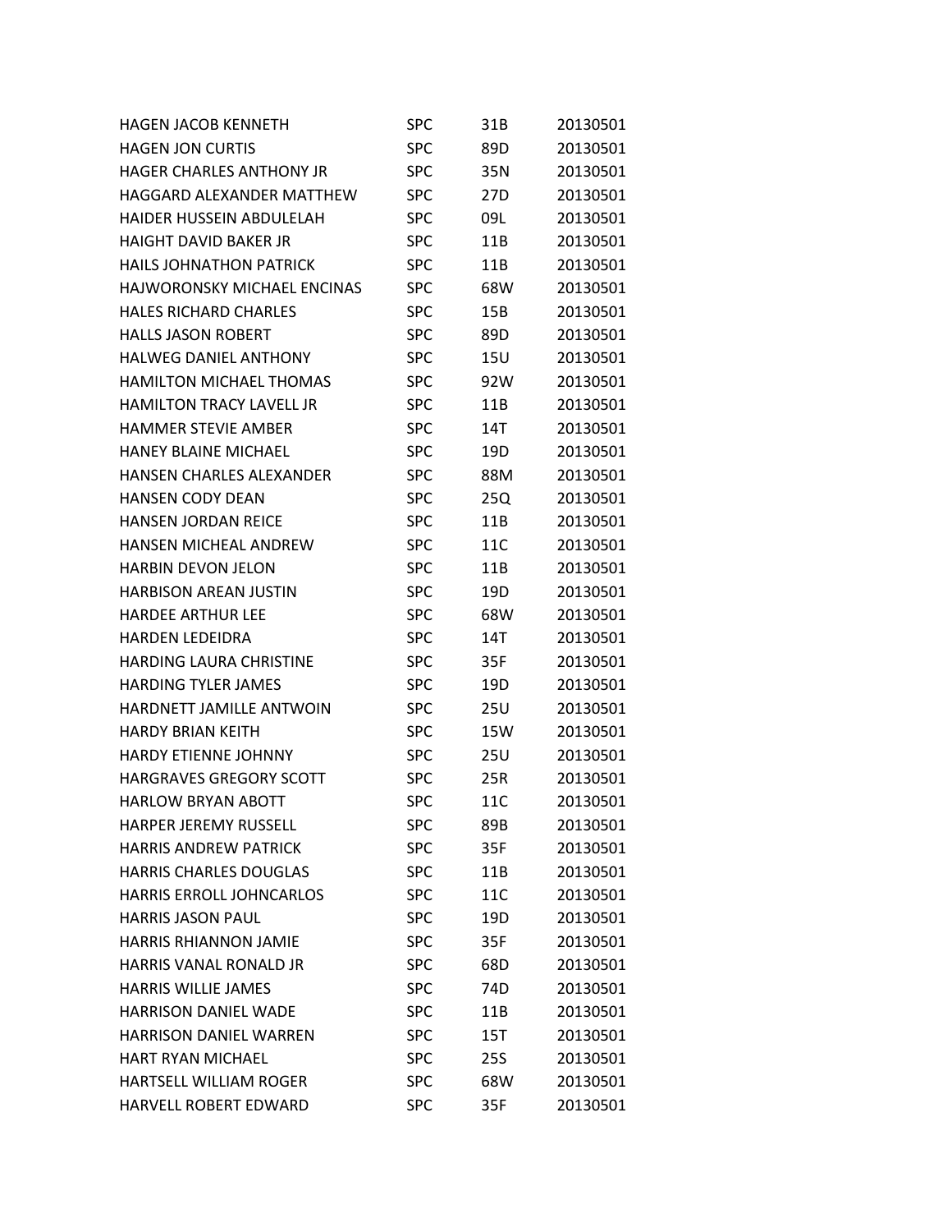| | | | |
|---|---|---|---|
| HAGEN JACOB KENNETH | SPC | 31B | 20130501 |
| HAGEN JON CURTIS | SPC | 89D | 20130501 |
| HAGER CHARLES ANTHONY JR | SPC | 35N | 20130501 |
| HAGGARD ALEXANDER MATTHEW | SPC | 27D | 20130501 |
| HAIDER HUSSEIN ABDULELAH | SPC | 09L | 20130501 |
| HAIGHT DAVID BAKER JR | SPC | 11B | 20130501 |
| HAILS JOHNATHON PATRICK | SPC | 11B | 20130501 |
| HAJWORONSKY MICHAEL ENCINAS | SPC | 68W | 20130501 |
| HALES RICHARD CHARLES | SPC | 15B | 20130501 |
| HALLS JASON ROBERT | SPC | 89D | 20130501 |
| HALWEG DANIEL ANTHONY | SPC | 15U | 20130501 |
| HAMILTON MICHAEL THOMAS | SPC | 92W | 20130501 |
| HAMILTON TRACY LAVELL JR | SPC | 11B | 20130501 |
| HAMMER STEVIE AMBER | SPC | 14T | 20130501 |
| HANEY BLAINE MICHAEL | SPC | 19D | 20130501 |
| HANSEN CHARLES ALEXANDER | SPC | 88M | 20130501 |
| HANSEN CODY DEAN | SPC | 25Q | 20130501 |
| HANSEN JORDAN REICE | SPC | 11B | 20130501 |
| HANSEN MICHEAL ANDREW | SPC | 11C | 20130501 |
| HARBIN DEVON JELON | SPC | 11B | 20130501 |
| HARBISON AREAN JUSTIN | SPC | 19D | 20130501 |
| HARDEE ARTHUR LEE | SPC | 68W | 20130501 |
| HARDEN LEDEIDRA | SPC | 14T | 20130501 |
| HARDING LAURA CHRISTINE | SPC | 35F | 20130501 |
| HARDING TYLER JAMES | SPC | 19D | 20130501 |
| HARDNETT JAMILLE ANTWOIN | SPC | 25U | 20130501 |
| HARDY BRIAN KEITH | SPC | 15W | 20130501 |
| HARDY ETIENNE JOHNNY | SPC | 25U | 20130501 |
| HARGRAVES GREGORY SCOTT | SPC | 25R | 20130501 |
| HARLOW BRYAN ABOTT | SPC | 11C | 20130501 |
| HARPER JEREMY RUSSELL | SPC | 89B | 20130501 |
| HARRIS ANDREW PATRICK | SPC | 35F | 20130501 |
| HARRIS CHARLES DOUGLAS | SPC | 11B | 20130501 |
| HARRIS ERROLL JOHNCARLOS | SPC | 11C | 20130501 |
| HARRIS JASON PAUL | SPC | 19D | 20130501 |
| HARRIS RHIANNON JAMIE | SPC | 35F | 20130501 |
| HARRIS VANAL RONALD JR | SPC | 68D | 20130501 |
| HARRIS WILLIE JAMES | SPC | 74D | 20130501 |
| HARRISON DANIEL WADE | SPC | 11B | 20130501 |
| HARRISON DANIEL WARREN | SPC | 15T | 20130501 |
| HART RYAN MICHAEL | SPC | 25S | 20130501 |
| HARTSELL WILLIAM ROGER | SPC | 68W | 20130501 |
| HARVELL ROBERT EDWARD | SPC | 35F | 20130501 |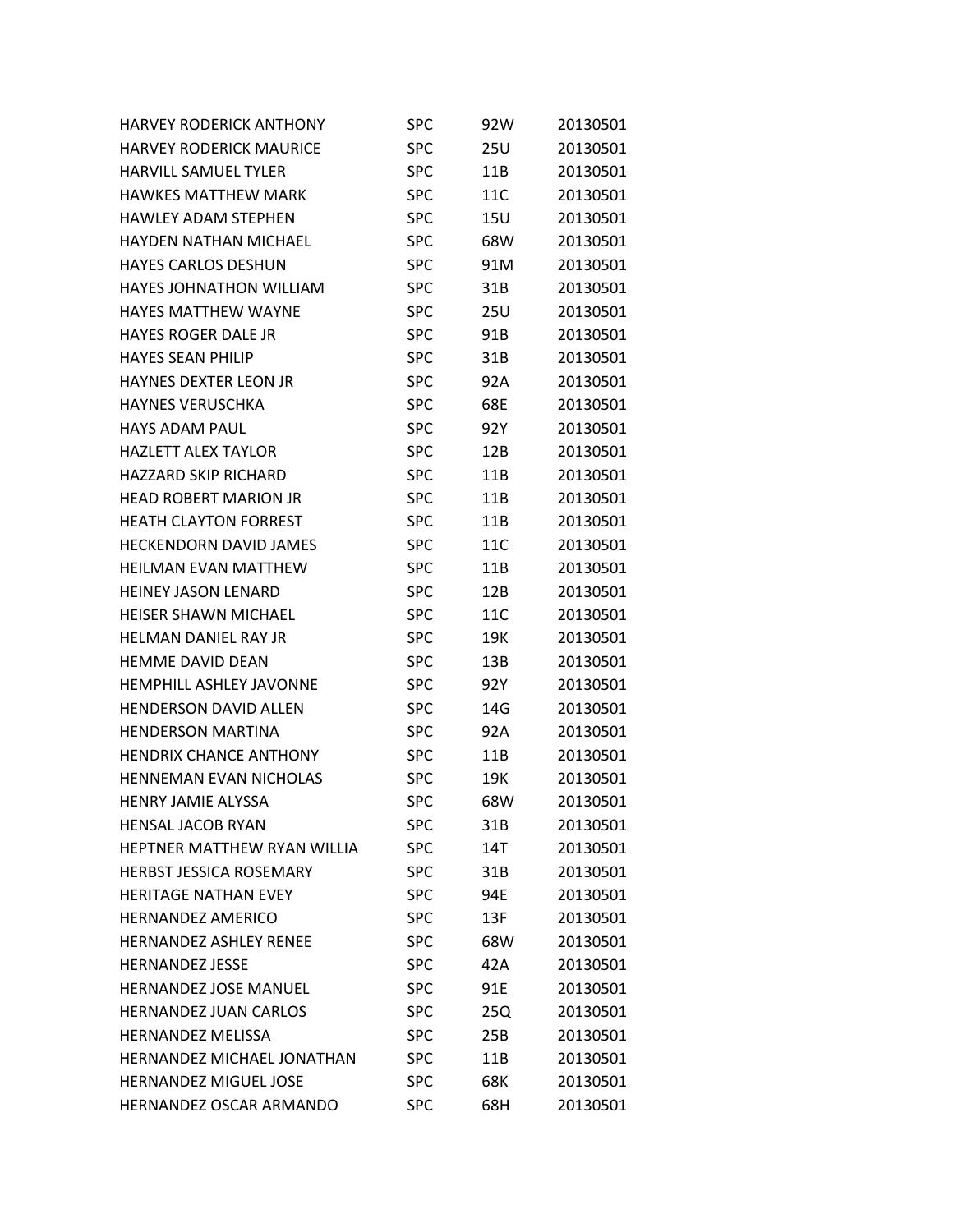| | | | |
|---|---|---|---|
| HARVEY RODERICK ANTHONY | SPC | 92W | 20130501 |
| HARVEY RODERICK MAURICE | SPC | 25U | 20130501 |
| HARVILL SAMUEL TYLER | SPC | 11B | 20130501 |
| HAWKES MATTHEW MARK | SPC | 11C | 20130501 |
| HAWLEY ADAM STEPHEN | SPC | 15U | 20130501 |
| HAYDEN NATHAN MICHAEL | SPC | 68W | 20130501 |
| HAYES CARLOS DESHUN | SPC | 91M | 20130501 |
| HAYES JOHNATHON WILLIAM | SPC | 31B | 20130501 |
| HAYES MATTHEW WAYNE | SPC | 25U | 20130501 |
| HAYES ROGER DALE JR | SPC | 91B | 20130501 |
| HAYES SEAN PHILIP | SPC | 31B | 20130501 |
| HAYNES DEXTER LEON JR | SPC | 92A | 20130501 |
| HAYNES VERUSCHKA | SPC | 68E | 20130501 |
| HAYS ADAM PAUL | SPC | 92Y | 20130501 |
| HAZLETT ALEX TAYLOR | SPC | 12B | 20130501 |
| HAZZARD SKIP RICHARD | SPC | 11B | 20130501 |
| HEAD ROBERT MARION JR | SPC | 11B | 20130501 |
| HEATH CLAYTON FORREST | SPC | 11B | 20130501 |
| HECKENDORN DAVID JAMES | SPC | 11C | 20130501 |
| HEILMAN EVAN MATTHEW | SPC | 11B | 20130501 |
| HEINEY JASON LENARD | SPC | 12B | 20130501 |
| HEISER SHAWN MICHAEL | SPC | 11C | 20130501 |
| HELMAN DANIEL RAY JR | SPC | 19K | 20130501 |
| HEMME DAVID DEAN | SPC | 13B | 20130501 |
| HEMPHILL ASHLEY JAVONNE | SPC | 92Y | 20130501 |
| HENDERSON DAVID ALLEN | SPC | 14G | 20130501 |
| HENDERSON MARTINA | SPC | 92A | 20130501 |
| HENDRIX CHANCE ANTHONY | SPC | 11B | 20130501 |
| HENNEMAN EVAN NICHOLAS | SPC | 19K | 20130501 |
| HENRY JAMIE ALYSSA | SPC | 68W | 20130501 |
| HENSAL JACOB RYAN | SPC | 31B | 20130501 |
| HEPTNER MATTHEW RYAN WILLIA | SPC | 14T | 20130501 |
| HERBST JESSICA ROSEMARY | SPC | 31B | 20130501 |
| HERITAGE NATHAN EVEY | SPC | 94E | 20130501 |
| HERNANDEZ AMERICO | SPC | 13F | 20130501 |
| HERNANDEZ ASHLEY RENEE | SPC | 68W | 20130501 |
| HERNANDEZ JESSE | SPC | 42A | 20130501 |
| HERNANDEZ JOSE MANUEL | SPC | 91E | 20130501 |
| HERNANDEZ JUAN CARLOS | SPC | 25Q | 20130501 |
| HERNANDEZ MELISSA | SPC | 25B | 20130501 |
| HERNANDEZ MICHAEL JONATHAN | SPC | 11B | 20130501 |
| HERNANDEZ MIGUEL JOSE | SPC | 68K | 20130501 |
| HERNANDEZ OSCAR ARMANDO | SPC | 68H | 20130501 |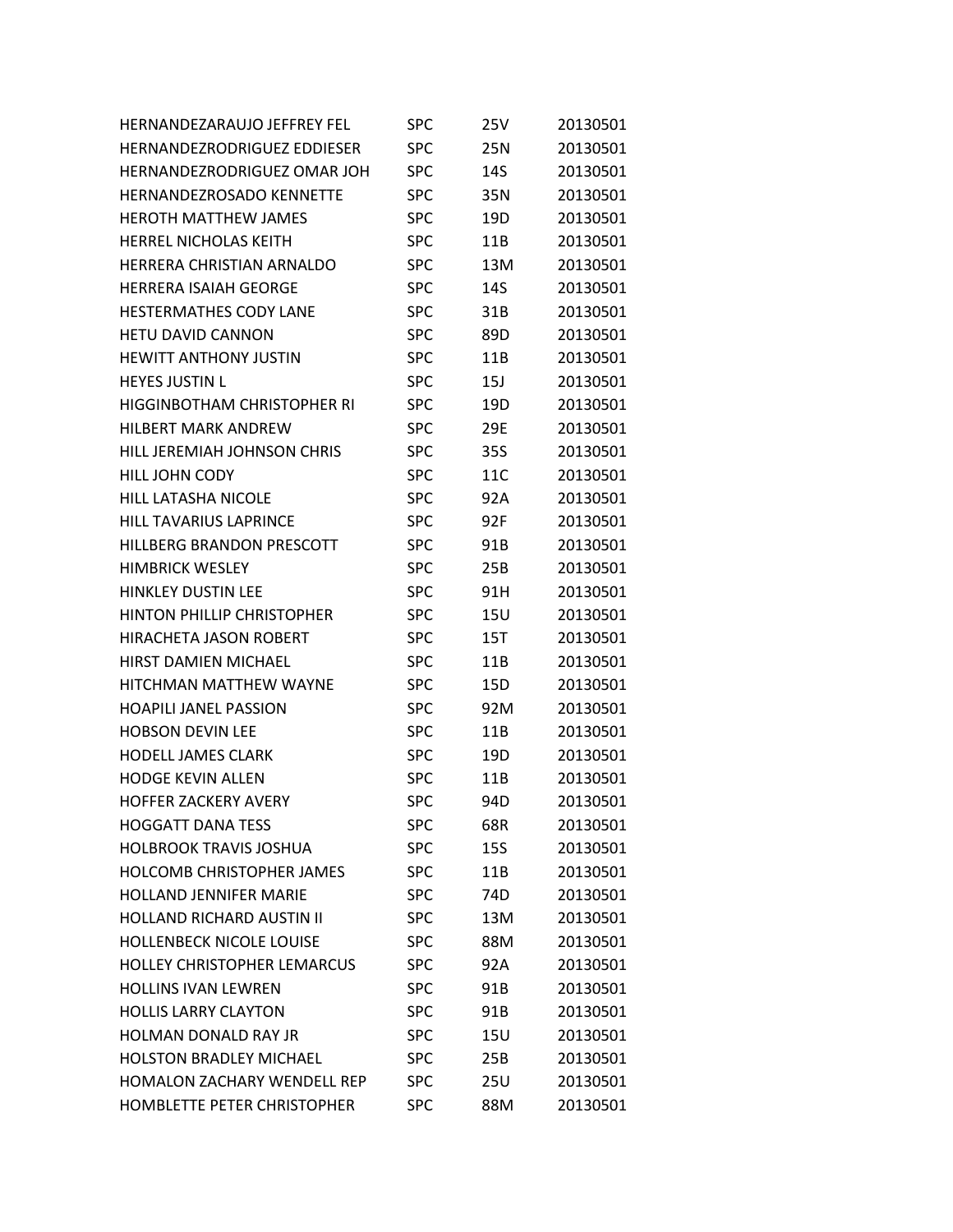| | | | |
|---|---|---|---|
| HERNANDEZARAUJO JEFFREY FEL | SPC | 25V | 20130501 |
| HERNANDEZRODRIGUEZ EDDIESER | SPC | 25N | 20130501 |
| HERNANDEZRODRIGUEZ OMAR JOH | SPC | 14S | 20130501 |
| HERNANDEZROSADO KENNETTE | SPC | 35N | 20130501 |
| HEROTH MATTHEW JAMES | SPC | 19D | 20130501 |
| HERREL NICHOLAS KEITH | SPC | 11B | 20130501 |
| HERRERA CHRISTIAN ARNALDO | SPC | 13M | 20130501 |
| HERRERA ISAIAH GEORGE | SPC | 14S | 20130501 |
| HESTERMATHES CODY LANE | SPC | 31B | 20130501 |
| HETU DAVID CANNON | SPC | 89D | 20130501 |
| HEWITT ANTHONY JUSTIN | SPC | 11B | 20130501 |
| HEYES JUSTIN L | SPC | 15J | 20130501 |
| HIGGINBOTHAM CHRISTOPHER RI | SPC | 19D | 20130501 |
| HILBERT MARK ANDREW | SPC | 29E | 20130501 |
| HILL JEREMIAH JOHNSON CHRIS | SPC | 35S | 20130501 |
| HILL JOHN CODY | SPC | 11C | 20130501 |
| HILL LATASHA NICOLE | SPC | 92A | 20130501 |
| HILL TAVARIUS LAPRINCE | SPC | 92F | 20130501 |
| HILLBERG BRANDON PRESCOTT | SPC | 91B | 20130501 |
| HIMBRICK WESLEY | SPC | 25B | 20130501 |
| HINKLEY DUSTIN LEE | SPC | 91H | 20130501 |
| HINTON PHILLIP CHRISTOPHER | SPC | 15U | 20130501 |
| HIRACHETA JASON ROBERT | SPC | 15T | 20130501 |
| HIRST DAMIEN MICHAEL | SPC | 11B | 20130501 |
| HITCHMAN MATTHEW WAYNE | SPC | 15D | 20130501 |
| HOAPILI JANEL PASSION | SPC | 92M | 20130501 |
| HOBSON DEVIN LEE | SPC | 11B | 20130501 |
| HODELL JAMES CLARK | SPC | 19D | 20130501 |
| HODGE KEVIN ALLEN | SPC | 11B | 20130501 |
| HOFFER ZACKERY AVERY | SPC | 94D | 20130501 |
| HOGGATT DANA TESS | SPC | 68R | 20130501 |
| HOLBROOK TRAVIS JOSHUA | SPC | 15S | 20130501 |
| HOLCOMB CHRISTOPHER JAMES | SPC | 11B | 20130501 |
| HOLLAND JENNIFER MARIE | SPC | 74D | 20130501 |
| HOLLAND RICHARD AUSTIN II | SPC | 13M | 20130501 |
| HOLLENBECK NICOLE LOUISE | SPC | 88M | 20130501 |
| HOLLEY CHRISTOPHER LEMARCUS | SPC | 92A | 20130501 |
| HOLLINS IVAN LEWREN | SPC | 91B | 20130501 |
| HOLLIS LARRY CLAYTON | SPC | 91B | 20130501 |
| HOLMAN DONALD RAY JR | SPC | 15U | 20130501 |
| HOLSTON BRADLEY MICHAEL | SPC | 25B | 20130501 |
| HOMALON ZACHARY WENDELL REP | SPC | 25U | 20130501 |
| HOMBLETTE PETER CHRISTOPHER | SPC | 88M | 20130501 |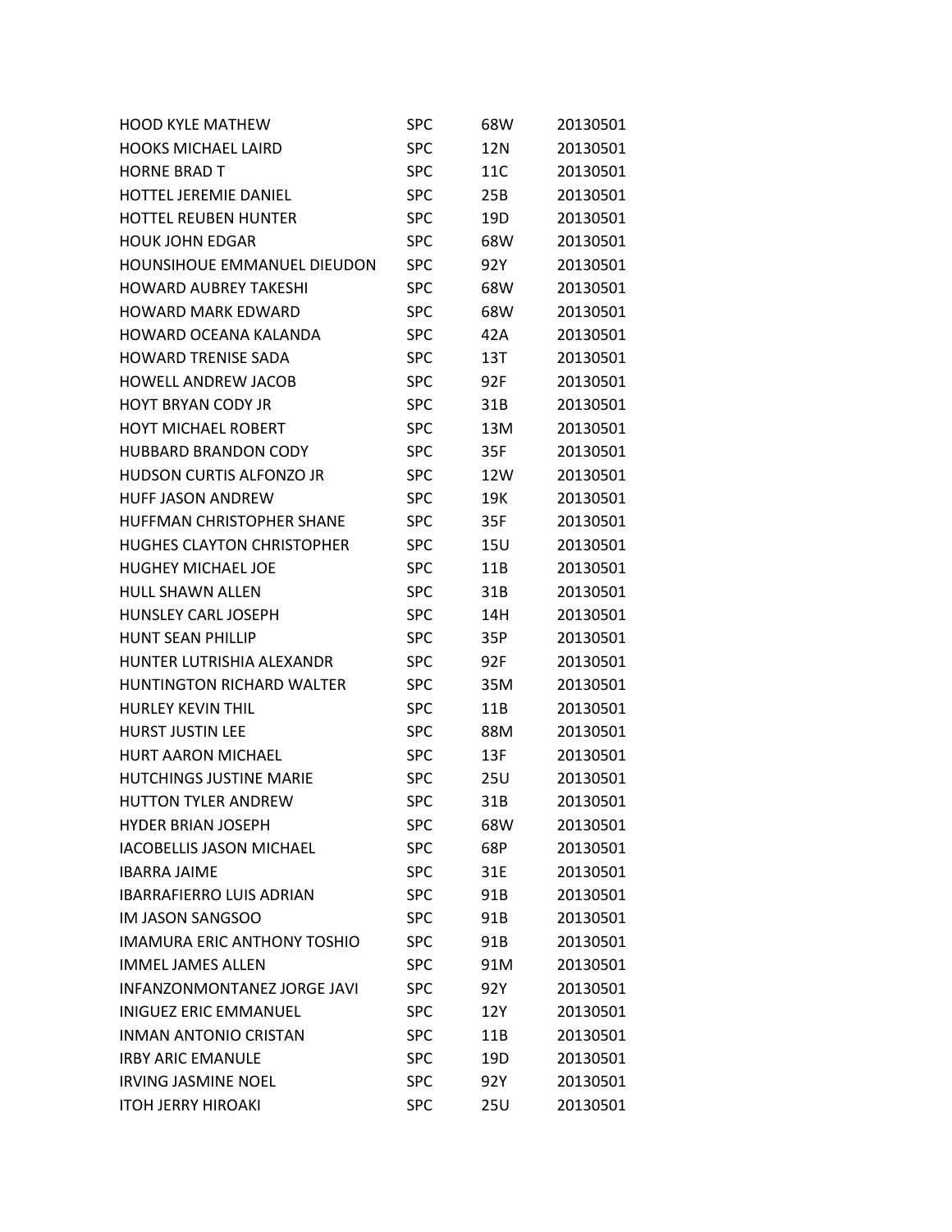| | | | |
|---|---|---|---|
| HOOD KYLE MATHEW | SPC | 68W | 20130501 |
| HOOKS MICHAEL LAIRD | SPC | 12N | 20130501 |
| HORNE BRAD T | SPC | 11C | 20130501 |
| HOTTEL JEREMIE DANIEL | SPC | 25B | 20130501 |
| HOTTEL REUBEN HUNTER | SPC | 19D | 20130501 |
| HOUK JOHN EDGAR | SPC | 68W | 20130501 |
| HOUNSIHOUE EMMANUEL DIEUDON | SPC | 92Y | 20130501 |
| HOWARD AUBREY TAKESHI | SPC | 68W | 20130501 |
| HOWARD MARK EDWARD | SPC | 68W | 20130501 |
| HOWARD OCEANA KALANDA | SPC | 42A | 20130501 |
| HOWARD TRENISE SADA | SPC | 13T | 20130501 |
| HOWELL ANDREW JACOB | SPC | 92F | 20130501 |
| HOYT BRYAN CODY JR | SPC | 31B | 20130501 |
| HOYT MICHAEL ROBERT | SPC | 13M | 20130501 |
| HUBBARD BRANDON CODY | SPC | 35F | 20130501 |
| HUDSON CURTIS ALFONZO JR | SPC | 12W | 20130501 |
| HUFF JASON ANDREW | SPC | 19K | 20130501 |
| HUFFMAN CHRISTOPHER SHANE | SPC | 35F | 20130501 |
| HUGHES CLAYTON CHRISTOPHER | SPC | 15U | 20130501 |
| HUGHEY MICHAEL JOE | SPC | 11B | 20130501 |
| HULL SHAWN ALLEN | SPC | 31B | 20130501 |
| HUNSLEY CARL JOSEPH | SPC | 14H | 20130501 |
| HUNT SEAN PHILLIP | SPC | 35P | 20130501 |
| HUNTER LUTRISHIA ALEXANDR | SPC | 92F | 20130501 |
| HUNTINGTON RICHARD WALTER | SPC | 35M | 20130501 |
| HURLEY KEVIN THIL | SPC | 11B | 20130501 |
| HURST JUSTIN LEE | SPC | 88M | 20130501 |
| HURT AARON MICHAEL | SPC | 13F | 20130501 |
| HUTCHINGS JUSTINE MARIE | SPC | 25U | 20130501 |
| HUTTON TYLER ANDREW | SPC | 31B | 20130501 |
| HYDER BRIAN JOSEPH | SPC | 68W | 20130501 |
| IACOBELLIS JASON MICHAEL | SPC | 68P | 20130501 |
| IBARRA JAIME | SPC | 31E | 20130501 |
| IBARRAFIERRO LUIS ADRIAN | SPC | 91B | 20130501 |
| IM JASON SANGSOO | SPC | 91B | 20130501 |
| IMAMURA ERIC ANTHONY TOSHIO | SPC | 91B | 20130501 |
| IMMEL JAMES ALLEN | SPC | 91M | 20130501 |
| INFANZONMONTANEZ JORGE JAVI | SPC | 92Y | 20130501 |
| INIGUEZ ERIC EMMANUEL | SPC | 12Y | 20130501 |
| INMAN ANTONIO CRISTAN | SPC | 11B | 20130501 |
| IRBY ARIC EMANULE | SPC | 19D | 20130501 |
| IRVING JASMINE NOEL | SPC | 92Y | 20130501 |
| ITOH JERRY HIROAKI | SPC | 25U | 20130501 |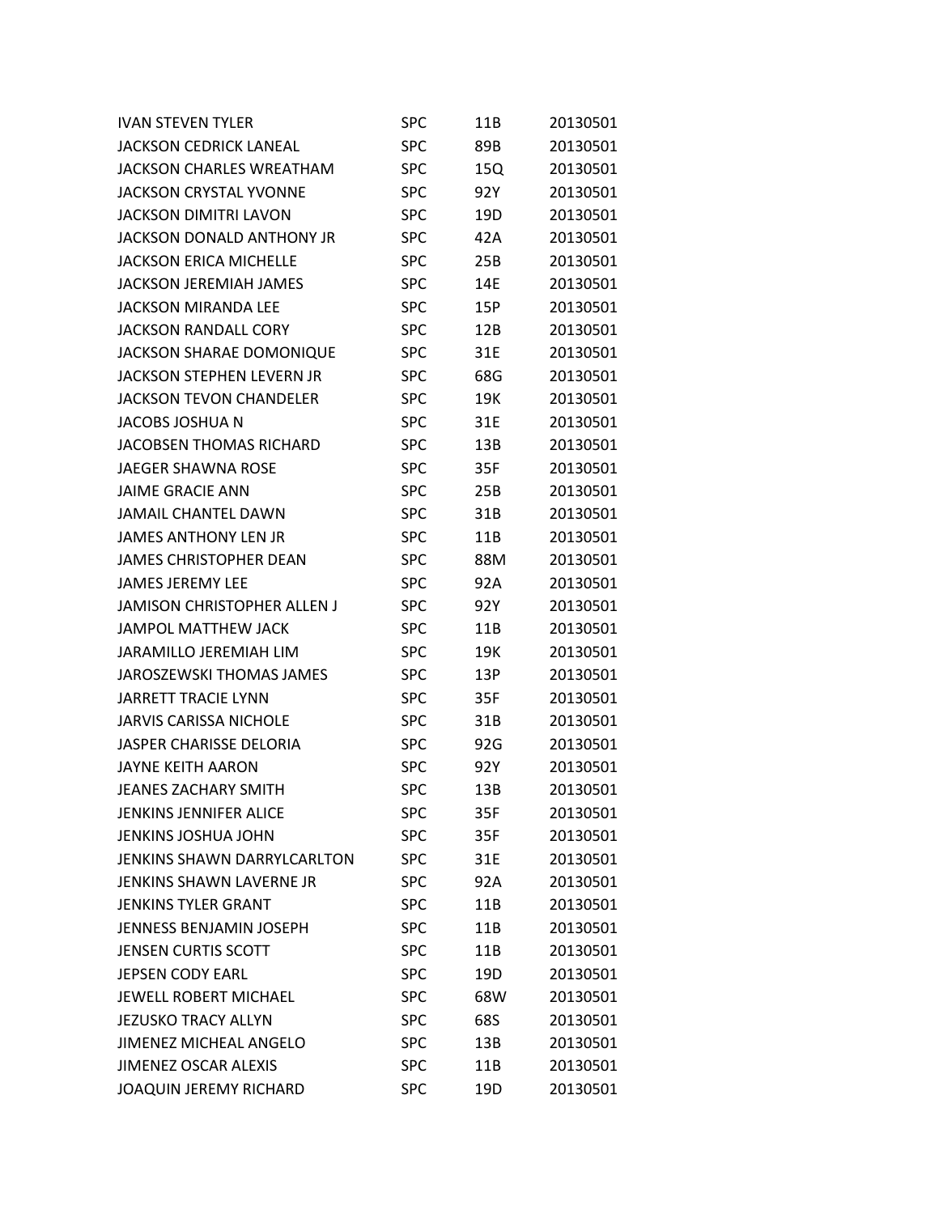| | | | |
|---|---|---|---|
| IVAN STEVEN TYLER | SPC | 11B | 20130501 |
| JACKSON CEDRICK LANEAL | SPC | 89B | 20130501 |
| JACKSON CHARLES WREATHAM | SPC | 15Q | 20130501 |
| JACKSON CRYSTAL YVONNE | SPC | 92Y | 20130501 |
| JACKSON DIMITRI LAVON | SPC | 19D | 20130501 |
| JACKSON DONALD ANTHONY JR | SPC | 42A | 20130501 |
| JACKSON ERICA MICHELLE | SPC | 25B | 20130501 |
| JACKSON JEREMIAH JAMES | SPC | 14E | 20130501 |
| JACKSON MIRANDA LEE | SPC | 15P | 20130501 |
| JACKSON RANDALL CORY | SPC | 12B | 20130501 |
| JACKSON SHARAE DOMONIQUE | SPC | 31E | 20130501 |
| JACKSON STEPHEN LEVERN JR | SPC | 68G | 20130501 |
| JACKSON TEVON CHANDELER | SPC | 19K | 20130501 |
| JACOBS JOSHUA N | SPC | 31E | 20130501 |
| JACOBSEN THOMAS RICHARD | SPC | 13B | 20130501 |
| JAEGER SHAWNA ROSE | SPC | 35F | 20130501 |
| JAIME GRACIE ANN | SPC | 25B | 20130501 |
| JAMAIL CHANTEL DAWN | SPC | 31B | 20130501 |
| JAMES ANTHONY LEN JR | SPC | 11B | 20130501 |
| JAMES CHRISTOPHER DEAN | SPC | 88M | 20130501 |
| JAMES JEREMY LEE | SPC | 92A | 20130501 |
| JAMISON CHRISTOPHER ALLEN J | SPC | 92Y | 20130501 |
| JAMPOL MATTHEW JACK | SPC | 11B | 20130501 |
| JARAMILLO JEREMIAH LIM | SPC | 19K | 20130501 |
| JAROSZEWSKI THOMAS JAMES | SPC | 13P | 20130501 |
| JARRETT TRACIE LYNN | SPC | 35F | 20130501 |
| JARVIS CARISSA NICHOLE | SPC | 31B | 20130501 |
| JASPER CHARISSE DELORIA | SPC | 92G | 20130501 |
| JAYNE KEITH AARON | SPC | 92Y | 20130501 |
| JEANES ZACHARY SMITH | SPC | 13B | 20130501 |
| JENKINS JENNIFER ALICE | SPC | 35F | 20130501 |
| JENKINS JOSHUA JOHN | SPC | 35F | 20130501 |
| JENKINS SHAWN DARRYLCARLTON | SPC | 31E | 20130501 |
| JENKINS SHAWN LAVERNE JR | SPC | 92A | 20130501 |
| JENKINS TYLER GRANT | SPC | 11B | 20130501 |
| JENNESS BENJAMIN JOSEPH | SPC | 11B | 20130501 |
| JENSEN CURTIS SCOTT | SPC | 11B | 20130501 |
| JEPSEN CODY EARL | SPC | 19D | 20130501 |
| JEWELL ROBERT MICHAEL | SPC | 68W | 20130501 |
| JEZUSKO TRACY ALLYN | SPC | 68S | 20130501 |
| JIMENEZ MICHEAL ANGELO | SPC | 13B | 20130501 |
| JIMENEZ OSCAR ALEXIS | SPC | 11B | 20130501 |
| JOAQUIN JEREMY RICHARD | SPC | 19D | 20130501 |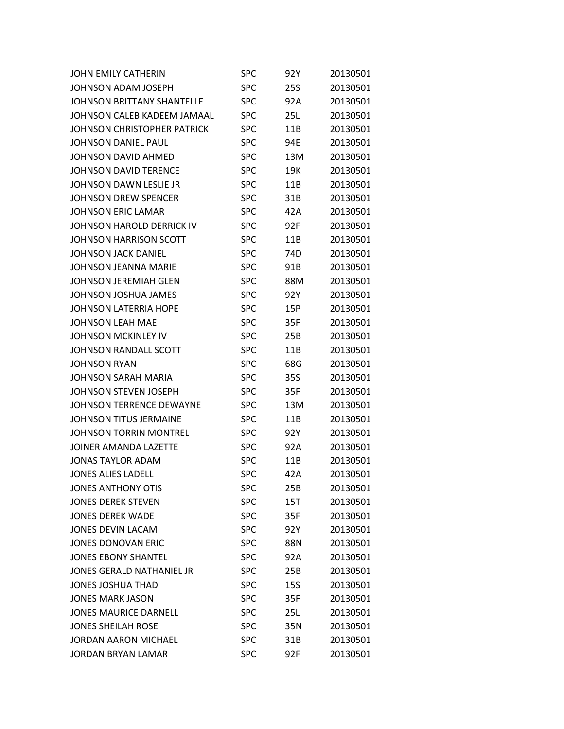| JOHN EMILY CATHERIN | SPC | 92Y | 20130501 |
|---|---|---|---|
| JOHNSON ADAM JOSEPH | SPC | 25S | 20130501 |
| JOHNSON BRITTANY SHANTELLE | SPC | 92A | 20130501 |
| JOHNSON CALEB KADEEM JAMAAL | SPC | 25L | 20130501 |
| JOHNSON CHRISTOPHER PATRICK | SPC | 11B | 20130501 |
| JOHNSON DANIEL PAUL | SPC | 94E | 20130501 |
| JOHNSON DAVID AHMED | SPC | 13M | 20130501 |
| JOHNSON DAVID TERENCE | SPC | 19K | 20130501 |
| JOHNSON DAWN LESLIE JR | SPC | 11B | 20130501 |
| JOHNSON DREW SPENCER | SPC | 31B | 20130501 |
| JOHNSON ERIC LAMAR | SPC | 42A | 20130501 |
| JOHNSON HAROLD DERRICK IV | SPC | 92F | 20130501 |
| JOHNSON HARRISON SCOTT | SPC | 11B | 20130501 |
| JOHNSON JACK DANIEL | SPC | 74D | 20130501 |
| JOHNSON JEANNA MARIE | SPC | 91B | 20130501 |
| JOHNSON JEREMIAH GLEN | SPC | 88M | 20130501 |
| JOHNSON JOSHUA JAMES | SPC | 92Y | 20130501 |
| JOHNSON LATERRIA HOPE | SPC | 15P | 20130501 |
| JOHNSON LEAH MAE | SPC | 35F | 20130501 |
| JOHNSON MCKINLEY IV | SPC | 25B | 20130501 |
| JOHNSON RANDALL SCOTT | SPC | 11B | 20130501 |
| JOHNSON RYAN | SPC | 68G | 20130501 |
| JOHNSON SARAH MARIA | SPC | 35S | 20130501 |
| JOHNSON STEVEN JOSEPH | SPC | 35F | 20130501 |
| JOHNSON TERRENCE DEWAYNE | SPC | 13M | 20130501 |
| JOHNSON TITUS JERMAINE | SPC | 11B | 20130501 |
| JOHNSON TORRIN MONTREL | SPC | 92Y | 20130501 |
| JOINER AMANDA LAZETTE | SPC | 92A | 20130501 |
| JONAS TAYLOR ADAM | SPC | 11B | 20130501 |
| JONES ALIES LADELL | SPC | 42A | 20130501 |
| JONES ANTHONY OTIS | SPC | 25B | 20130501 |
| JONES DEREK STEVEN | SPC | 15T | 20130501 |
| JONES DEREK WADE | SPC | 35F | 20130501 |
| JONES DEVIN LACAM | SPC | 92Y | 20130501 |
| JONES DONOVAN ERIC | SPC | 88N | 20130501 |
| JONES EBONY SHANTEL | SPC | 92A | 20130501 |
| JONES GERALD NATHANIEL JR | SPC | 25B | 20130501 |
| JONES JOSHUA THAD | SPC | 15S | 20130501 |
| JONES MARK JASON | SPC | 35F | 20130501 |
| JONES MAURICE DARNELL | SPC | 25L | 20130501 |
| JONES SHEILAH ROSE | SPC | 35N | 20130501 |
| JORDAN AARON MICHAEL | SPC | 31B | 20130501 |
| JORDAN BRYAN LAMAR | SPC | 92F | 20130501 |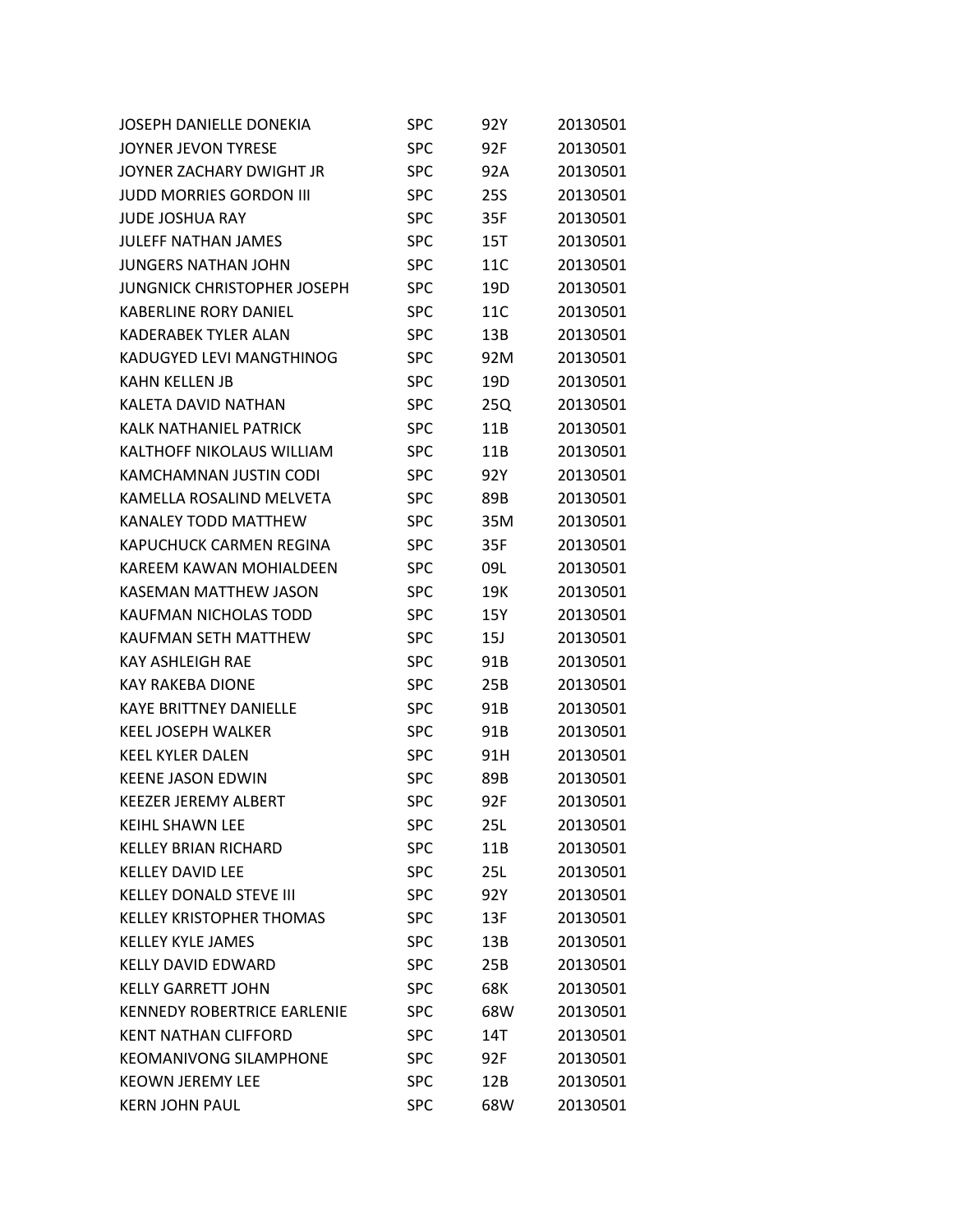| | | | |
|---|---|---|---|
| JOSEPH DANIELLE DONEKIA | SPC | 92Y | 20130501 |
| JOYNER JEVON TYRESE | SPC | 92F | 20130501 |
| JOYNER ZACHARY DWIGHT JR | SPC | 92A | 20130501 |
| JUDD MORRIES GORDON III | SPC | 25S | 20130501 |
| JUDE JOSHUA RAY | SPC | 35F | 20130501 |
| JULEFF NATHAN JAMES | SPC | 15T | 20130501 |
| JUNGERS NATHAN JOHN | SPC | 11C | 20130501 |
| JUNGNICK CHRISTOPHER JOSEPH | SPC | 19D | 20130501 |
| KABERLINE RORY DANIEL | SPC | 11C | 20130501 |
| KADERABEK TYLER ALAN | SPC | 13B | 20130501 |
| KADUGYED LEVI MANGTHINOG | SPC | 92M | 20130501 |
| KAHN KELLEN JB | SPC | 19D | 20130501 |
| KALETA DAVID NATHAN | SPC | 25Q | 20130501 |
| KALK NATHANIEL PATRICK | SPC | 11B | 20130501 |
| KALTHOFF NIKOLAUS WILLIAM | SPC | 11B | 20130501 |
| KAMCHAMNAN JUSTIN CODI | SPC | 92Y | 20130501 |
| KAMELLA ROSALIND MELVETA | SPC | 89B | 20130501 |
| KANALEY TODD MATTHEW | SPC | 35M | 20130501 |
| KAPUCHUCK CARMEN REGINA | SPC | 35F | 20130501 |
| KAREEM KAWAN MOHIALDEEN | SPC | 09L | 20130501 |
| KASEMAN MATTHEW JASON | SPC | 19K | 20130501 |
| KAUFMAN NICHOLAS TODD | SPC | 15Y | 20130501 |
| KAUFMAN SETH MATTHEW | SPC | 15J | 20130501 |
| KAY ASHLEIGH RAE | SPC | 91B | 20130501 |
| KAY RAKEBA DIONE | SPC | 25B | 20130501 |
| KAYE BRITTNEY DANIELLE | SPC | 91B | 20130501 |
| KEEL JOSEPH WALKER | SPC | 91B | 20130501 |
| KEEL KYLER DALEN | SPC | 91H | 20130501 |
| KEENE JASON EDWIN | SPC | 89B | 20130501 |
| KEEZER JEREMY ALBERT | SPC | 92F | 20130501 |
| KEIHL SHAWN LEE | SPC | 25L | 20130501 |
| KELLEY BRIAN RICHARD | SPC | 11B | 20130501 |
| KELLEY DAVID LEE | SPC | 25L | 20130501 |
| KELLEY DONALD STEVE III | SPC | 92Y | 20130501 |
| KELLEY KRISTOPHER THOMAS | SPC | 13F | 20130501 |
| KELLEY KYLE JAMES | SPC | 13B | 20130501 |
| KELLY DAVID EDWARD | SPC | 25B | 20130501 |
| KELLY GARRETT JOHN | SPC | 68K | 20130501 |
| KENNEDY ROBERTRICE EARLENIE | SPC | 68W | 20130501 |
| KENT NATHAN CLIFFORD | SPC | 14T | 20130501 |
| KEOMANIVONG SILAMPHONE | SPC | 92F | 20130501 |
| KEOWN JEREMY LEE | SPC | 12B | 20130501 |
| KERN JOHN PAUL | SPC | 68W | 20130501 |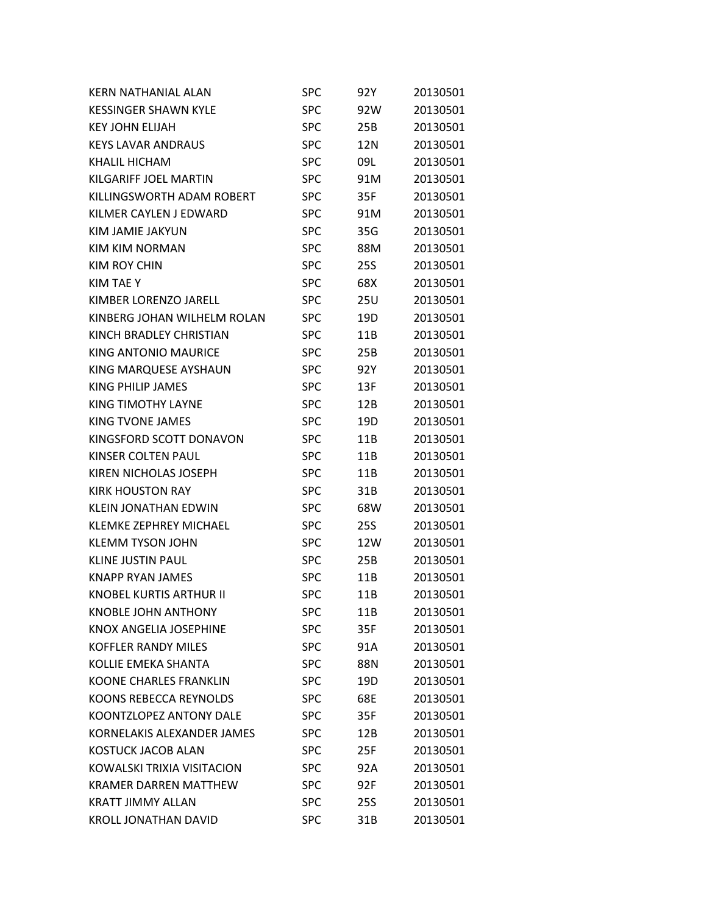| | | | |
|---|---|---|---|
| KERN NATHANIAL ALAN | SPC | 92Y | 20130501 |
| KESSINGER SHAWN KYLE | SPC | 92W | 20130501 |
| KEY JOHN ELIJAH | SPC | 25B | 20130501 |
| KEYS LAVAR ANDRAUS | SPC | 12N | 20130501 |
| KHALIL HICHAM | SPC | 09L | 20130501 |
| KILGARIFF JOEL MARTIN | SPC | 91M | 20130501 |
| KILLINGSWORTH ADAM ROBERT | SPC | 35F | 20130501 |
| KILMER CAYLEN J EDWARD | SPC | 91M | 20130501 |
| KIM JAMIE JAKYUN | SPC | 35G | 20130501 |
| KIM KIM NORMAN | SPC | 88M | 20130501 |
| KIM ROY CHIN | SPC | 25S | 20130501 |
| KIM TAE Y | SPC | 68X | 20130501 |
| KIMBER LORENZO JARELL | SPC | 25U | 20130501 |
| KINBERG JOHAN WILHELM ROLAN | SPC | 19D | 20130501 |
| KINCH BRADLEY CHRISTIAN | SPC | 11B | 20130501 |
| KING ANTONIO MAURICE | SPC | 25B | 20130501 |
| KING MARQUESE AYSHAUN | SPC | 92Y | 20130501 |
| KING PHILIP JAMES | SPC | 13F | 20130501 |
| KING TIMOTHY LAYNE | SPC | 12B | 20130501 |
| KING TVONE JAMES | SPC | 19D | 20130501 |
| KINGSFORD SCOTT DONAVON | SPC | 11B | 20130501 |
| KINSER COLTEN PAUL | SPC | 11B | 20130501 |
| KIREN NICHOLAS JOSEPH | SPC | 11B | 20130501 |
| KIRK HOUSTON RAY | SPC | 31B | 20130501 |
| KLEIN JONATHAN EDWIN | SPC | 68W | 20130501 |
| KLEMKE ZEPHREY MICHAEL | SPC | 25S | 20130501 |
| KLEMM TYSON JOHN | SPC | 12W | 20130501 |
| KLINE JUSTIN PAUL | SPC | 25B | 20130501 |
| KNAPP RYAN JAMES | SPC | 11B | 20130501 |
| KNOBEL KURTIS ARTHUR II | SPC | 11B | 20130501 |
| KNOBLE JOHN ANTHONY | SPC | 11B | 20130501 |
| KNOX ANGELIA JOSEPHINE | SPC | 35F | 20130501 |
| KOFFLER RANDY MILES | SPC | 91A | 20130501 |
| KOLLIE EMEKA SHANTA | SPC | 88N | 20130501 |
| KOONE CHARLES FRANKLIN | SPC | 19D | 20130501 |
| KOONS REBECCA REYNOLDS | SPC | 68E | 20130501 |
| KOONTZLOPEZ ANTONY DALE | SPC | 35F | 20130501 |
| KORNELAKIS ALEXANDER JAMES | SPC | 12B | 20130501 |
| KOSTUCK JACOB ALAN | SPC | 25F | 20130501 |
| KOWALSKI TRIXIA VISITACION | SPC | 92A | 20130501 |
| KRAMER DARREN MATTHEW | SPC | 92F | 20130501 |
| KRATT JIMMY ALLAN | SPC | 25S | 20130501 |
| KROLL JONATHAN DAVID | SPC | 31B | 20130501 |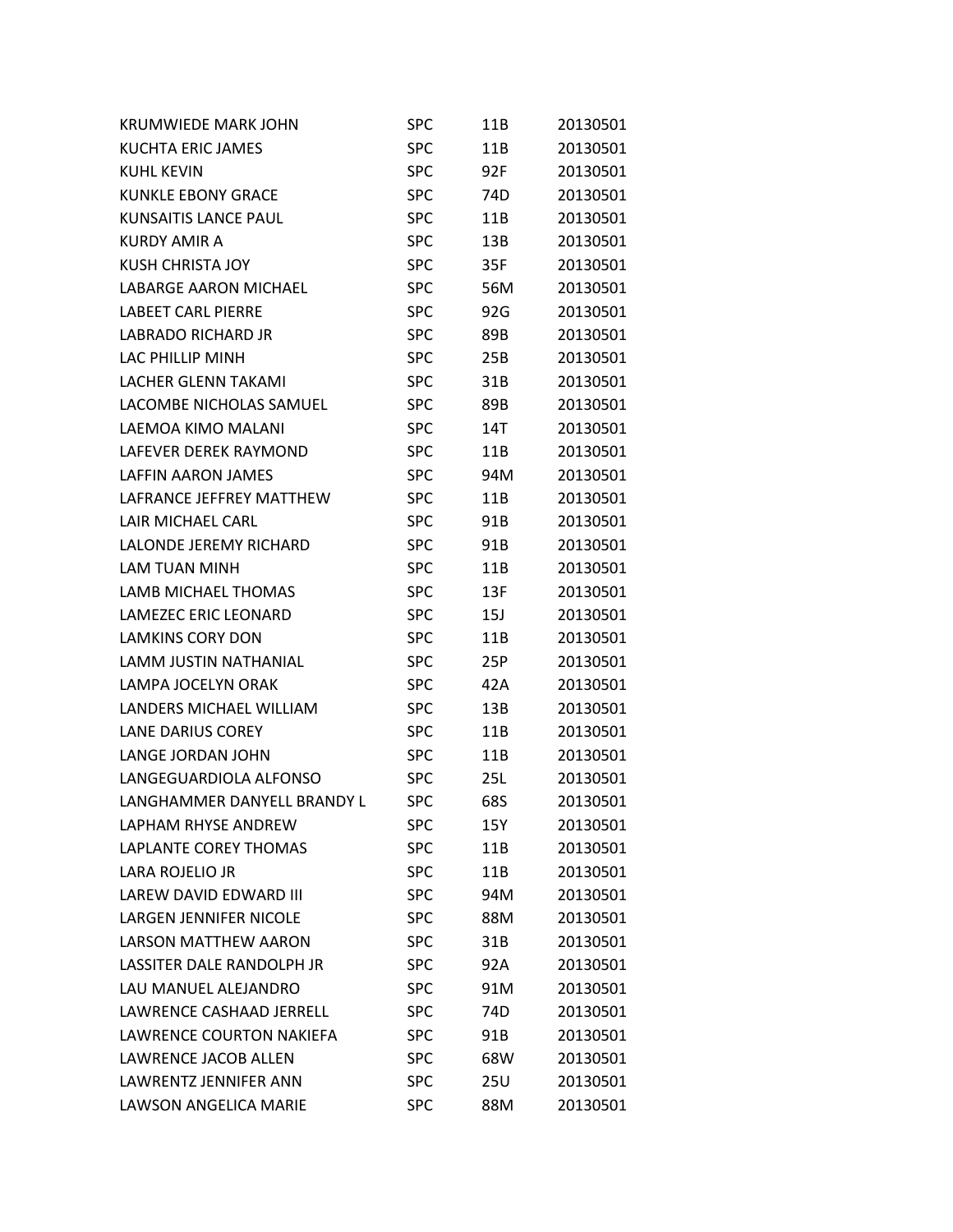| | | | |
|---|---|---|---|
| KRUMWIEDE MARK JOHN | SPC | 11B | 20130501 |
| KUCHTA ERIC JAMES | SPC | 11B | 20130501 |
| KUHL KEVIN | SPC | 92F | 20130501 |
| KUNKLE EBONY GRACE | SPC | 74D | 20130501 |
| KUNSAITIS LANCE PAUL | SPC | 11B | 20130501 |
| KURDY AMIR A | SPC | 13B | 20130501 |
| KUSH CHRISTA JOY | SPC | 35F | 20130501 |
| LABARGE AARON MICHAEL | SPC | 56M | 20130501 |
| LABEET CARL PIERRE | SPC | 92G | 20130501 |
| LABRADO RICHARD JR | SPC | 89B | 20130501 |
| LAC PHILLIP MINH | SPC | 25B | 20130501 |
| LACHER GLENN TAKAMI | SPC | 31B | 20130501 |
| LACOMBE NICHOLAS SAMUEL | SPC | 89B | 20130501 |
| LAEMOA KIMO MALANI | SPC | 14T | 20130501 |
| LAFEVER DEREK RAYMOND | SPC | 11B | 20130501 |
| LAFFIN AARON JAMES | SPC | 94M | 20130501 |
| LAFRANCE JEFFREY MATTHEW | SPC | 11B | 20130501 |
| LAIR MICHAEL CARL | SPC | 91B | 20130501 |
| LALONDE JEREMY RICHARD | SPC | 91B | 20130501 |
| LAM TUAN MINH | SPC | 11B | 20130501 |
| LAMB MICHAEL THOMAS | SPC | 13F | 20130501 |
| LAMEZEC ERIC LEONARD | SPC | 15J | 20130501 |
| LAMKINS CORY DON | SPC | 11B | 20130501 |
| LAMM JUSTIN NATHANIAL | SPC | 25P | 20130501 |
| LAMPA JOCELYN ORAK | SPC | 42A | 20130501 |
| LANDERS MICHAEL WILLIAM | SPC | 13B | 20130501 |
| LANE DARIUS COREY | SPC | 11B | 20130501 |
| LANGE JORDAN JOHN | SPC | 11B | 20130501 |
| LANGEGUARDIOLA ALFONSO | SPC | 25L | 20130501 |
| LANGHAMMER DANYELL BRANDY L | SPC | 68S | 20130501 |
| LAPHAM RHYSE ANDREW | SPC | 15Y | 20130501 |
| LAPLANTE COREY THOMAS | SPC | 11B | 20130501 |
| LARA ROJELIO JR | SPC | 11B | 20130501 |
| LAREW DAVID EDWARD III | SPC | 94M | 20130501 |
| LARGEN JENNIFER NICOLE | SPC | 88M | 20130501 |
| LARSON MATTHEW AARON | SPC | 31B | 20130501 |
| LASSITER DALE RANDOLPH JR | SPC | 92A | 20130501 |
| LAU MANUEL ALEJANDRO | SPC | 91M | 20130501 |
| LAWRENCE CASHAAD JERRELL | SPC | 74D | 20130501 |
| LAWRENCE COURTON NAKIEFA | SPC | 91B | 20130501 |
| LAWRENCE JACOB ALLEN | SPC | 68W | 20130501 |
| LAWRENTZ JENNIFER ANN | SPC | 25U | 20130501 |
| LAWSON ANGELICA MARIE | SPC | 88M | 20130501 |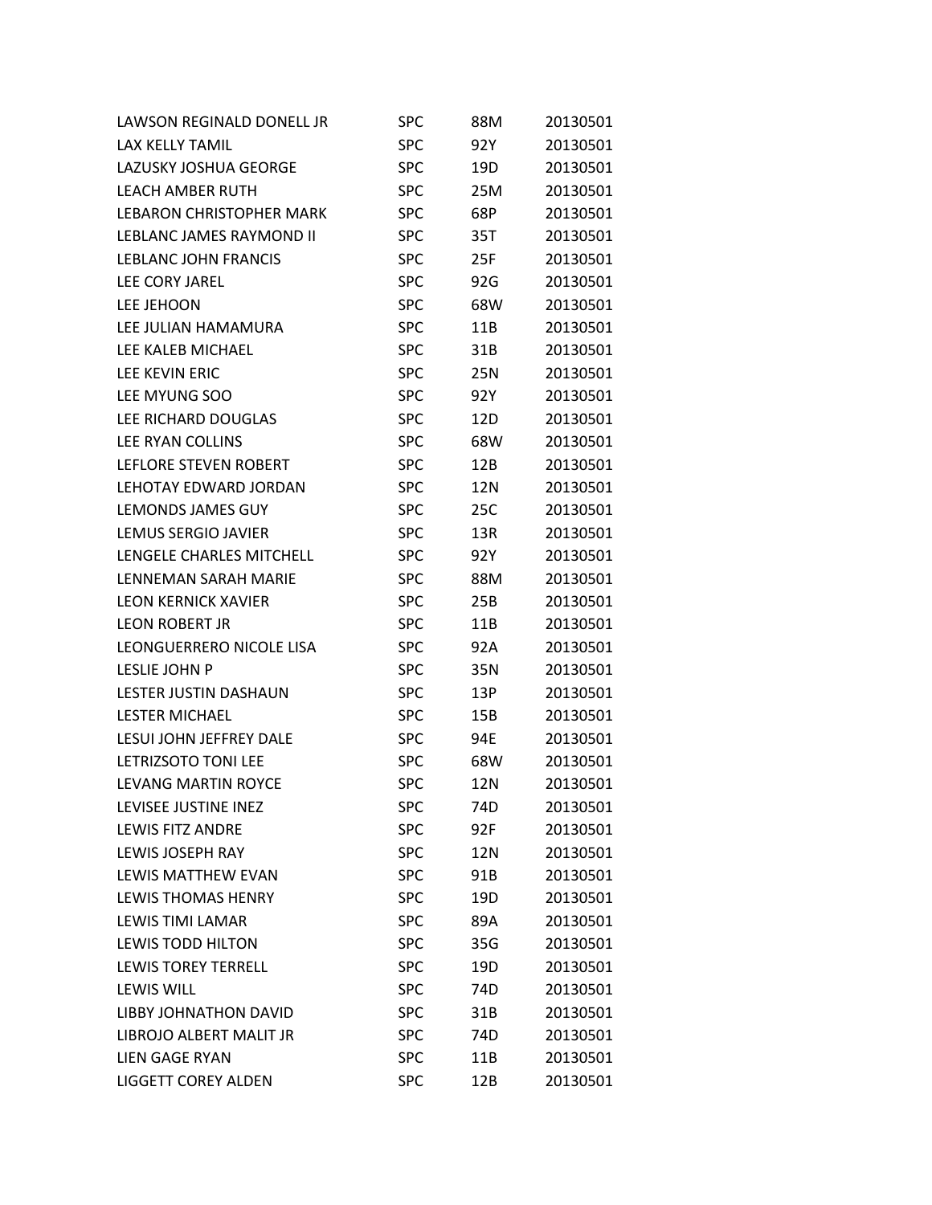| | | | |
|---|---|---|---|
| LAWSON REGINALD DONELL JR | SPC | 88M | 20130501 |
| LAX KELLY TAMIL | SPC | 92Y | 20130501 |
| LAZUSKY JOSHUA GEORGE | SPC | 19D | 20130501 |
| LEACH AMBER RUTH | SPC | 25M | 20130501 |
| LEBARON CHRISTOPHER MARK | SPC | 68P | 20130501 |
| LEBLANC JAMES RAYMOND II | SPC | 35T | 20130501 |
| LEBLANC JOHN FRANCIS | SPC | 25F | 20130501 |
| LEE CORY JAREL | SPC | 92G | 20130501 |
| LEE JEHOON | SPC | 68W | 20130501 |
| LEE JULIAN HAMAMURA | SPC | 11B | 20130501 |
| LEE KALEB MICHAEL | SPC | 31B | 20130501 |
| LEE KEVIN ERIC | SPC | 25N | 20130501 |
| LEE MYUNG SOO | SPC | 92Y | 20130501 |
| LEE RICHARD DOUGLAS | SPC | 12D | 20130501 |
| LEE RYAN COLLINS | SPC | 68W | 20130501 |
| LEFLORE STEVEN ROBERT | SPC | 12B | 20130501 |
| LEHOTAY EDWARD JORDAN | SPC | 12N | 20130501 |
| LEMONDS JAMES GUY | SPC | 25C | 20130501 |
| LEMUS SERGIO JAVIER | SPC | 13R | 20130501 |
| LENGELE CHARLES MITCHELL | SPC | 92Y | 20130501 |
| LENNEMAN SARAH MARIE | SPC | 88M | 20130501 |
| LEON KERNICK XAVIER | SPC | 25B | 20130501 |
| LEON ROBERT JR | SPC | 11B | 20130501 |
| LEONGUERRERO NICOLE LISA | SPC | 92A | 20130501 |
| LESLIE JOHN P | SPC | 35N | 20130501 |
| LESTER JUSTIN DASHAUN | SPC | 13P | 20130501 |
| LESTER MICHAEL | SPC | 15B | 20130501 |
| LESUI JOHN JEFFREY DALE | SPC | 94E | 20130501 |
| LETRIZSOTO TONI LEE | SPC | 68W | 20130501 |
| LEVANG MARTIN ROYCE | SPC | 12N | 20130501 |
| LEVISEE JUSTINE INEZ | SPC | 74D | 20130501 |
| LEWIS FITZ ANDRE | SPC | 92F | 20130501 |
| LEWIS JOSEPH RAY | SPC | 12N | 20130501 |
| LEWIS MATTHEW EVAN | SPC | 91B | 20130501 |
| LEWIS THOMAS HENRY | SPC | 19D | 20130501 |
| LEWIS TIMI LAMAR | SPC | 89A | 20130501 |
| LEWIS TODD HILTON | SPC | 35G | 20130501 |
| LEWIS TOREY TERRELL | SPC | 19D | 20130501 |
| LEWIS WILL | SPC | 74D | 20130501 |
| LIBBY JOHNATHON DAVID | SPC | 31B | 20130501 |
| LIBROJO ALBERT MALIT JR | SPC | 74D | 20130501 |
| LIEN GAGE RYAN | SPC | 11B | 20130501 |
| LIGGETT COREY ALDEN | SPC | 12B | 20130501 |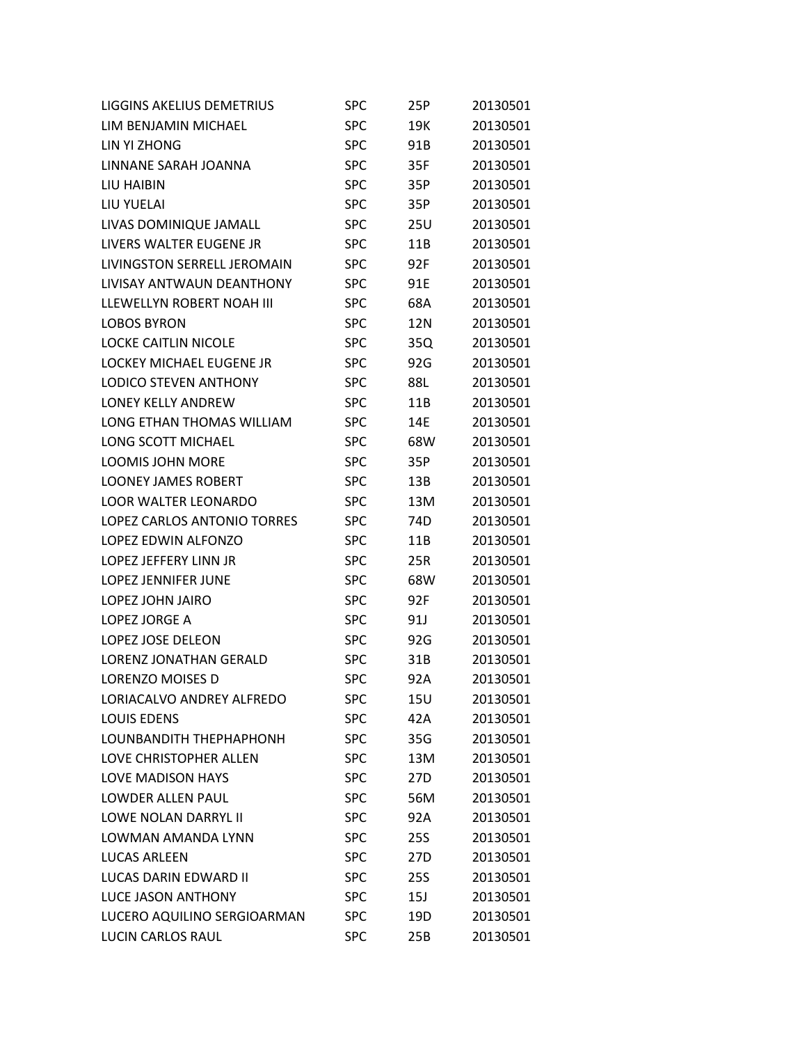| | | | |
|---|---|---|---|
| LIGGINS AKELIUS DEMETRIUS | SPC | 25P | 20130501 |
| LIM BENJAMIN MICHAEL | SPC | 19K | 20130501 |
| LIN YI ZHONG | SPC | 91B | 20130501 |
| LINNANE SARAH JOANNA | SPC | 35F | 20130501 |
| LIU HAIBIN | SPC | 35P | 20130501 |
| LIU YUELAI | SPC | 35P | 20130501 |
| LIVAS DOMINIQUE JAMALL | SPC | 25U | 20130501 |
| LIVERS WALTER EUGENE JR | SPC | 11B | 20130501 |
| LIVINGSTON SERRELL JEROMAIN | SPC | 92F | 20130501 |
| LIVISAY ANTWAUN DEANTHONY | SPC | 91E | 20130501 |
| LLEWELLYN ROBERT NOAH III | SPC | 68A | 20130501 |
| LOBOS BYRON | SPC | 12N | 20130501 |
| LOCKE CAITLIN NICOLE | SPC | 35Q | 20130501 |
| LOCKEY MICHAEL EUGENE JR | SPC | 92G | 20130501 |
| LODICO STEVEN ANTHONY | SPC | 88L | 20130501 |
| LONEY KELLY ANDREW | SPC | 11B | 20130501 |
| LONG ETHAN THOMAS WILLIAM | SPC | 14E | 20130501 |
| LONG SCOTT MICHAEL | SPC | 68W | 20130501 |
| LOOMIS JOHN MORE | SPC | 35P | 20130501 |
| LOONEY JAMES ROBERT | SPC | 13B | 20130501 |
| LOOR WALTER LEONARDO | SPC | 13M | 20130501 |
| LOPEZ CARLOS ANTONIO TORRES | SPC | 74D | 20130501 |
| LOPEZ EDWIN ALFONZO | SPC | 11B | 20130501 |
| LOPEZ JEFFERY LINN JR | SPC | 25R | 20130501 |
| LOPEZ JENNIFER JUNE | SPC | 68W | 20130501 |
| LOPEZ JOHN JAIRO | SPC | 92F | 20130501 |
| LOPEZ JORGE A | SPC | 91J | 20130501 |
| LOPEZ JOSE DELEON | SPC | 92G | 20130501 |
| LORENZ JONATHAN GERALD | SPC | 31B | 20130501 |
| LORENZO MOISES D | SPC | 92A | 20130501 |
| LORIACALVO ANDREY ALFREDO | SPC | 15U | 20130501 |
| LOUIS EDENS | SPC | 42A | 20130501 |
| LOUNBANDITH THEPHAPHONH | SPC | 35G | 20130501 |
| LOVE CHRISTOPHER ALLEN | SPC | 13M | 20130501 |
| LOVE MADISON HAYS | SPC | 27D | 20130501 |
| LOWDER ALLEN PAUL | SPC | 56M | 20130501 |
| LOWE NOLAN DARRYL II | SPC | 92A | 20130501 |
| LOWMAN AMANDA LYNN | SPC | 25S | 20130501 |
| LUCAS ARLEEN | SPC | 27D | 20130501 |
| LUCAS DARIN EDWARD II | SPC | 25S | 20130501 |
| LUCE JASON ANTHONY | SPC | 15J | 20130501 |
| LUCERO AQUILINO SERGIOARMAN | SPC | 19D | 20130501 |
| LUCIN CARLOS RAUL | SPC | 25B | 20130501 |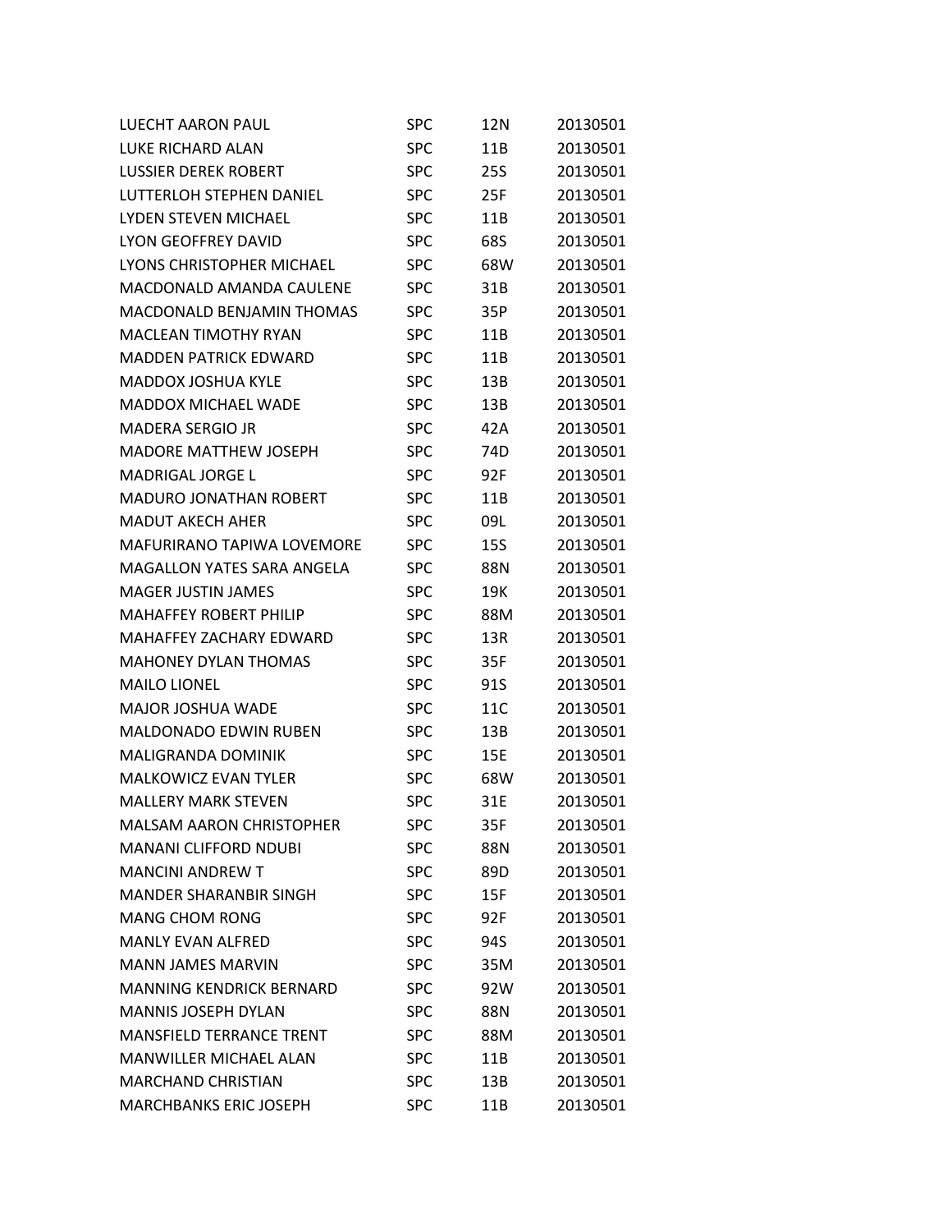| | | | |
|---|---|---|---|
| LUECHT AARON PAUL | SPC | 12N | 20130501 |
| LUKE RICHARD ALAN | SPC | 11B | 20130501 |
| LUSSIER DEREK ROBERT | SPC | 25S | 20130501 |
| LUTTERLOH STEPHEN DANIEL | SPC | 25F | 20130501 |
| LYDEN STEVEN MICHAEL | SPC | 11B | 20130501 |
| LYON GEOFFREY DAVID | SPC | 68S | 20130501 |
| LYONS CHRISTOPHER MICHAEL | SPC | 68W | 20130501 |
| MACDONALD AMANDA CAULENE | SPC | 31B | 20130501 |
| MACDONALD BENJAMIN THOMAS | SPC | 35P | 20130501 |
| MACLEAN TIMOTHY RYAN | SPC | 11B | 20130501 |
| MADDEN PATRICK EDWARD | SPC | 11B | 20130501 |
| MADDOX JOSHUA KYLE | SPC | 13B | 20130501 |
| MADDOX MICHAEL WADE | SPC | 13B | 20130501 |
| MADERA SERGIO JR | SPC | 42A | 20130501 |
| MADORE MATTHEW JOSEPH | SPC | 74D | 20130501 |
| MADRIGAL JORGE L | SPC | 92F | 20130501 |
| MADURO JONATHAN ROBERT | SPC | 11B | 20130501 |
| MADUT AKECH AHER | SPC | 09L | 20130501 |
| MAFURIRANO TAPIWA LOVEMORE | SPC | 15S | 20130501 |
| MAGALLON YATES SARA ANGELA | SPC | 88N | 20130501 |
| MAGER JUSTIN JAMES | SPC | 19K | 20130501 |
| MAHAFFEY ROBERT PHILIP | SPC | 88M | 20130501 |
| MAHAFFEY ZACHARY EDWARD | SPC | 13R | 20130501 |
| MAHONEY DYLAN THOMAS | SPC | 35F | 20130501 |
| MAILO LIONEL | SPC | 91S | 20130501 |
| MAJOR JOSHUA WADE | SPC | 11C | 20130501 |
| MALDONADO EDWIN RUBEN | SPC | 13B | 20130501 |
| MALIGRANDA DOMINIK | SPC | 15E | 20130501 |
| MALKOWICZ EVAN TYLER | SPC | 68W | 20130501 |
| MALLERY MARK STEVEN | SPC | 31E | 20130501 |
| MALSAM AARON CHRISTOPHER | SPC | 35F | 20130501 |
| MANANI CLIFFORD NDUBI | SPC | 88N | 20130501 |
| MANCINI ANDREW T | SPC | 89D | 20130501 |
| MANDER SHARANBIR SINGH | SPC | 15F | 20130501 |
| MANG CHOM RONG | SPC | 92F | 20130501 |
| MANLY EVAN ALFRED | SPC | 94S | 20130501 |
| MANN JAMES MARVIN | SPC | 35M | 20130501 |
| MANNING KENDRICK BERNARD | SPC | 92W | 20130501 |
| MANNIS JOSEPH DYLAN | SPC | 88N | 20130501 |
| MANSFIELD TERRANCE TRENT | SPC | 88M | 20130501 |
| MANWILLER MICHAEL ALAN | SPC | 11B | 20130501 |
| MARCHAND CHRISTIAN | SPC | 13B | 20130501 |
| MARCHBANKS ERIC JOSEPH | SPC | 11B | 20130501 |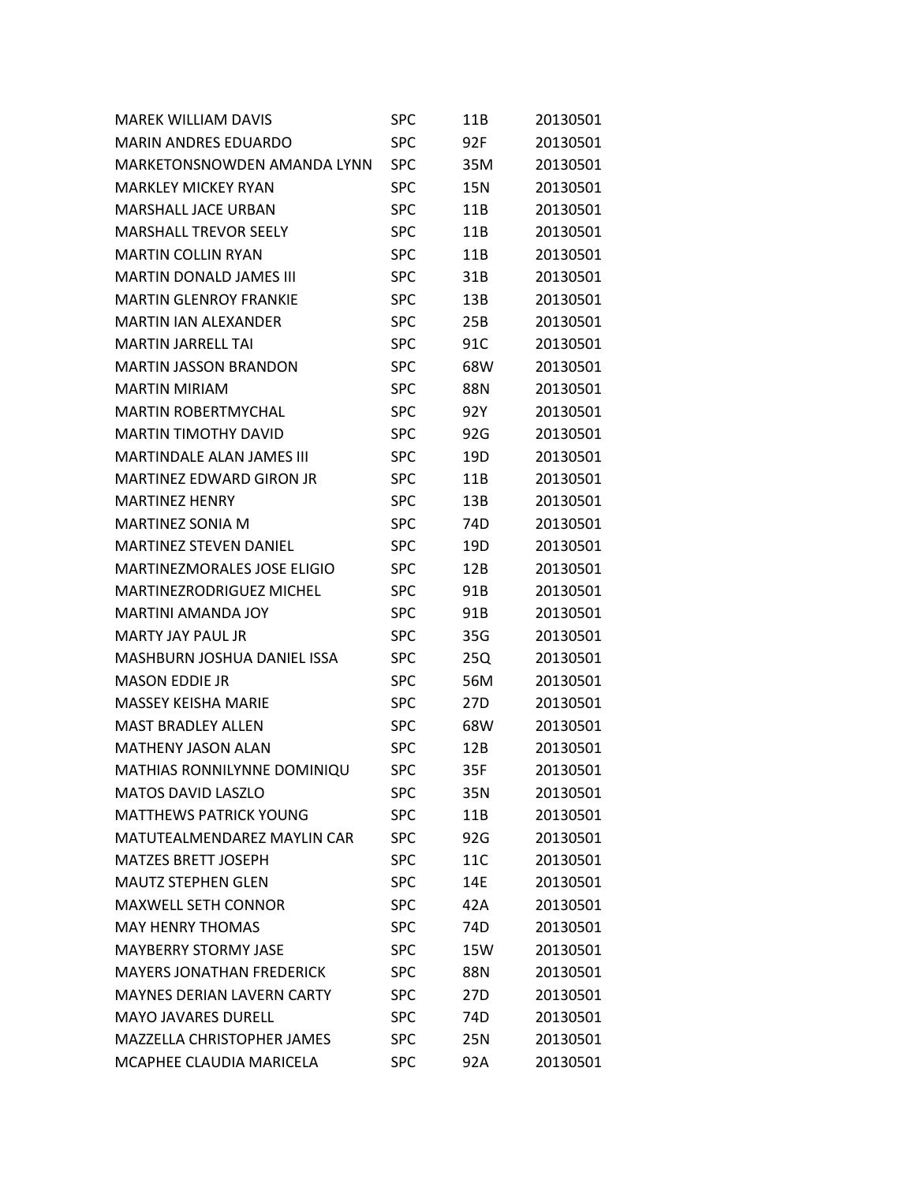| | | | |
|---|---|---|---|
| MAREK WILLIAM DAVIS | SPC | 11B | 20130501 |
| MARIN ANDRES EDUARDO | SPC | 92F | 20130501 |
| MARKETONSNOWDEN AMANDA LYNN | SPC | 35M | 20130501 |
| MARKLEY MICKEY RYAN | SPC | 15N | 20130501 |
| MARSHALL JACE URBAN | SPC | 11B | 20130501 |
| MARSHALL TREVOR SEELY | SPC | 11B | 20130501 |
| MARTIN COLLIN RYAN | SPC | 11B | 20130501 |
| MARTIN DONALD JAMES III | SPC | 31B | 20130501 |
| MARTIN GLENROY FRANKIE | SPC | 13B | 20130501 |
| MARTIN IAN ALEXANDER | SPC | 25B | 20130501 |
| MARTIN JARRELL TAI | SPC | 91C | 20130501 |
| MARTIN JASSON BRANDON | SPC | 68W | 20130501 |
| MARTIN MIRIAM | SPC | 88N | 20130501 |
| MARTIN ROBERTMYCHAL | SPC | 92Y | 20130501 |
| MARTIN TIMOTHY DAVID | SPC | 92G | 20130501 |
| MARTINDALE ALAN JAMES III | SPC | 19D | 20130501 |
| MARTINEZ EDWARD GIRON JR | SPC | 11B | 20130501 |
| MARTINEZ HENRY | SPC | 13B | 20130501 |
| MARTINEZ SONIA M | SPC | 74D | 20130501 |
| MARTINEZ STEVEN DANIEL | SPC | 19D | 20130501 |
| MARTINEZMORALES JOSE ELIGIO | SPC | 12B | 20130501 |
| MARTINEZRODRIGUEZ MICHEL | SPC | 91B | 20130501 |
| MARTINI AMANDA JOY | SPC | 91B | 20130501 |
| MARTY JAY PAUL JR | SPC | 35G | 20130501 |
| MASHBURN JOSHUA DANIEL ISSA | SPC | 25Q | 20130501 |
| MASON EDDIE JR | SPC | 56M | 20130501 |
| MASSEY KEISHA MARIE | SPC | 27D | 20130501 |
| MAST BRADLEY ALLEN | SPC | 68W | 20130501 |
| MATHENY JASON ALAN | SPC | 12B | 20130501 |
| MATHIAS RONNILYNNE DOMINIQU | SPC | 35F | 20130501 |
| MATOS DAVID LASZLO | SPC | 35N | 20130501 |
| MATTHEWS PATRICK YOUNG | SPC | 11B | 20130501 |
| MATUTEALMENDAREZ MAYLIN CAR | SPC | 92G | 20130501 |
| MATZES BRETT JOSEPH | SPC | 11C | 20130501 |
| MAUTZ STEPHEN GLEN | SPC | 14E | 20130501 |
| MAXWELL SETH CONNOR | SPC | 42A | 20130501 |
| MAY HENRY THOMAS | SPC | 74D | 20130501 |
| MAYBERRY STORMY JASE | SPC | 15W | 20130501 |
| MAYERS JONATHAN FREDERICK | SPC | 88N | 20130501 |
| MAYNES DERIAN LAVERN CARTY | SPC | 27D | 20130501 |
| MAYO JAVARES DURELL | SPC | 74D | 20130501 |
| MAZZELLA CHRISTOPHER JAMES | SPC | 25N | 20130501 |
| MCAPHEE CLAUDIA MARICELA | SPC | 92A | 20130501 |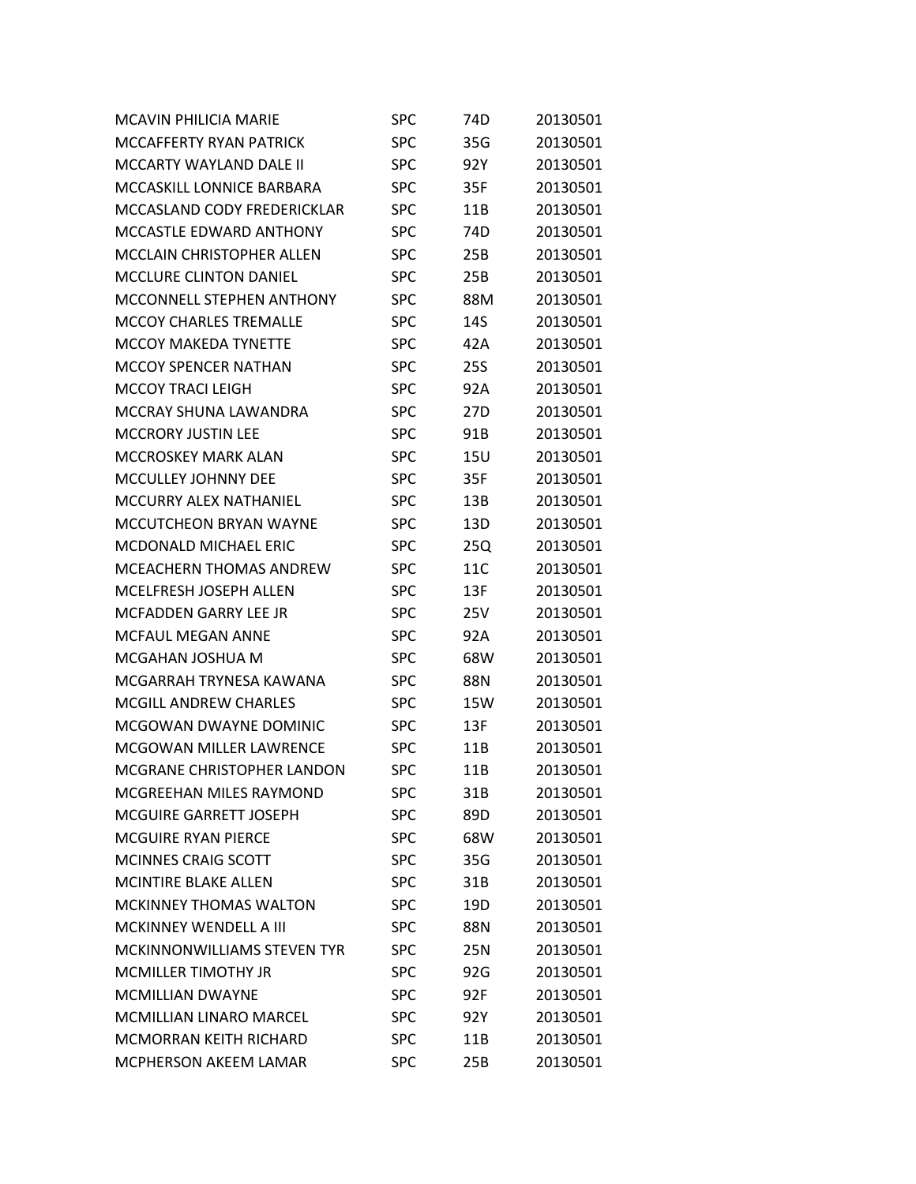| | | | |
|---|---|---|---|
| MCAVIN PHILICIA MARIE | SPC | 74D | 20130501 |
| MCCAFFERTY RYAN PATRICK | SPC | 35G | 20130501 |
| MCCARTY WAYLAND DALE II | SPC | 92Y | 20130501 |
| MCCASKILL LONNICE BARBARA | SPC | 35F | 20130501 |
| MCCASLAND CODY FREDERICKLAR | SPC | 11B | 20130501 |
| MCCASTLE EDWARD ANTHONY | SPC | 74D | 20130501 |
| MCCLAIN CHRISTOPHER ALLEN | SPC | 25B | 20130501 |
| MCCLURE CLINTON DANIEL | SPC | 25B | 20130501 |
| MCCONNELL STEPHEN ANTHONY | SPC | 88M | 20130501 |
| MCCOY CHARLES TREMALLE | SPC | 14S | 20130501 |
| MCCOY MAKEDA TYNETTE | SPC | 42A | 20130501 |
| MCCOY SPENCER NATHAN | SPC | 25S | 20130501 |
| MCCOY TRACI LEIGH | SPC | 92A | 20130501 |
| MCCRAY SHUNA LAWANDRA | SPC | 27D | 20130501 |
| MCCRORY JUSTIN LEE | SPC | 91B | 20130501 |
| MCCROSKEY MARK ALAN | SPC | 15U | 20130501 |
| MCCULLEY JOHNNY DEE | SPC | 35F | 20130501 |
| MCCURRY ALEX NATHANIEL | SPC | 13B | 20130501 |
| MCCUTCHEON BRYAN WAYNE | SPC | 13D | 20130501 |
| MCDONALD MICHAEL ERIC | SPC | 25Q | 20130501 |
| MCEACHERN THOMAS ANDREW | SPC | 11C | 20130501 |
| MCELFRESH JOSEPH ALLEN | SPC | 13F | 20130501 |
| MCFADDEN GARRY LEE JR | SPC | 25V | 20130501 |
| MCFAUL MEGAN ANNE | SPC | 92A | 20130501 |
| MCGAHAN JOSHUA M | SPC | 68W | 20130501 |
| MCGARRAH TRYNESA KAWANA | SPC | 88N | 20130501 |
| MCGILL ANDREW CHARLES | SPC | 15W | 20130501 |
| MCGOWAN DWAYNE DOMINIC | SPC | 13F | 20130501 |
| MCGOWAN MILLER LAWRENCE | SPC | 11B | 20130501 |
| MCGRANE CHRISTOPHER LANDON | SPC | 11B | 20130501 |
| MCGREEHAN MILES RAYMOND | SPC | 31B | 20130501 |
| MCGUIRE GARRETT JOSEPH | SPC | 89D | 20130501 |
| MCGUIRE RYAN PIERCE | SPC | 68W | 20130501 |
| MCINNES CRAIG SCOTT | SPC | 35G | 20130501 |
| MCINTIRE BLAKE ALLEN | SPC | 31B | 20130501 |
| MCKINNEY THOMAS WALTON | SPC | 19D | 20130501 |
| MCKINNEY WENDELL A III | SPC | 88N | 20130501 |
| MCKINNONWILLIAMS STEVEN TYR | SPC | 25N | 20130501 |
| MCMILLER TIMOTHY JR | SPC | 92G | 20130501 |
| MCMILLIAN DWAYNE | SPC | 92F | 20130501 |
| MCMILLIAN LINARO MARCEL | SPC | 92Y | 20130501 |
| MCMORRAN KEITH RICHARD | SPC | 11B | 20130501 |
| MCPHERSON AKEEM LAMAR | SPC | 25B | 20130501 |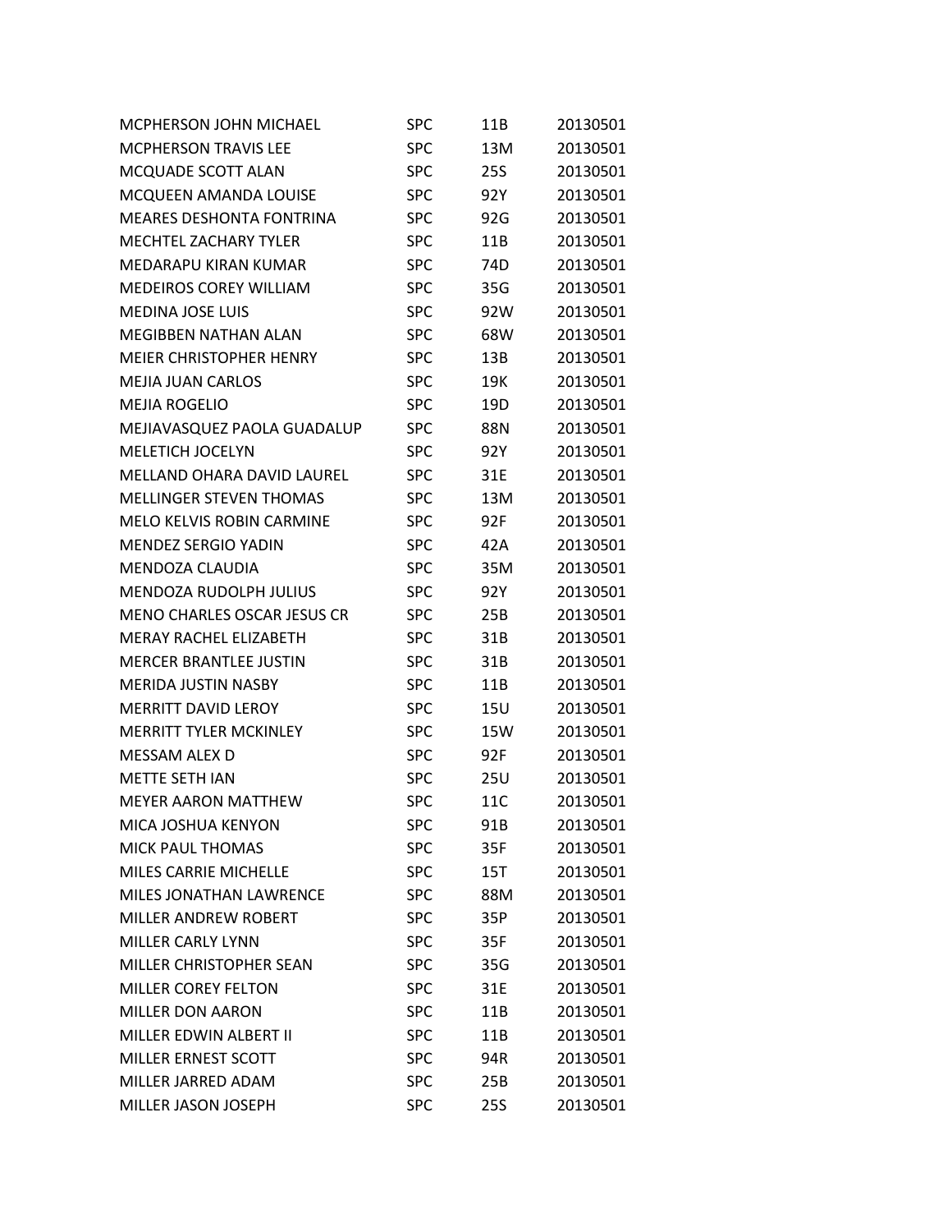| | | | |
|---|---|---|---|
| MCPHERSON JOHN MICHAEL | SPC | 11B | 20130501 |
| MCPHERSON TRAVIS LEE | SPC | 13M | 20130501 |
| MCQUADE SCOTT ALAN | SPC | 25S | 20130501 |
| MCQUEEN AMANDA LOUISE | SPC | 92Y | 20130501 |
| MEARES DESHONTA FONTRINA | SPC | 92G | 20130501 |
| MECHTEL ZACHARY TYLER | SPC | 11B | 20130501 |
| MEDARAPU KIRAN KUMAR | SPC | 74D | 20130501 |
| MEDEIROS COREY WILLIAM | SPC | 35G | 20130501 |
| MEDINA JOSE LUIS | SPC | 92W | 20130501 |
| MEGIBBEN NATHAN ALAN | SPC | 68W | 20130501 |
| MEIER CHRISTOPHER HENRY | SPC | 13B | 20130501 |
| MEJIA JUAN CARLOS | SPC | 19K | 20130501 |
| MEJIA ROGELIO | SPC | 19D | 20130501 |
| MEJIAVASQUEZ PAOLA GUADALUP | SPC | 88N | 20130501 |
| MELETICH JOCELYN | SPC | 92Y | 20130501 |
| MELLAND OHARA DAVID LAUREL | SPC | 31E | 20130501 |
| MELLINGER STEVEN THOMAS | SPC | 13M | 20130501 |
| MELO KELVIS ROBIN CARMINE | SPC | 92F | 20130501 |
| MENDEZ SERGIO YADIN | SPC | 42A | 20130501 |
| MENDOZA CLAUDIA | SPC | 35M | 20130501 |
| MENDOZA RUDOLPH JULIUS | SPC | 92Y | 20130501 |
| MENO CHARLES OSCAR JESUS CR | SPC | 25B | 20130501 |
| MERAY RACHEL ELIZABETH | SPC | 31B | 20130501 |
| MERCER BRANTLEE JUSTIN | SPC | 31B | 20130501 |
| MERIDA JUSTIN NASBY | SPC | 11B | 20130501 |
| MERRITT DAVID LEROY | SPC | 15U | 20130501 |
| MERRITT TYLER MCKINLEY | SPC | 15W | 20130501 |
| MESSAM ALEX D | SPC | 92F | 20130501 |
| METTE SETH IAN | SPC | 25U | 20130501 |
| MEYER AARON MATTHEW | SPC | 11C | 20130501 |
| MICA JOSHUA KENYON | SPC | 91B | 20130501 |
| MICK PAUL THOMAS | SPC | 35F | 20130501 |
| MILES CARRIE MICHELLE | SPC | 15T | 20130501 |
| MILES JONATHAN LAWRENCE | SPC | 88M | 20130501 |
| MILLER ANDREW ROBERT | SPC | 35P | 20130501 |
| MILLER CARLY LYNN | SPC | 35F | 20130501 |
| MILLER CHRISTOPHER SEAN | SPC | 35G | 20130501 |
| MILLER COREY FELTON | SPC | 31E | 20130501 |
| MILLER DON AARON | SPC | 11B | 20130501 |
| MILLER EDWIN ALBERT II | SPC | 11B | 20130501 |
| MILLER ERNEST SCOTT | SPC | 94R | 20130501 |
| MILLER JARRED ADAM | SPC | 25B | 20130501 |
| MILLER JASON JOSEPH | SPC | 25S | 20130501 |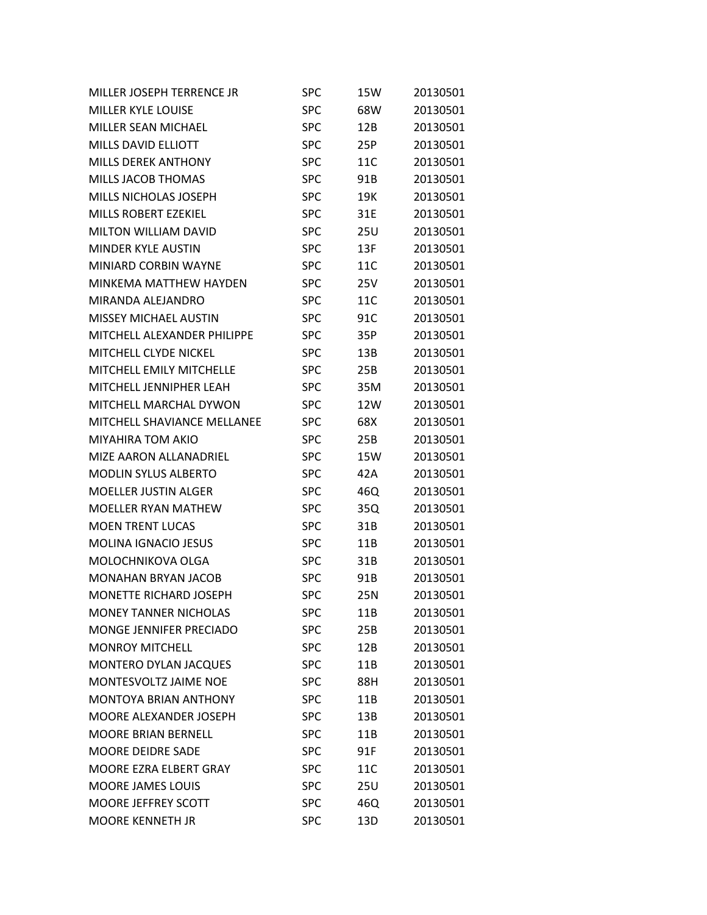| | | | |
|---|---|---|---|
| MILLER JOSEPH TERRENCE JR | SPC | 15W | 20130501 |
| MILLER KYLE LOUISE | SPC | 68W | 20130501 |
| MILLER SEAN MICHAEL | SPC | 12B | 20130501 |
| MILLS DAVID ELLIOTT | SPC | 25P | 20130501 |
| MILLS DEREK ANTHONY | SPC | 11C | 20130501 |
| MILLS JACOB THOMAS | SPC | 91B | 20130501 |
| MILLS NICHOLAS JOSEPH | SPC | 19K | 20130501 |
| MILLS ROBERT EZEKIEL | SPC | 31E | 20130501 |
| MILTON WILLIAM DAVID | SPC | 25U | 20130501 |
| MINDER KYLE AUSTIN | SPC | 13F | 20130501 |
| MINIARD CORBIN WAYNE | SPC | 11C | 20130501 |
| MINKEMA MATTHEW HAYDEN | SPC | 25V | 20130501 |
| MIRANDA ALEJANDRO | SPC | 11C | 20130501 |
| MISSEY MICHAEL AUSTIN | SPC | 91C | 20130501 |
| MITCHELL ALEXANDER PHILIPPE | SPC | 35P | 20130501 |
| MITCHELL CLYDE NICKEL | SPC | 13B | 20130501 |
| MITCHELL EMILY MITCHELLE | SPC | 25B | 20130501 |
| MITCHELL JENNIPHER LEAH | SPC | 35M | 20130501 |
| MITCHELL MARCHAL DYWON | SPC | 12W | 20130501 |
| MITCHELL SHAVIANCE MELLANEE | SPC | 68X | 20130501 |
| MIYAHIRA TOM AKIO | SPC | 25B | 20130501 |
| MIZE AARON ALLANADRIEL | SPC | 15W | 20130501 |
| MODLIN SYLUS ALBERTO | SPC | 42A | 20130501 |
| MOELLER JUSTIN ALGER | SPC | 46Q | 20130501 |
| MOELLER RYAN MATHEW | SPC | 35Q | 20130501 |
| MOEN TRENT LUCAS | SPC | 31B | 20130501 |
| MOLINA IGNACIO JESUS | SPC | 11B | 20130501 |
| MOLOCHNIKOVA OLGA | SPC | 31B | 20130501 |
| MONAHAN BRYAN JACOB | SPC | 91B | 20130501 |
| MONETTE RICHARD JOSEPH | SPC | 25N | 20130501 |
| MONEY TANNER NICHOLAS | SPC | 11B | 20130501 |
| MONGE JENNIFER PRECIADO | SPC | 25B | 20130501 |
| MONROY MITCHELL | SPC | 12B | 20130501 |
| MONTERO DYLAN JACQUES | SPC | 11B | 20130501 |
| MONTESVOLTZ JAIME NOE | SPC | 88H | 20130501 |
| MONTOYA BRIAN ANTHONY | SPC | 11B | 20130501 |
| MOORE ALEXANDER JOSEPH | SPC | 13B | 20130501 |
| MOORE BRIAN BERNELL | SPC | 11B | 20130501 |
| MOORE DEIDRE SADE | SPC | 91F | 20130501 |
| MOORE EZRA ELBERT GRAY | SPC | 11C | 20130501 |
| MOORE JAMES LOUIS | SPC | 25U | 20130501 |
| MOORE JEFFREY SCOTT | SPC | 46Q | 20130501 |
| MOORE KENNETH JR | SPC | 13D | 20130501 |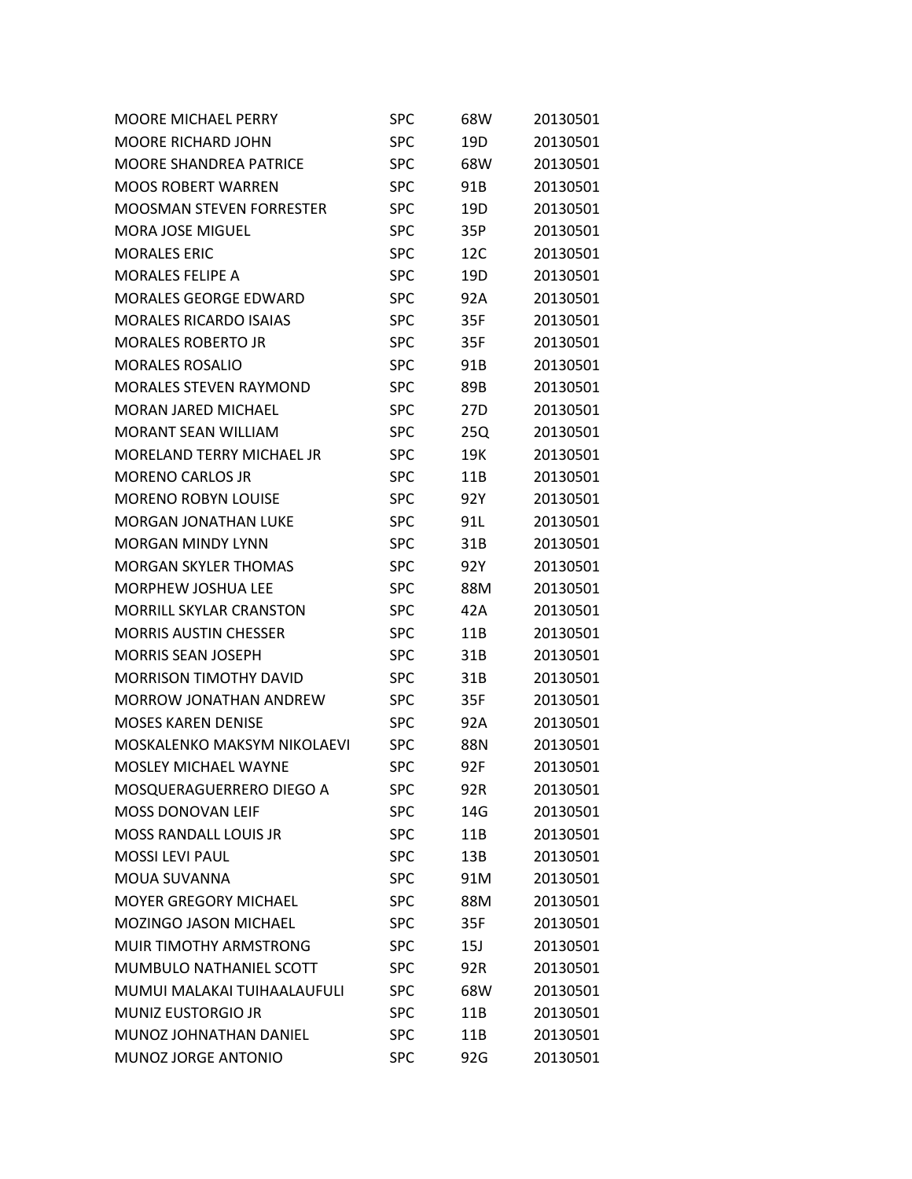| | | | |
|---|---|---|---|
| MOORE MICHAEL PERRY | SPC | 68W | 20130501 |
| MOORE RICHARD JOHN | SPC | 19D | 20130501 |
| MOORE SHANDREA PATRICE | SPC | 68W | 20130501 |
| MOOS ROBERT WARREN | SPC | 91B | 20130501 |
| MOOSMAN STEVEN FORRESTER | SPC | 19D | 20130501 |
| MORA JOSE MIGUEL | SPC | 35P | 20130501 |
| MORALES ERIC | SPC | 12C | 20130501 |
| MORALES FELIPE A | SPC | 19D | 20130501 |
| MORALES GEORGE EDWARD | SPC | 92A | 20130501 |
| MORALES RICARDO ISAIAS | SPC | 35F | 20130501 |
| MORALES ROBERTO JR | SPC | 35F | 20130501 |
| MORALES ROSALIO | SPC | 91B | 20130501 |
| MORALES STEVEN RAYMOND | SPC | 89B | 20130501 |
| MORAN JARED MICHAEL | SPC | 27D | 20130501 |
| MORANT SEAN WILLIAM | SPC | 25Q | 20130501 |
| MORELAND TERRY MICHAEL JR | SPC | 19K | 20130501 |
| MORENO CARLOS JR | SPC | 11B | 20130501 |
| MORENO ROBYN LOUISE | SPC | 92Y | 20130501 |
| MORGAN JONATHAN LUKE | SPC | 91L | 20130501 |
| MORGAN MINDY LYNN | SPC | 31B | 20130501 |
| MORGAN SKYLER THOMAS | SPC | 92Y | 20130501 |
| MORPHEW JOSHUA LEE | SPC | 88M | 20130501 |
| MORRILL SKYLAR CRANSTON | SPC | 42A | 20130501 |
| MORRIS AUSTIN CHESSER | SPC | 11B | 20130501 |
| MORRIS SEAN JOSEPH | SPC | 31B | 20130501 |
| MORRISON TIMOTHY DAVID | SPC | 31B | 20130501 |
| MORROW JONATHAN ANDREW | SPC | 35F | 20130501 |
| MOSES KAREN DENISE | SPC | 92A | 20130501 |
| MOSKALENKO MAKSYM NIKOLAEVI | SPC | 88N | 20130501 |
| MOSLEY MICHAEL WAYNE | SPC | 92F | 20130501 |
| MOSQUERAGUERRERO DIEGO A | SPC | 92R | 20130501 |
| MOSS DONOVAN LEIF | SPC | 14G | 20130501 |
| MOSS RANDALL LOUIS JR | SPC | 11B | 20130501 |
| MOSSI LEVI PAUL | SPC | 13B | 20130501 |
| MOUA SUVANNA | SPC | 91M | 20130501 |
| MOYER GREGORY MICHAEL | SPC | 88M | 20130501 |
| MOZINGO JASON MICHAEL | SPC | 35F | 20130501 |
| MUIR TIMOTHY ARMSTRONG | SPC | 15J | 20130501 |
| MUMBULO NATHANIEL SCOTT | SPC | 92R | 20130501 |
| MUMUI MALAKAI TUIHAALAUFULI | SPC | 68W | 20130501 |
| MUNIZ EUSTORGIO JR | SPC | 11B | 20130501 |
| MUNOZ JOHNATHAN DANIEL | SPC | 11B | 20130501 |
| MUNOZ JORGE ANTONIO | SPC | 92G | 20130501 |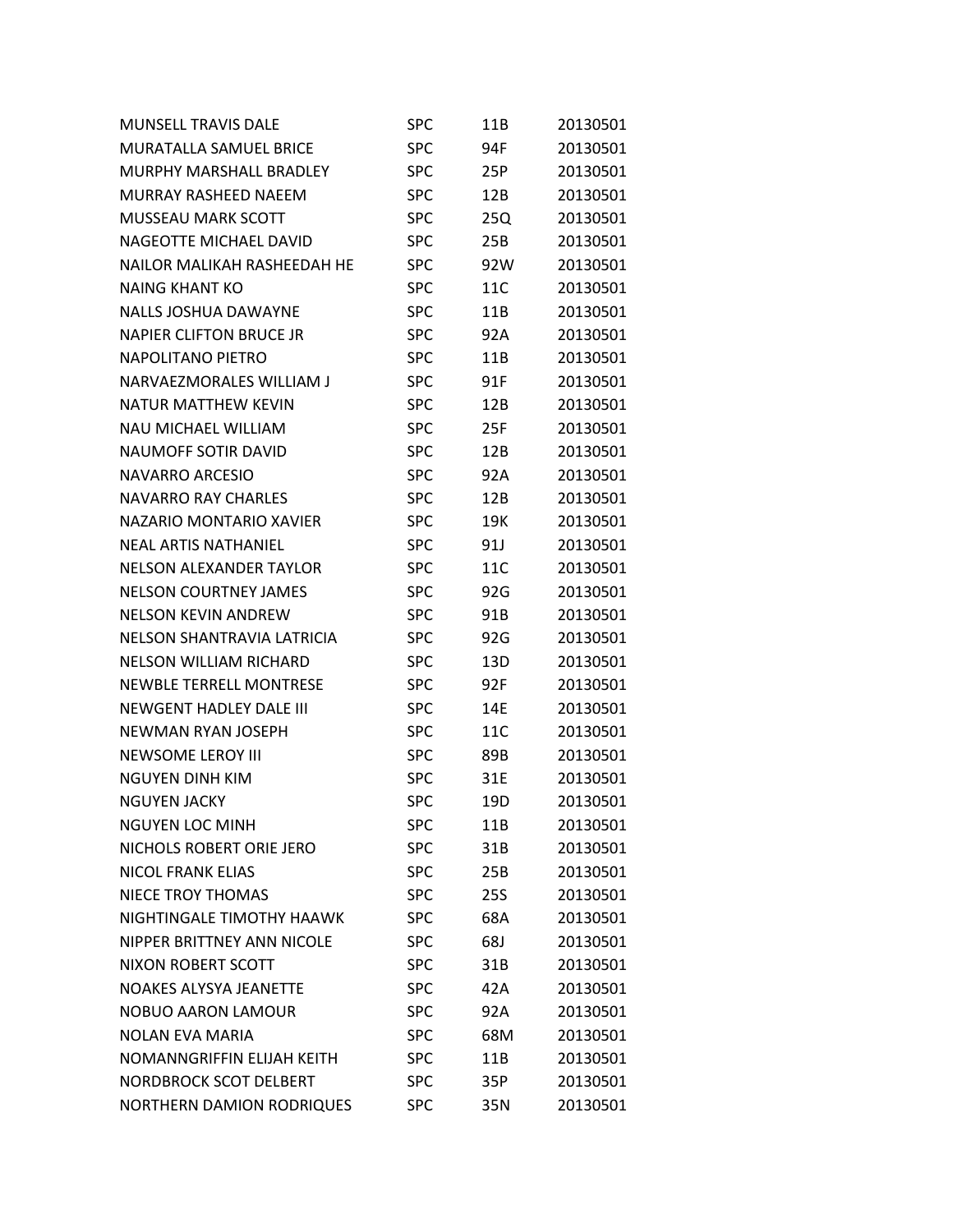| | | | |
|---|---|---|---|
| MUNSELL TRAVIS DALE | SPC | 11B | 20130501 |
| MURATALLA SAMUEL BRICE | SPC | 94F | 20130501 |
| MURPHY MARSHALL BRADLEY | SPC | 25P | 20130501 |
| MURRAY RASHEED NAEEM | SPC | 12B | 20130501 |
| MUSSEAU MARK SCOTT | SPC | 25Q | 20130501 |
| NAGEOTTE MICHAEL DAVID | SPC | 25B | 20130501 |
| NAILOR MALIKAH RASHEEDAH HE | SPC | 92W | 20130501 |
| NAING KHANT KO | SPC | 11C | 20130501 |
| NALLS JOSHUA DAWAYNE | SPC | 11B | 20130501 |
| NAPIER CLIFTON BRUCE JR | SPC | 92A | 20130501 |
| NAPOLITANO PIETRO | SPC | 11B | 20130501 |
| NARVAEZMORALES WILLIAM J | SPC | 91F | 20130501 |
| NATUR MATTHEW KEVIN | SPC | 12B | 20130501 |
| NAU MICHAEL WILLIAM | SPC | 25F | 20130501 |
| NAUMOFF SOTIR DAVID | SPC | 12B | 20130501 |
| NAVARRO ARCESIO | SPC | 92A | 20130501 |
| NAVARRO RAY CHARLES | SPC | 12B | 20130501 |
| NAZARIO MONTARIO XAVIER | SPC | 19K | 20130501 |
| NEAL ARTIS NATHANIEL | SPC | 91J | 20130501 |
| NELSON ALEXANDER TAYLOR | SPC | 11C | 20130501 |
| NELSON COURTNEY JAMES | SPC | 92G | 20130501 |
| NELSON KEVIN ANDREW | SPC | 91B | 20130501 |
| NELSON SHANTRAVIA LATRICIA | SPC | 92G | 20130501 |
| NELSON WILLIAM RICHARD | SPC | 13D | 20130501 |
| NEWBLE TERRELL MONTRESE | SPC | 92F | 20130501 |
| NEWGENT HADLEY DALE III | SPC | 14E | 20130501 |
| NEWMAN RYAN JOSEPH | SPC | 11C | 20130501 |
| NEWSOME LEROY III | SPC | 89B | 20130501 |
| NGUYEN DINH KIM | SPC | 31E | 20130501 |
| NGUYEN JACKY | SPC | 19D | 20130501 |
| NGUYEN LOC MINH | SPC | 11B | 20130501 |
| NICHOLS ROBERT ORIE JERO | SPC | 31B | 20130501 |
| NICOL FRANK ELIAS | SPC | 25B | 20130501 |
| NIECE TROY THOMAS | SPC | 25S | 20130501 |
| NIGHTINGALE TIMOTHY HAAWK | SPC | 68A | 20130501 |
| NIPPER BRITTNEY ANN NICOLE | SPC | 68J | 20130501 |
| NIXON ROBERT SCOTT | SPC | 31B | 20130501 |
| NOAKES ALYSYA JEANETTE | SPC | 42A | 20130501 |
| NOBUO AARON LAMOUR | SPC | 92A | 20130501 |
| NOLAN EVA MARIA | SPC | 68M | 20130501 |
| NOMANNGRIFFIN ELIJAH KEITH | SPC | 11B | 20130501 |
| NORDBROCK SCOT DELBERT | SPC | 35P | 20130501 |
| NORTHERN DAMION RODRIQUES | SPC | 35N | 20130501 |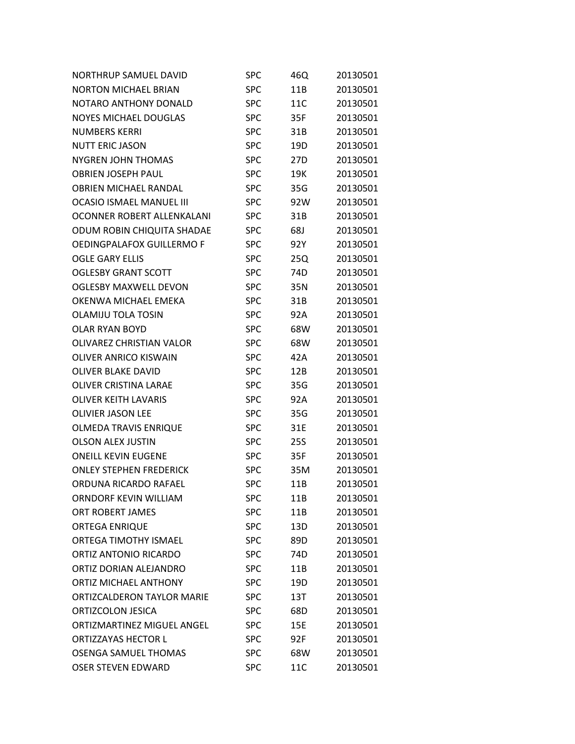| | | | |
|---|---|---|---|
| NORTHRUP SAMUEL DAVID | SPC | 46Q | 20130501 |
| NORTON MICHAEL BRIAN | SPC | 11B | 20130501 |
| NOTARO ANTHONY DONALD | SPC | 11C | 20130501 |
| NOYES MICHAEL DOUGLAS | SPC | 35F | 20130501 |
| NUMBERS KERRI | SPC | 31B | 20130501 |
| NUTT ERIC JASON | SPC | 19D | 20130501 |
| NYGREN JOHN THOMAS | SPC | 27D | 20130501 |
| OBRIEN JOSEPH PAUL | SPC | 19K | 20130501 |
| OBRIEN MICHAEL RANDAL | SPC | 35G | 20130501 |
| OCASIO ISMAEL MANUEL III | SPC | 92W | 20130501 |
| OCONNER ROBERT ALLENKALANI | SPC | 31B | 20130501 |
| ODUM ROBIN CHIQUITA SHADAE | SPC | 68J | 20130501 |
| OEDINGPALAFOX GUILLERMO F | SPC | 92Y | 20130501 |
| OGLE GARY ELLIS | SPC | 25Q | 20130501 |
| OGLESBY GRANT SCOTT | SPC | 74D | 20130501 |
| OGLESBY MAXWELL DEVON | SPC | 35N | 20130501 |
| OKENWA MICHAEL EMEKA | SPC | 31B | 20130501 |
| OLAMIJU TOLA TOSIN | SPC | 92A | 20130501 |
| OLAR RYAN BOYD | SPC | 68W | 20130501 |
| OLIVAREZ CHRISTIAN VALOR | SPC | 68W | 20130501 |
| OLIVER ANRICO KISWAIN | SPC | 42A | 20130501 |
| OLIVER BLAKE DAVID | SPC | 12B | 20130501 |
| OLIVER CRISTINA LARAE | SPC | 35G | 20130501 |
| OLIVER KEITH LAVARIS | SPC | 92A | 20130501 |
| OLIVIER JASON LEE | SPC | 35G | 20130501 |
| OLMEDA TRAVIS ENRIQUE | SPC | 31E | 20130501 |
| OLSON ALEX JUSTIN | SPC | 25S | 20130501 |
| ONEILL KEVIN EUGENE | SPC | 35F | 20130501 |
| ONLEY STEPHEN FREDERICK | SPC | 35M | 20130501 |
| ORDUNA RICARDO RAFAEL | SPC | 11B | 20130501 |
| ORNDORF KEVIN WILLIAM | SPC | 11B | 20130501 |
| ORT ROBERT JAMES | SPC | 11B | 20130501 |
| ORTEGA ENRIQUE | SPC | 13D | 20130501 |
| ORTEGA TIMOTHY ISMAEL | SPC | 89D | 20130501 |
| ORTIZ ANTONIO RICARDO | SPC | 74D | 20130501 |
| ORTIZ DORIAN ALEJANDRO | SPC | 11B | 20130501 |
| ORTIZ MICHAEL ANTHONY | SPC | 19D | 20130501 |
| ORTIZCALDERON TAYLOR MARIE | SPC | 13T | 20130501 |
| ORTIZCOLON JESICA | SPC | 68D | 20130501 |
| ORTIZMARTINEZ MIGUEL ANGEL | SPC | 15E | 20130501 |
| ORTIZZAYAS HECTOR L | SPC | 92F | 20130501 |
| OSENGA SAMUEL THOMAS | SPC | 68W | 20130501 |
| OSER STEVEN EDWARD | SPC | 11C | 20130501 |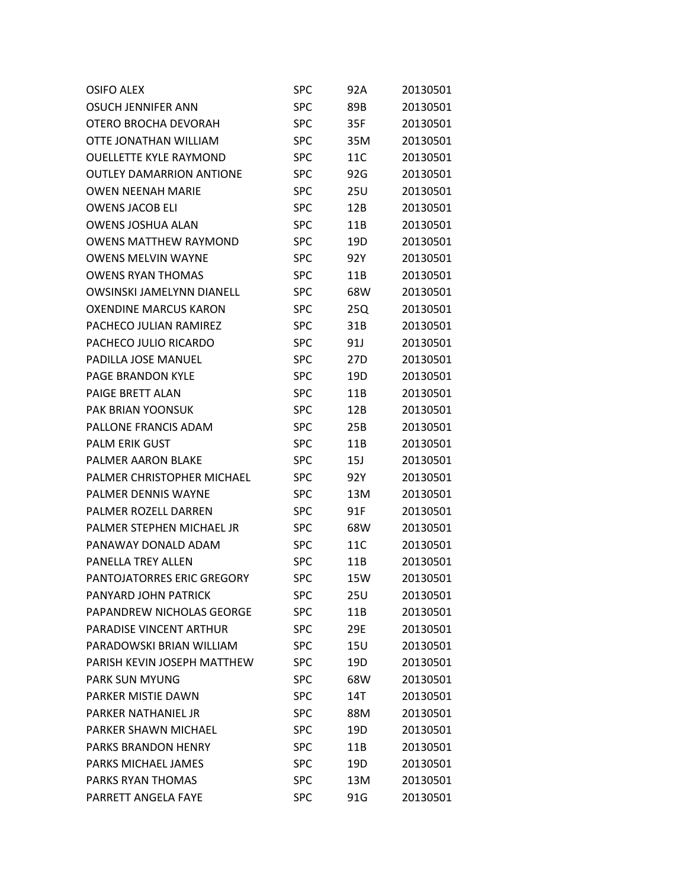| | | | |
|---|---|---|---|
| OSIFO ALEX | SPC | 92A | 20130501 |
| OSUCH JENNIFER ANN | SPC | 89B | 20130501 |
| OTERO BROCHA DEVORAH | SPC | 35F | 20130501 |
| OTTE JONATHAN WILLIAM | SPC | 35M | 20130501 |
| OUELLETTE KYLE RAYMOND | SPC | 11C | 20130501 |
| OUTLEY DAMARRION ANTIONE | SPC | 92G | 20130501 |
| OWEN NEENAH MARIE | SPC | 25U | 20130501 |
| OWENS JACOB ELI | SPC | 12B | 20130501 |
| OWENS JOSHUA ALAN | SPC | 11B | 20130501 |
| OWENS MATTHEW RAYMOND | SPC | 19D | 20130501 |
| OWENS MELVIN WAYNE | SPC | 92Y | 20130501 |
| OWENS RYAN THOMAS | SPC | 11B | 20130501 |
| OWSINSKI JAMELYNN DIANELL | SPC | 68W | 20130501 |
| OXENDINE MARCUS KARON | SPC | 25Q | 20130501 |
| PACHECO JULIAN RAMIREZ | SPC | 31B | 20130501 |
| PACHECO JULIO RICARDO | SPC | 91J | 20130501 |
| PADILLA JOSE MANUEL | SPC | 27D | 20130501 |
| PAGE BRANDON KYLE | SPC | 19D | 20130501 |
| PAIGE BRETT ALAN | SPC | 11B | 20130501 |
| PAK BRIAN YOONSUK | SPC | 12B | 20130501 |
| PALLONE FRANCIS ADAM | SPC | 25B | 20130501 |
| PALM ERIK GUST | SPC | 11B | 20130501 |
| PALMER AARON BLAKE | SPC | 15J | 20130501 |
| PALMER CHRISTOPHER MICHAEL | SPC | 92Y | 20130501 |
| PALMER DENNIS WAYNE | SPC | 13M | 20130501 |
| PALMER ROZELL DARREN | SPC | 91F | 20130501 |
| PALMER STEPHEN MICHAEL JR | SPC | 68W | 20130501 |
| PANAWAY DONALD ADAM | SPC | 11C | 20130501 |
| PANELLA TREY ALLEN | SPC | 11B | 20130501 |
| PANTOJATORRES ERIC GREGORY | SPC | 15W | 20130501 |
| PANYARD JOHN PATRICK | SPC | 25U | 20130501 |
| PAPANDREW NICHOLAS GEORGE | SPC | 11B | 20130501 |
| PARADISE VINCENT ARTHUR | SPC | 29E | 20130501 |
| PARADOWSKI BRIAN WILLIAM | SPC | 15U | 20130501 |
| PARISH KEVIN JOSEPH MATTHEW | SPC | 19D | 20130501 |
| PARK SUN MYUNG | SPC | 68W | 20130501 |
| PARKER MISTIE DAWN | SPC | 14T | 20130501 |
| PARKER NATHANIEL JR | SPC | 88M | 20130501 |
| PARKER SHAWN MICHAEL | SPC | 19D | 20130501 |
| PARKS BRANDON HENRY | SPC | 11B | 20130501 |
| PARKS MICHAEL JAMES | SPC | 19D | 20130501 |
| PARKS RYAN THOMAS | SPC | 13M | 20130501 |
| PARRETT ANGELA FAYE | SPC | 91G | 20130501 |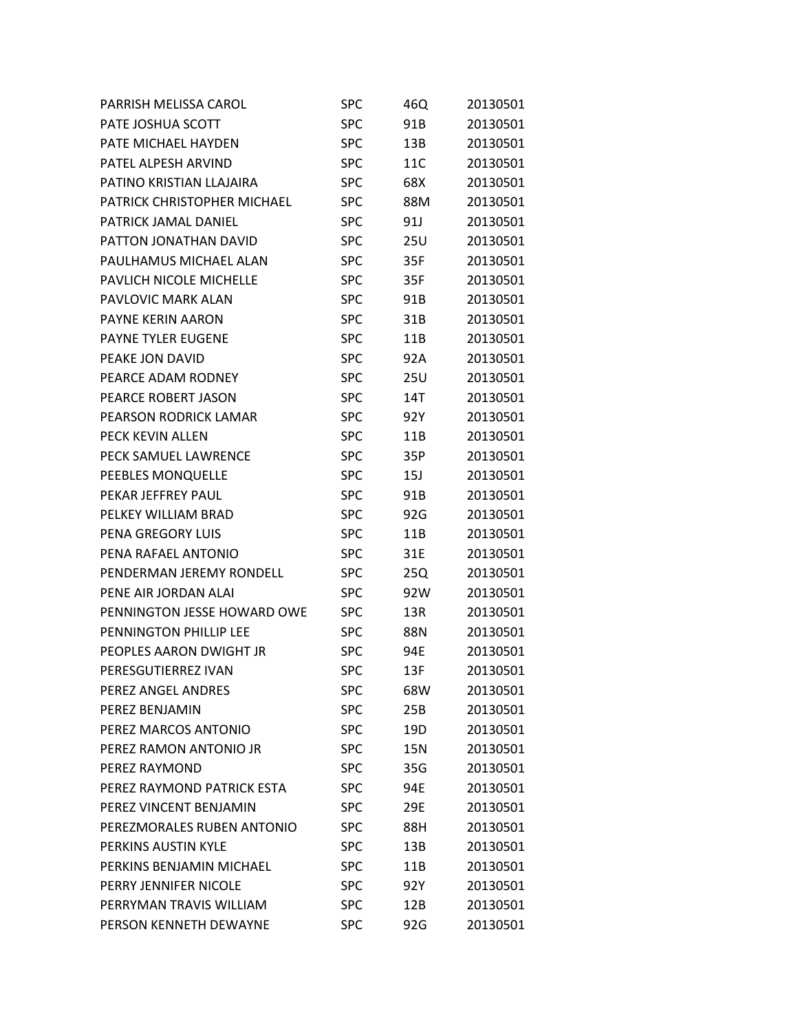| | | | |
|---|---|---|---|
| PARRISH MELISSA CAROL | SPC | 46Q | 20130501 |
| PATE JOSHUA SCOTT | SPC | 91B | 20130501 |
| PATE MICHAEL HAYDEN | SPC | 13B | 20130501 |
| PATEL ALPESH ARVIND | SPC | 11C | 20130501 |
| PATINO KRISTIAN LLAJAIRA | SPC | 68X | 20130501 |
| PATRICK CHRISTOPHER MICHAEL | SPC | 88M | 20130501 |
| PATRICK JAMAL DANIEL | SPC | 91J | 20130501 |
| PATTON JONATHAN DAVID | SPC | 25U | 20130501 |
| PAULHAMUS MICHAEL ALAN | SPC | 35F | 20130501 |
| PAVLICH NICOLE MICHELLE | SPC | 35F | 20130501 |
| PAVLOVIC MARK ALAN | SPC | 91B | 20130501 |
| PAYNE KERIN AARON | SPC | 31B | 20130501 |
| PAYNE TYLER EUGENE | SPC | 11B | 20130501 |
| PEAKE JON DAVID | SPC | 92A | 20130501 |
| PEARCE ADAM RODNEY | SPC | 25U | 20130501 |
| PEARCE ROBERT JASON | SPC | 14T | 20130501 |
| PEARSON RODRICK LAMAR | SPC | 92Y | 20130501 |
| PECK KEVIN ALLEN | SPC | 11B | 20130501 |
| PECK SAMUEL LAWRENCE | SPC | 35P | 20130501 |
| PEEBLES MONQUELLE | SPC | 15J | 20130501 |
| PEKAR JEFFREY PAUL | SPC | 91B | 20130501 |
| PELKEY WILLIAM BRAD | SPC | 92G | 20130501 |
| PENA GREGORY LUIS | SPC | 11B | 20130501 |
| PENA RAFAEL ANTONIO | SPC | 31E | 20130501 |
| PENDERMAN JEREMY RONDELL | SPC | 25Q | 20130501 |
| PENE AIR JORDAN ALAI | SPC | 92W | 20130501 |
| PENNINGTON JESSE HOWARD OWE | SPC | 13R | 20130501 |
| PENNINGTON PHILLIP LEE | SPC | 88N | 20130501 |
| PEOPLES AARON DWIGHT JR | SPC | 94E | 20130501 |
| PERESGUTIERREZ IVAN | SPC | 13F | 20130501 |
| PEREZ ANGEL ANDRES | SPC | 68W | 20130501 |
| PEREZ BENJAMIN | SPC | 25B | 20130501 |
| PEREZ MARCOS ANTONIO | SPC | 19D | 20130501 |
| PEREZ RAMON ANTONIO JR | SPC | 15N | 20130501 |
| PEREZ RAYMOND | SPC | 35G | 20130501 |
| PEREZ RAYMOND PATRICK ESTA | SPC | 94E | 20130501 |
| PEREZ VINCENT BENJAMIN | SPC | 29E | 20130501 |
| PEREZMORALES RUBEN ANTONIO | SPC | 88H | 20130501 |
| PERKINS AUSTIN KYLE | SPC | 13B | 20130501 |
| PERKINS BENJAMIN MICHAEL | SPC | 11B | 20130501 |
| PERRY JENNIFER NICOLE | SPC | 92Y | 20130501 |
| PERRYMAN TRAVIS WILLIAM | SPC | 12B | 20130501 |
| PERSON KENNETH DEWAYNE | SPC | 92G | 20130501 |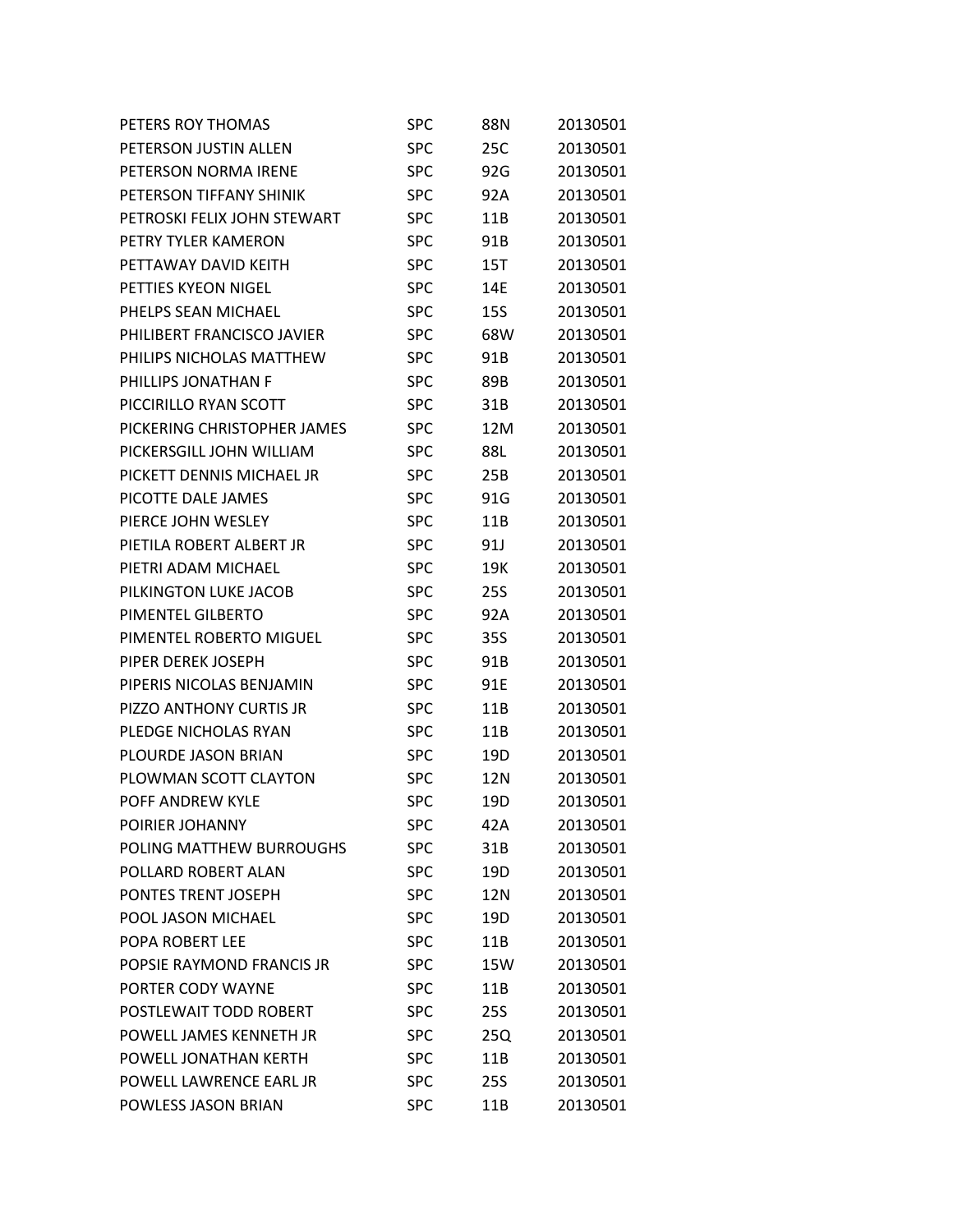| | | | |
|---|---|---|---|
| PETERS ROY THOMAS | SPC | 88N | 20130501 |
| PETERSON JUSTIN ALLEN | SPC | 25C | 20130501 |
| PETERSON NORMA IRENE | SPC | 92G | 20130501 |
| PETERSON TIFFANY SHINIK | SPC | 92A | 20130501 |
| PETROSKI FELIX JOHN STEWART | SPC | 11B | 20130501 |
| PETRY TYLER KAMERON | SPC | 91B | 20130501 |
| PETTAWAY DAVID KEITH | SPC | 15T | 20130501 |
| PETTIES KYEON NIGEL | SPC | 14E | 20130501 |
| PHELPS SEAN MICHAEL | SPC | 15S | 20130501 |
| PHILIBERT FRANCISCO JAVIER | SPC | 68W | 20130501 |
| PHILIPS NICHOLAS MATTHEW | SPC | 91B | 20130501 |
| PHILLIPS JONATHAN F | SPC | 89B | 20130501 |
| PICCIRILLO RYAN SCOTT | SPC | 31B | 20130501 |
| PICKERING CHRISTOPHER JAMES | SPC | 12M | 20130501 |
| PICKERSGILL JOHN WILLIAM | SPC | 88L | 20130501 |
| PICKETT DENNIS MICHAEL JR | SPC | 25B | 20130501 |
| PICOTTE DALE JAMES | SPC | 91G | 20130501 |
| PIERCE JOHN WESLEY | SPC | 11B | 20130501 |
| PIETILA ROBERT ALBERT JR | SPC | 91J | 20130501 |
| PIETRI ADAM MICHAEL | SPC | 19K | 20130501 |
| PILKINGTON LUKE JACOB | SPC | 25S | 20130501 |
| PIMENTEL GILBERTO | SPC | 92A | 20130501 |
| PIMENTEL ROBERTO MIGUEL | SPC | 35S | 20130501 |
| PIPER DEREK JOSEPH | SPC | 91B | 20130501 |
| PIPERIS NICOLAS BENJAMIN | SPC | 91E | 20130501 |
| PIZZO ANTHONY CURTIS JR | SPC | 11B | 20130501 |
| PLEDGE NICHOLAS RYAN | SPC | 11B | 20130501 |
| PLOURDE JASON BRIAN | SPC | 19D | 20130501 |
| PLOWMAN SCOTT CLAYTON | SPC | 12N | 20130501 |
| POFF ANDREW KYLE | SPC | 19D | 20130501 |
| POIRIER JOHANNY | SPC | 42A | 20130501 |
| POLING MATTHEW BURROUGHS | SPC | 31B | 20130501 |
| POLLARD ROBERT ALAN | SPC | 19D | 20130501 |
| PONTES TRENT JOSEPH | SPC | 12N | 20130501 |
| POOL JASON MICHAEL | SPC | 19D | 20130501 |
| POPA ROBERT LEE | SPC | 11B | 20130501 |
| POPSIE RAYMOND FRANCIS JR | SPC | 15W | 20130501 |
| PORTER CODY WAYNE | SPC | 11B | 20130501 |
| POSTLEWAIT TODD ROBERT | SPC | 25S | 20130501 |
| POWELL JAMES KENNETH JR | SPC | 25Q | 20130501 |
| POWELL JONATHAN KERTH | SPC | 11B | 20130501 |
| POWELL LAWRENCE EARL JR | SPC | 25S | 20130501 |
| POWLESS JASON BRIAN | SPC | 11B | 20130501 |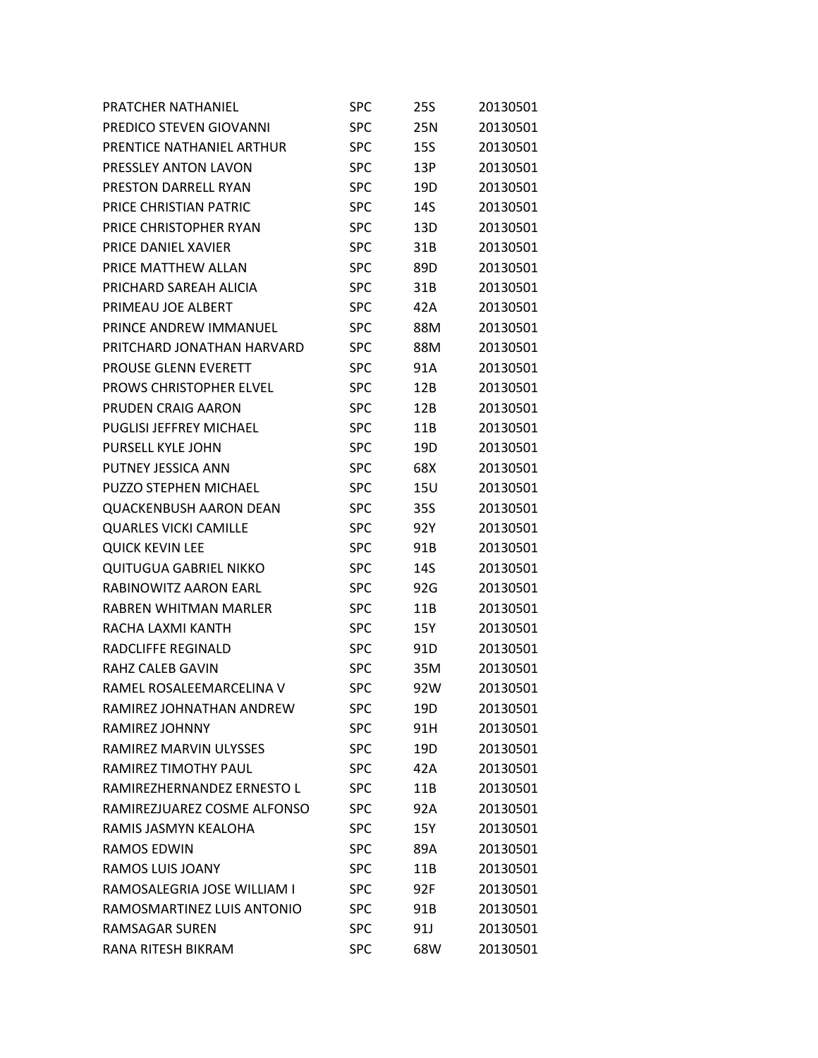| | | | |
|---|---|---|---|
| PRATCHER NATHANIEL | SPC | 25S | 20130501 |
| PREDICO STEVEN GIOVANNI | SPC | 25N | 20130501 |
| PRENTICE NATHANIEL ARTHUR | SPC | 15S | 20130501 |
| PRESSLEY ANTON LAVON | SPC | 13P | 20130501 |
| PRESTON DARRELL RYAN | SPC | 19D | 20130501 |
| PRICE CHRISTIAN PATRIC | SPC | 14S | 20130501 |
| PRICE CHRISTOPHER RYAN | SPC | 13D | 20130501 |
| PRICE DANIEL XAVIER | SPC | 31B | 20130501 |
| PRICE MATTHEW ALLAN | SPC | 89D | 20130501 |
| PRICHARD SAREAH ALICIA | SPC | 31B | 20130501 |
| PRIMEAU JOE ALBERT | SPC | 42A | 20130501 |
| PRINCE ANDREW IMMANUEL | SPC | 88M | 20130501 |
| PRITCHARD JONATHAN HARVARD | SPC | 88M | 20130501 |
| PROUSE GLENN EVERETT | SPC | 91A | 20130501 |
| PROWS CHRISTOPHER ELVEL | SPC | 12B | 20130501 |
| PRUDEN CRAIG AARON | SPC | 12B | 20130501 |
| PUGLISI JEFFREY MICHAEL | SPC | 11B | 20130501 |
| PURSELL KYLE JOHN | SPC | 19D | 20130501 |
| PUTNEY JESSICA ANN | SPC | 68X | 20130501 |
| PUZZO STEPHEN MICHAEL | SPC | 15U | 20130501 |
| QUACKENBUSH AARON DEAN | SPC | 35S | 20130501 |
| QUARLES VICKI CAMILLE | SPC | 92Y | 20130501 |
| QUICK KEVIN LEE | SPC | 91B | 20130501 |
| QUITUGUA GABRIEL NIKKO | SPC | 14S | 20130501 |
| RABINOWITZ AARON EARL | SPC | 92G | 20130501 |
| RABREN WHITMAN MARLER | SPC | 11B | 20130501 |
| RACHA LAXMI KANTH | SPC | 15Y | 20130501 |
| RADCLIFFE REGINALD | SPC | 91D | 20130501 |
| RAHZ CALEB GAVIN | SPC | 35M | 20130501 |
| RAMEL ROSALEEMARCELINA V | SPC | 92W | 20130501 |
| RAMIREZ JOHNATHAN ANDREW | SPC | 19D | 20130501 |
| RAMIREZ JOHNNY | SPC | 91H | 20130501 |
| RAMIREZ MARVIN ULYSSES | SPC | 19D | 20130501 |
| RAMIREZ TIMOTHY PAUL | SPC | 42A | 20130501 |
| RAMIREZHERNANDEZ ERNESTO L | SPC | 11B | 20130501 |
| RAMIREZJUAREZ COSME ALFONSO | SPC | 92A | 20130501 |
| RAMIS JASMYN KEALOHA | SPC | 15Y | 20130501 |
| RAMOS EDWIN | SPC | 89A | 20130501 |
| RAMOS LUIS JOANY | SPC | 11B | 20130501 |
| RAMOSALEGRIA JOSE WILLIAM I | SPC | 92F | 20130501 |
| RAMOSMARTINEZ LUIS ANTONIO | SPC | 91B | 20130501 |
| RAMSAGAR SUREN | SPC | 91J | 20130501 |
| RANA RITESH BIKRAM | SPC | 68W | 20130501 |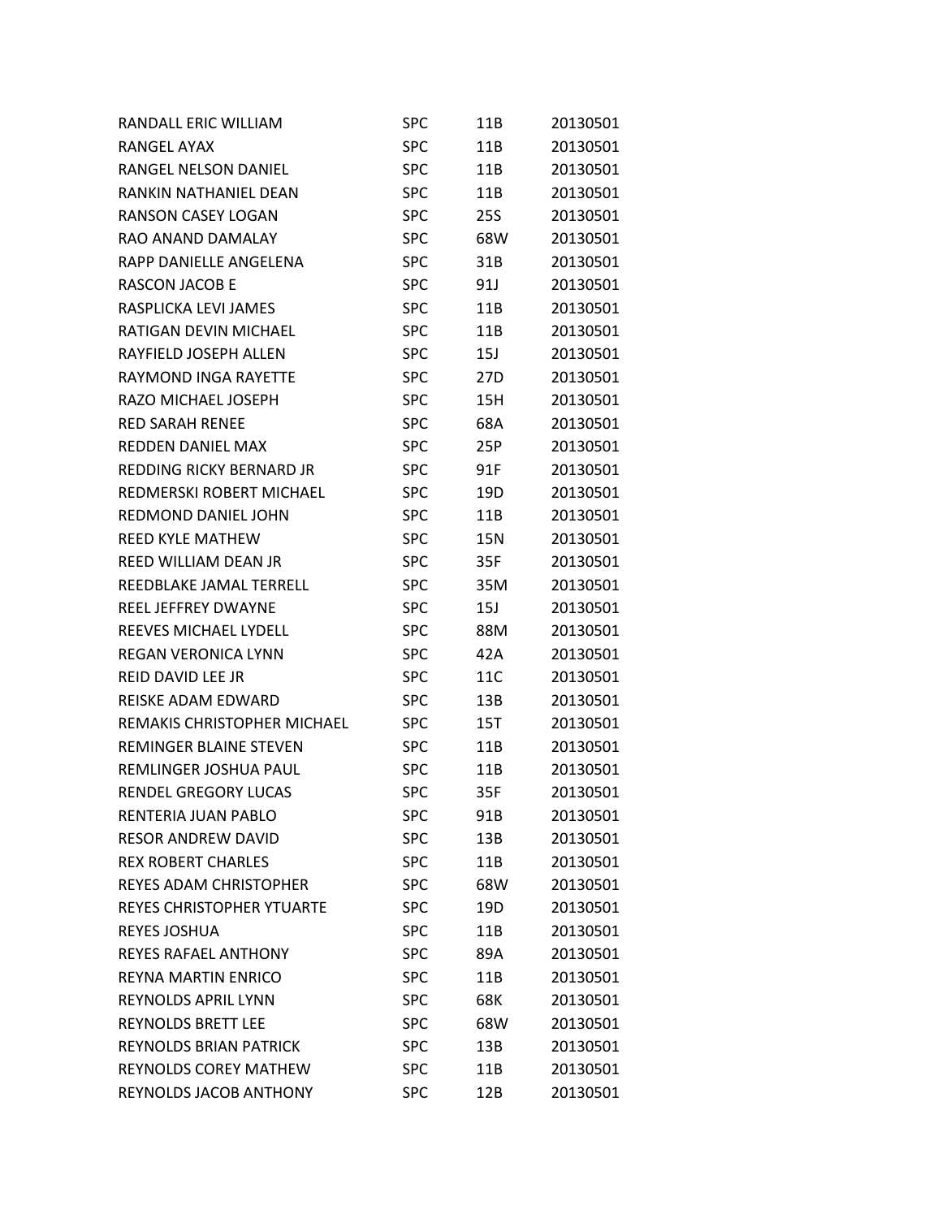| | | | |
|---|---|---|---|
| RANDALL ERIC WILLIAM | SPC | 11B | 20130501 |
| RANGEL AYAX | SPC | 11B | 20130501 |
| RANGEL NELSON DANIEL | SPC | 11B | 20130501 |
| RANKIN NATHANIEL DEAN | SPC | 11B | 20130501 |
| RANSON CASEY LOGAN | SPC | 25S | 20130501 |
| RAO ANAND DAMALAY | SPC | 68W | 20130501 |
| RAPP DANIELLE ANGELENA | SPC | 31B | 20130501 |
| RASCON JACOB E | SPC | 91J | 20130501 |
| RASPLICKA LEVI JAMES | SPC | 11B | 20130501 |
| RATIGAN DEVIN MICHAEL | SPC | 11B | 20130501 |
| RAYFIELD JOSEPH ALLEN | SPC | 15J | 20130501 |
| RAYMOND INGA RAYETTE | SPC | 27D | 20130501 |
| RAZO MICHAEL JOSEPH | SPC | 15H | 20130501 |
| RED SARAH RENEE | SPC | 68A | 20130501 |
| REDDEN DANIEL MAX | SPC | 25P | 20130501 |
| REDDING RICKY BERNARD JR | SPC | 91F | 20130501 |
| REDMERSKI ROBERT MICHAEL | SPC | 19D | 20130501 |
| REDMOND DANIEL JOHN | SPC | 11B | 20130501 |
| REED KYLE MATHEW | SPC | 15N | 20130501 |
| REED WILLIAM DEAN JR | SPC | 35F | 20130501 |
| REEDBLAKE JAMAL TERRELL | SPC | 35M | 20130501 |
| REEL JEFFREY DWAYNE | SPC | 15J | 20130501 |
| REEVES MICHAEL LYDELL | SPC | 88M | 20130501 |
| REGAN VERONICA LYNN | SPC | 42A | 20130501 |
| REID DAVID LEE JR | SPC | 11C | 20130501 |
| REISKE ADAM EDWARD | SPC | 13B | 20130501 |
| REMAKIS CHRISTOPHER MICHAEL | SPC | 15T | 20130501 |
| REMINGER BLAINE STEVEN | SPC | 11B | 20130501 |
| REMLINGER JOSHUA PAUL | SPC | 11B | 20130501 |
| RENDEL GREGORY LUCAS | SPC | 35F | 20130501 |
| RENTERIA JUAN PABLO | SPC | 91B | 20130501 |
| RESOR ANDREW DAVID | SPC | 13B | 20130501 |
| REX ROBERT CHARLES | SPC | 11B | 20130501 |
| REYES ADAM CHRISTOPHER | SPC | 68W | 20130501 |
| REYES CHRISTOPHER YTUARTE | SPC | 19D | 20130501 |
| REYES JOSHUA | SPC | 11B | 20130501 |
| REYES RAFAEL ANTHONY | SPC | 89A | 20130501 |
| REYNA MARTIN ENRICO | SPC | 11B | 20130501 |
| REYNOLDS APRIL LYNN | SPC | 68K | 20130501 |
| REYNOLDS BRETT LEE | SPC | 68W | 20130501 |
| REYNOLDS BRIAN PATRICK | SPC | 13B | 20130501 |
| REYNOLDS COREY MATHEW | SPC | 11B | 20130501 |
| REYNOLDS JACOB ANTHONY | SPC | 12B | 20130501 |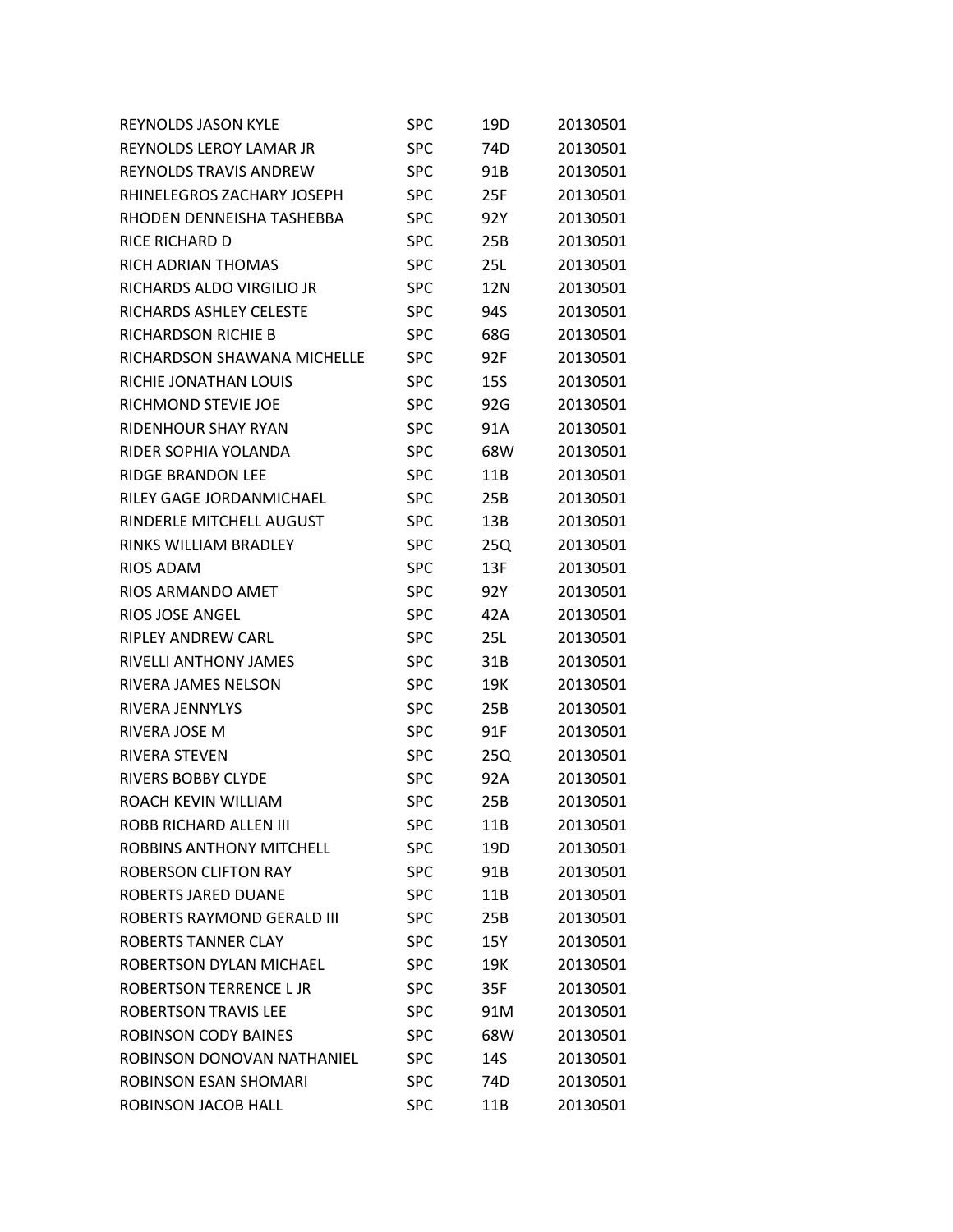| | | | |
|---|---|---|---|
| REYNOLDS JASON KYLE | SPC | 19D | 20130501 |
| REYNOLDS LEROY LAMAR JR | SPC | 74D | 20130501 |
| REYNOLDS TRAVIS ANDREW | SPC | 91B | 20130501 |
| RHINELEGROS ZACHARY JOSEPH | SPC | 25F | 20130501 |
| RHODEN DENNEISHA TASHEBBA | SPC | 92Y | 20130501 |
| RICE RICHARD D | SPC | 25B | 20130501 |
| RICH ADRIAN THOMAS | SPC | 25L | 20130501 |
| RICHARDS ALDO VIRGILIO JR | SPC | 12N | 20130501 |
| RICHARDS ASHLEY CELESTE | SPC | 94S | 20130501 |
| RICHARDSON RICHIE B | SPC | 68G | 20130501 |
| RICHARDSON SHAWANA MICHELLE | SPC | 92F | 20130501 |
| RICHIE JONATHAN LOUIS | SPC | 15S | 20130501 |
| RICHMOND STEVIE JOE | SPC | 92G | 20130501 |
| RIDENHOUR SHAY RYAN | SPC | 91A | 20130501 |
| RIDER SOPHIA YOLANDA | SPC | 68W | 20130501 |
| RIDGE BRANDON LEE | SPC | 11B | 20130501 |
| RILEY GAGE JORDANMICHAEL | SPC | 25B | 20130501 |
| RINDERLE MITCHELL AUGUST | SPC | 13B | 20130501 |
| RINKS WILLIAM BRADLEY | SPC | 25Q | 20130501 |
| RIOS ADAM | SPC | 13F | 20130501 |
| RIOS ARMANDO AMET | SPC | 92Y | 20130501 |
| RIOS JOSE ANGEL | SPC | 42A | 20130501 |
| RIPLEY ANDREW CARL | SPC | 25L | 20130501 |
| RIVELLI ANTHONY JAMES | SPC | 31B | 20130501 |
| RIVERA JAMES NELSON | SPC | 19K | 20130501 |
| RIVERA JENNYLYS | SPC | 25B | 20130501 |
| RIVERA JOSE M | SPC | 91F | 20130501 |
| RIVERA STEVEN | SPC | 25Q | 20130501 |
| RIVERS BOBBY CLYDE | SPC | 92A | 20130501 |
| ROACH KEVIN WILLIAM | SPC | 25B | 20130501 |
| ROBB RICHARD ALLEN III | SPC | 11B | 20130501 |
| ROBBINS ANTHONY MITCHELL | SPC | 19D | 20130501 |
| ROBERSON CLIFTON RAY | SPC | 91B | 20130501 |
| ROBERTS JARED DUANE | SPC | 11B | 20130501 |
| ROBERTS RAYMOND GERALD III | SPC | 25B | 20130501 |
| ROBERTS TANNER CLAY | SPC | 15Y | 20130501 |
| ROBERTSON DYLAN MICHAEL | SPC | 19K | 20130501 |
| ROBERTSON TERRENCE L JR | SPC | 35F | 20130501 |
| ROBERTSON TRAVIS LEE | SPC | 91M | 20130501 |
| ROBINSON CODY BAINES | SPC | 68W | 20130501 |
| ROBINSON DONOVAN NATHANIEL | SPC | 14S | 20130501 |
| ROBINSON ESAN SHOMARI | SPC | 74D | 20130501 |
| ROBINSON JACOB HALL | SPC | 11B | 20130501 |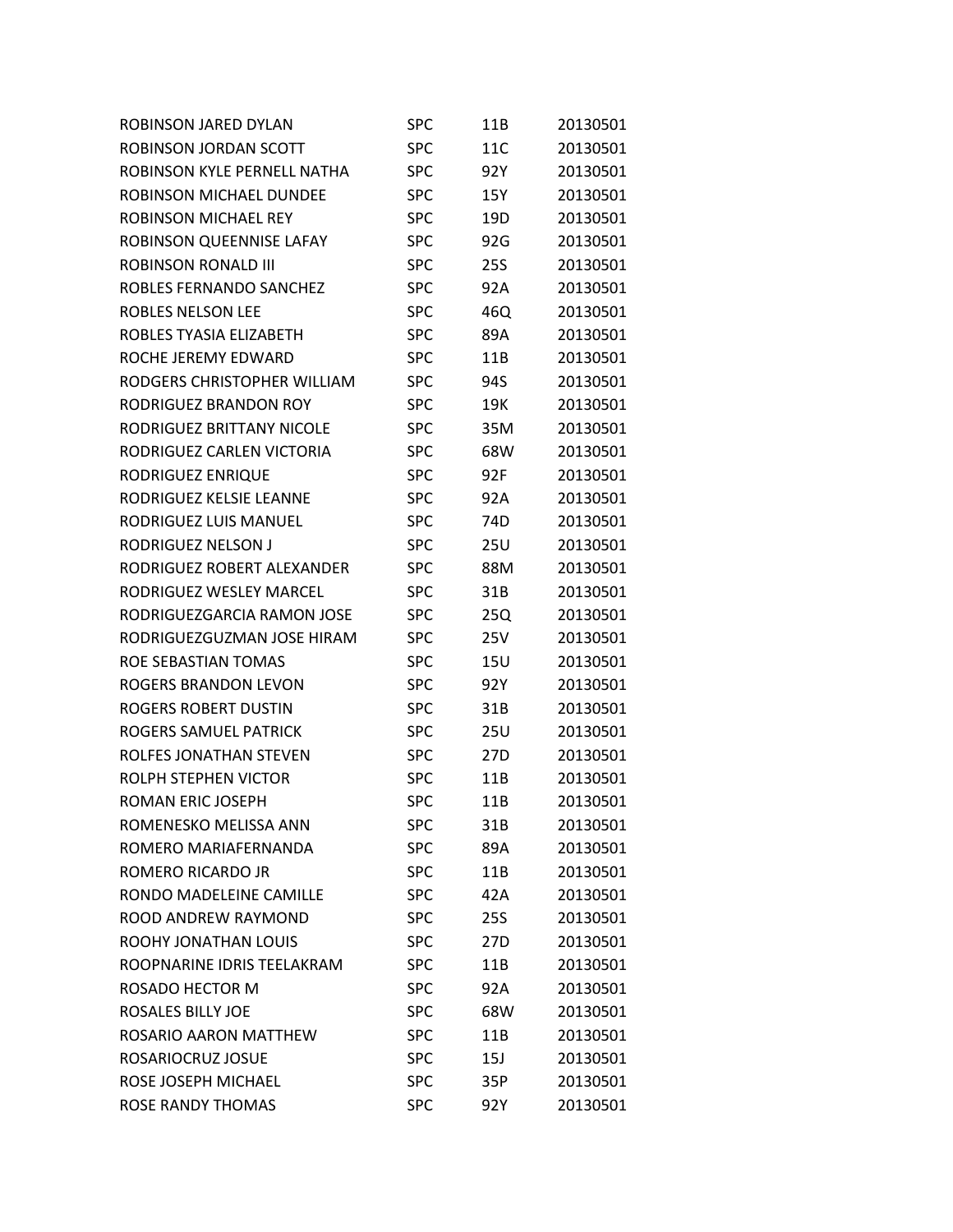| | | | |
|---|---|---|---|
| ROBINSON JARED DYLAN | SPC | 11B | 20130501 |
| ROBINSON JORDAN SCOTT | SPC | 11C | 20130501 |
| ROBINSON KYLE PERNELL NATHA | SPC | 92Y | 20130501 |
| ROBINSON MICHAEL DUNDEE | SPC | 15Y | 20130501 |
| ROBINSON MICHAEL REY | SPC | 19D | 20130501 |
| ROBINSON QUEENNISE LAFAY | SPC | 92G | 20130501 |
| ROBINSON RONALD III | SPC | 25S | 20130501 |
| ROBLES FERNANDO SANCHEZ | SPC | 92A | 20130501 |
| ROBLES NELSON LEE | SPC | 46Q | 20130501 |
| ROBLES TYASIA ELIZABETH | SPC | 89A | 20130501 |
| ROCHE JEREMY EDWARD | SPC | 11B | 20130501 |
| RODGERS CHRISTOPHER WILLIAM | SPC | 94S | 20130501 |
| RODRIGUEZ BRANDON ROY | SPC | 19K | 20130501 |
| RODRIGUEZ BRITTANY NICOLE | SPC | 35M | 20130501 |
| RODRIGUEZ CARLEN VICTORIA | SPC | 68W | 20130501 |
| RODRIGUEZ ENRIQUE | SPC | 92F | 20130501 |
| RODRIGUEZ KELSIE LEANNE | SPC | 92A | 20130501 |
| RODRIGUEZ LUIS MANUEL | SPC | 74D | 20130501 |
| RODRIGUEZ NELSON J | SPC | 25U | 20130501 |
| RODRIGUEZ ROBERT ALEXANDER | SPC | 88M | 20130501 |
| RODRIGUEZ WESLEY MARCEL | SPC | 31B | 20130501 |
| RODRIGUEZGARCIA RAMON JOSE | SPC | 25Q | 20130501 |
| RODRIGUEZGUZMAN JOSE HIRAM | SPC | 25V | 20130501 |
| ROE SEBASTIAN TOMAS | SPC | 15U | 20130501 |
| ROGERS BRANDON LEVON | SPC | 92Y | 20130501 |
| ROGERS ROBERT DUSTIN | SPC | 31B | 20130501 |
| ROGERS SAMUEL PATRICK | SPC | 25U | 20130501 |
| ROLFES JONATHAN STEVEN | SPC | 27D | 20130501 |
| ROLPH STEPHEN VICTOR | SPC | 11B | 20130501 |
| ROMAN ERIC JOSEPH | SPC | 11B | 20130501 |
| ROMENESKO MELISSA ANN | SPC | 31B | 20130501 |
| ROMERO MARIAFERNANDA | SPC | 89A | 20130501 |
| ROMERO RICARDO JR | SPC | 11B | 20130501 |
| RONDO MADELEINE CAMILLE | SPC | 42A | 20130501 |
| ROOD ANDREW RAYMOND | SPC | 25S | 20130501 |
| ROOHY JONATHAN LOUIS | SPC | 27D | 20130501 |
| ROOPNARINE IDRIS TEELAKRAM | SPC | 11B | 20130501 |
| ROSADO HECTOR M | SPC | 92A | 20130501 |
| ROSALES BILLY JOE | SPC | 68W | 20130501 |
| ROSARIO AARON MATTHEW | SPC | 11B | 20130501 |
| ROSARIOCRUZ JOSUE | SPC | 15J | 20130501 |
| ROSE JOSEPH MICHAEL | SPC | 35P | 20130501 |
| ROSE RANDY THOMAS | SPC | 92Y | 20130501 |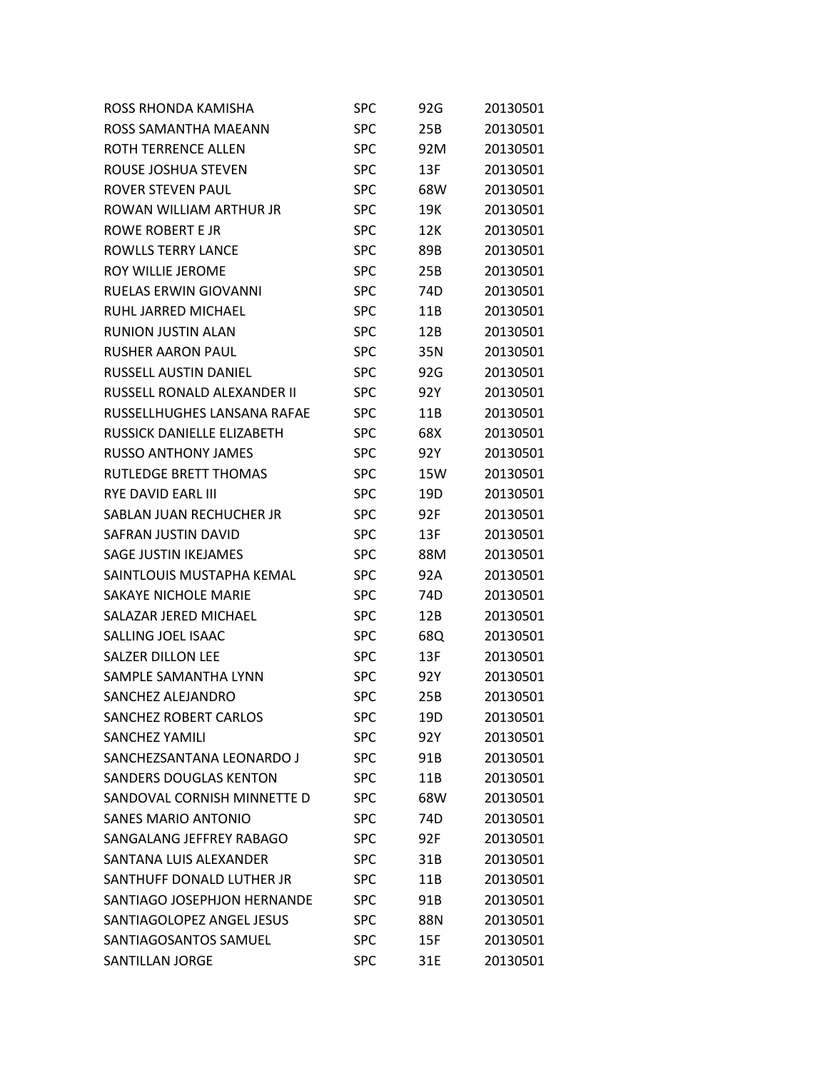| | | | |
|---|---|---|---|
| ROSS RHONDA KAMISHA | SPC | 92G | 20130501 |
| ROSS SAMANTHA MAEANN | SPC | 25B | 20130501 |
| ROTH TERRENCE ALLEN | SPC | 92M | 20130501 |
| ROUSE JOSHUA STEVEN | SPC | 13F | 20130501 |
| ROVER STEVEN PAUL | SPC | 68W | 20130501 |
| ROWAN WILLIAM ARTHUR JR | SPC | 19K | 20130501 |
| ROWE ROBERT E JR | SPC | 12K | 20130501 |
| ROWLLS TERRY LANCE | SPC | 89B | 20130501 |
| ROY WILLIE JEROME | SPC | 25B | 20130501 |
| RUELAS ERWIN GIOVANNI | SPC | 74D | 20130501 |
| RUHL JARRED MICHAEL | SPC | 11B | 20130501 |
| RUNION JUSTIN ALAN | SPC | 12B | 20130501 |
| RUSHER AARON PAUL | SPC | 35N | 20130501 |
| RUSSELL AUSTIN DANIEL | SPC | 92G | 20130501 |
| RUSSELL RONALD ALEXANDER II | SPC | 92Y | 20130501 |
| RUSSELLHUGHES LANSANA RAFAE | SPC | 11B | 20130501 |
| RUSSICK DANIELLE ELIZABETH | SPC | 68X | 20130501 |
| RUSSO ANTHONY JAMES | SPC | 92Y | 20130501 |
| RUTLEDGE BRETT THOMAS | SPC | 15W | 20130501 |
| RYE DAVID EARL III | SPC | 19D | 20130501 |
| SABLAN JUAN RECHUCHER JR | SPC | 92F | 20130501 |
| SAFRAN JUSTIN DAVID | SPC | 13F | 20130501 |
| SAGE JUSTIN IKEJAMES | SPC | 88M | 20130501 |
| SAINTLOUIS MUSTAPHA KEMAL | SPC | 92A | 20130501 |
| SAKAYE NICHOLE MARIE | SPC | 74D | 20130501 |
| SALAZAR JERED MICHAEL | SPC | 12B | 20130501 |
| SALLING JOEL ISAAC | SPC | 68Q | 20130501 |
| SALZER DILLON LEE | SPC | 13F | 20130501 |
| SAMPLE SAMANTHA LYNN | SPC | 92Y | 20130501 |
| SANCHEZ ALEJANDRO | SPC | 25B | 20130501 |
| SANCHEZ ROBERT CARLOS | SPC | 19D | 20130501 |
| SANCHEZ YAMILI | SPC | 92Y | 20130501 |
| SANCHEZSANTANA LEONARDO J | SPC | 91B | 20130501 |
| SANDERS DOUGLAS KENTON | SPC | 11B | 20130501 |
| SANDOVAL CORNISH MINNETTE D | SPC | 68W | 20130501 |
| SANES MARIO ANTONIO | SPC | 74D | 20130501 |
| SANGALANG JEFFREY RABAGO | SPC | 92F | 20130501 |
| SANTANA LUIS ALEXANDER | SPC | 31B | 20130501 |
| SANTHUFF DONALD LUTHER JR | SPC | 11B | 20130501 |
| SANTIAGO JOSEPHJON HERNANDE | SPC | 91B | 20130501 |
| SANTIAGOLOPEZ ANGEL JESUS | SPC | 88N | 20130501 |
| SANTIAGOSANTOS SAMUEL | SPC | 15F | 20130501 |
| SANTILLAN JORGE | SPC | 31E | 20130501 |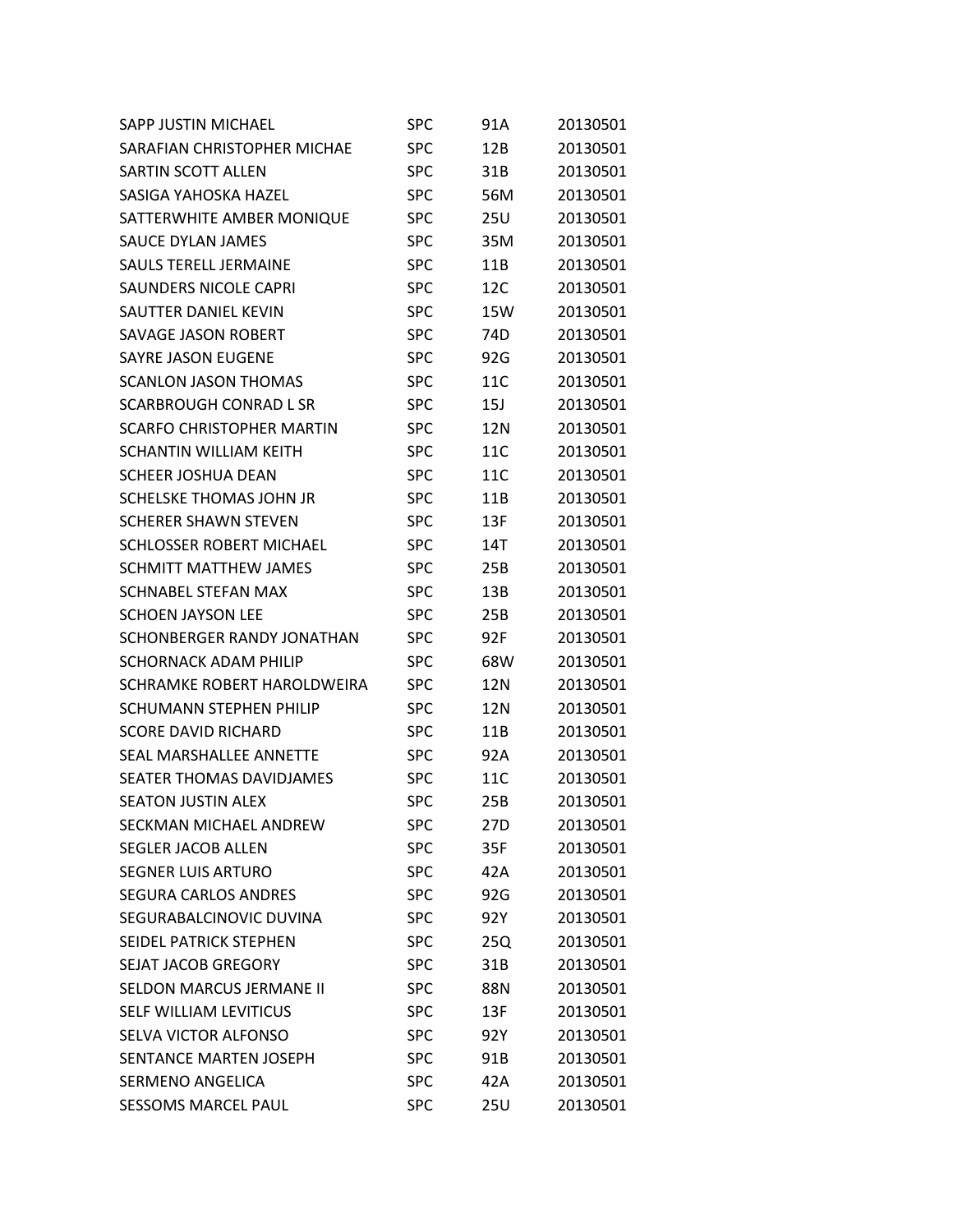| | | | |
|---|---|---|---|
| SAPP JUSTIN MICHAEL | SPC | 91A | 20130501 |
| SARAFIAN CHRISTOPHER MICHAE | SPC | 12B | 20130501 |
| SARTIN SCOTT ALLEN | SPC | 31B | 20130501 |
| SASIGA YAHOSKA HAZEL | SPC | 56M | 20130501 |
| SATTERWHITE AMBER MONIQUE | SPC | 25U | 20130501 |
| SAUCE DYLAN JAMES | SPC | 35M | 20130501 |
| SAULS TERELL JERMAINE | SPC | 11B | 20130501 |
| SAUNDERS NICOLE CAPRI | SPC | 12C | 20130501 |
| SAUTTER DANIEL KEVIN | SPC | 15W | 20130501 |
| SAVAGE JASON ROBERT | SPC | 74D | 20130501 |
| SAYRE JASON EUGENE | SPC | 92G | 20130501 |
| SCANLON JASON THOMAS | SPC | 11C | 20130501 |
| SCARBROUGH CONRAD L SR | SPC | 15J | 20130501 |
| SCARFO CHRISTOPHER MARTIN | SPC | 12N | 20130501 |
| SCHANTIN WILLIAM KEITH | SPC | 11C | 20130501 |
| SCHEER JOSHUA DEAN | SPC | 11C | 20130501 |
| SCHELSKE THOMAS JOHN JR | SPC | 11B | 20130501 |
| SCHERER SHAWN STEVEN | SPC | 13F | 20130501 |
| SCHLOSSER ROBERT MICHAEL | SPC | 14T | 20130501 |
| SCHMITT MATTHEW JAMES | SPC | 25B | 20130501 |
| SCHNABEL STEFAN MAX | SPC | 13B | 20130501 |
| SCHOEN JAYSON LEE | SPC | 25B | 20130501 |
| SCHONBERGER RANDY JONATHAN | SPC | 92F | 20130501 |
| SCHORNACK ADAM PHILIP | SPC | 68W | 20130501 |
| SCHRAMKE ROBERT HAROLDWEIRA | SPC | 12N | 20130501 |
| SCHUMANN STEPHEN PHILIP | SPC | 12N | 20130501 |
| SCORE DAVID RICHARD | SPC | 11B | 20130501 |
| SEAL MARSHALLEE ANNETTE | SPC | 92A | 20130501 |
| SEATER THOMAS DAVIDJAMES | SPC | 11C | 20130501 |
| SEATON JUSTIN ALEX | SPC | 25B | 20130501 |
| SECKMAN MICHAEL ANDREW | SPC | 27D | 20130501 |
| SEGLER JACOB ALLEN | SPC | 35F | 20130501 |
| SEGNER LUIS ARTURO | SPC | 42A | 20130501 |
| SEGURA CARLOS ANDRES | SPC | 92G | 20130501 |
| SEGURABALCINOVIC DUVINA | SPC | 92Y | 20130501 |
| SEIDEL PATRICK STEPHEN | SPC | 25Q | 20130501 |
| SEJAT JACOB GREGORY | SPC | 31B | 20130501 |
| SELDON MARCUS JERMANE II | SPC | 88N | 20130501 |
| SELF WILLIAM LEVITICUS | SPC | 13F | 20130501 |
| SELVA VICTOR ALFONSO | SPC | 92Y | 20130501 |
| SENTANCE MARTEN JOSEPH | SPC | 91B | 20130501 |
| SERMENO ANGELICA | SPC | 42A | 20130501 |
| SESSOMS MARCEL PAUL | SPC | 25U | 20130501 |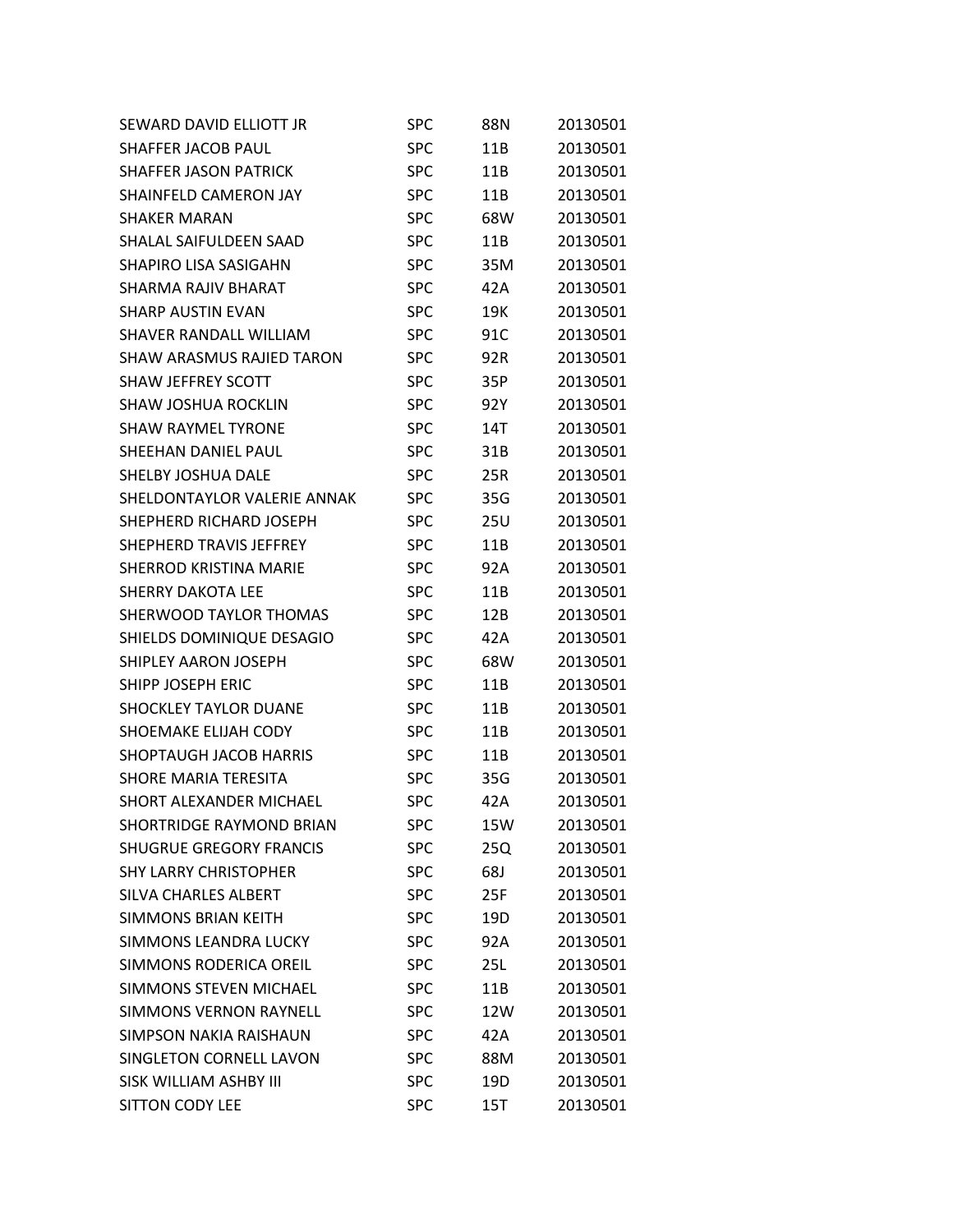| | | | |
|---|---|---|---|
| SEWARD DAVID ELLIOTT JR | SPC | 88N | 20130501 |
| SHAFFER JACOB PAUL | SPC | 11B | 20130501 |
| SHAFFER JASON PATRICK | SPC | 11B | 20130501 |
| SHAINFELD CAMERON JAY | SPC | 11B | 20130501 |
| SHAKER MARAN | SPC | 68W | 20130501 |
| SHALAL SAIFULDEEN SAAD | SPC | 11B | 20130501 |
| SHAPIRO LISA SASIGAHN | SPC | 35M | 20130501 |
| SHARMA RAJIV BHARAT | SPC | 42A | 20130501 |
| SHARP AUSTIN EVAN | SPC | 19K | 20130501 |
| SHAVER RANDALL WILLIAM | SPC | 91C | 20130501 |
| SHAW ARASMUS RAJIED TARON | SPC | 92R | 20130501 |
| SHAW JEFFREY SCOTT | SPC | 35P | 20130501 |
| SHAW JOSHUA ROCKLIN | SPC | 92Y | 20130501 |
| SHAW RAYMEL TYRONE | SPC | 14T | 20130501 |
| SHEEHAN DANIEL PAUL | SPC | 31B | 20130501 |
| SHELBY JOSHUA DALE | SPC | 25R | 20130501 |
| SHELDONTAYLOR VALERIE ANNAK | SPC | 35G | 20130501 |
| SHEPHERD RICHARD JOSEPH | SPC | 25U | 20130501 |
| SHEPHERD TRAVIS JEFFREY | SPC | 11B | 20130501 |
| SHERROD KRISTINA MARIE | SPC | 92A | 20130501 |
| SHERRY DAKOTA LEE | SPC | 11B | 20130501 |
| SHERWOOD TAYLOR THOMAS | SPC | 12B | 20130501 |
| SHIELDS DOMINIQUE DESAGIO | SPC | 42A | 20130501 |
| SHIPLEY AARON JOSEPH | SPC | 68W | 20130501 |
| SHIPP JOSEPH ERIC | SPC | 11B | 20130501 |
| SHOCKLEY TAYLOR DUANE | SPC | 11B | 20130501 |
| SHOEMAKE ELIJAH CODY | SPC | 11B | 20130501 |
| SHOPTAUGH JACOB HARRIS | SPC | 11B | 20130501 |
| SHORE MARIA TERESITA | SPC | 35G | 20130501 |
| SHORT ALEXANDER MICHAEL | SPC | 42A | 20130501 |
| SHORTRIDGE RAYMOND BRIAN | SPC | 15W | 20130501 |
| SHUGRUE GREGORY FRANCIS | SPC | 25Q | 20130501 |
| SHY LARRY CHRISTOPHER | SPC | 68J | 20130501 |
| SILVA CHARLES ALBERT | SPC | 25F | 20130501 |
| SIMMONS BRIAN KEITH | SPC | 19D | 20130501 |
| SIMMONS LEANDRA LUCKY | SPC | 92A | 20130501 |
| SIMMONS RODERICA OREIL | SPC | 25L | 20130501 |
| SIMMONS STEVEN MICHAEL | SPC | 11B | 20130501 |
| SIMMONS VERNON RAYNELL | SPC | 12W | 20130501 |
| SIMPSON NAKIA RAISHAUN | SPC | 42A | 20130501 |
| SINGLETON CORNELL LAVON | SPC | 88M | 20130501 |
| SISK WILLIAM ASHBY III | SPC | 19D | 20130501 |
| SITTON CODY LEE | SPC | 15T | 20130501 |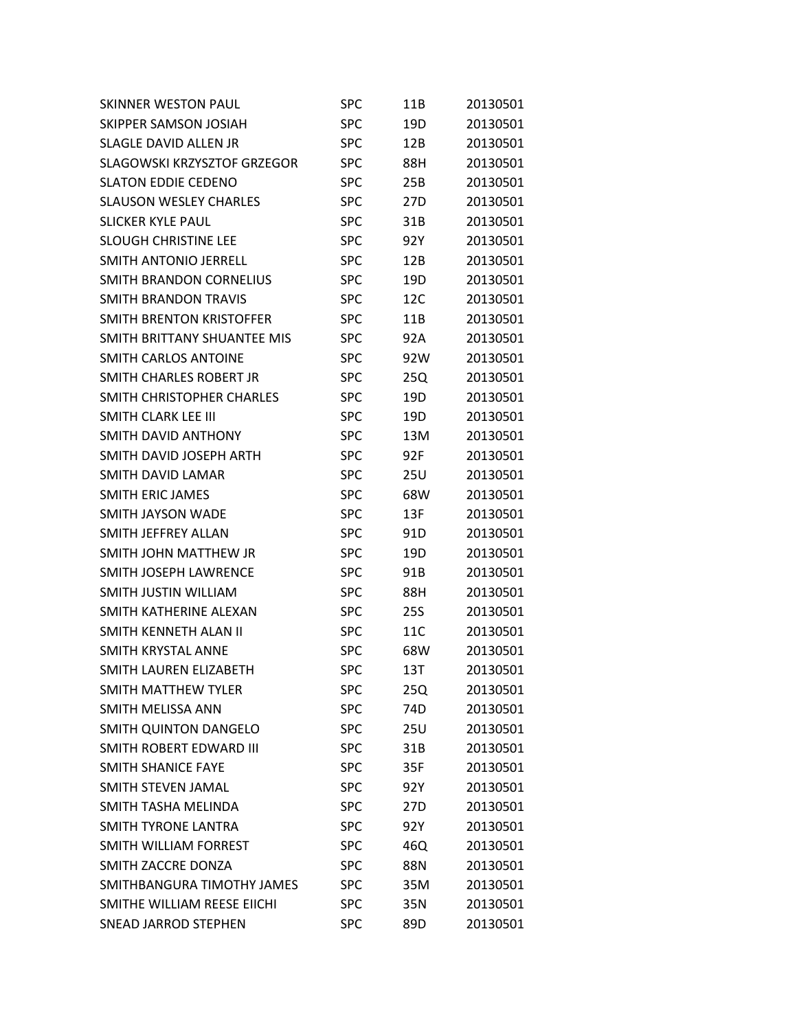| | | | |
|---|---|---|---|
| SKINNER WESTON PAUL | SPC | 11B | 20130501 |
| SKIPPER SAMSON JOSIAH | SPC | 19D | 20130501 |
| SLAGLE DAVID ALLEN JR | SPC | 12B | 20130501 |
| SLAGOWSKI KRZYSZTOF GRZEGOR | SPC | 88H | 20130501 |
| SLATON EDDIE CEDENO | SPC | 25B | 20130501 |
| SLAUSON WESLEY CHARLES | SPC | 27D | 20130501 |
| SLICKER KYLE PAUL | SPC | 31B | 20130501 |
| SLOUGH CHRISTINE LEE | SPC | 92Y | 20130501 |
| SMITH ANTONIO JERRELL | SPC | 12B | 20130501 |
| SMITH BRANDON CORNELIUS | SPC | 19D | 20130501 |
| SMITH BRANDON TRAVIS | SPC | 12C | 20130501 |
| SMITH BRENTON KRISTOFFER | SPC | 11B | 20130501 |
| SMITH BRITTANY SHUANTEE MIS | SPC | 92A | 20130501 |
| SMITH CARLOS ANTOINE | SPC | 92W | 20130501 |
| SMITH CHARLES ROBERT JR | SPC | 25Q | 20130501 |
| SMITH CHRISTOPHER CHARLES | SPC | 19D | 20130501 |
| SMITH CLARK LEE III | SPC | 19D | 20130501 |
| SMITH DAVID ANTHONY | SPC | 13M | 20130501 |
| SMITH DAVID JOSEPH ARTH | SPC | 92F | 20130501 |
| SMITH DAVID LAMAR | SPC | 25U | 20130501 |
| SMITH ERIC JAMES | SPC | 68W | 20130501 |
| SMITH JAYSON WADE | SPC | 13F | 20130501 |
| SMITH JEFFREY ALLAN | SPC | 91D | 20130501 |
| SMITH JOHN MATTHEW JR | SPC | 19D | 20130501 |
| SMITH JOSEPH LAWRENCE | SPC | 91B | 20130501 |
| SMITH JUSTIN WILLIAM | SPC | 88H | 20130501 |
| SMITH KATHERINE ALEXAN | SPC | 25S | 20130501 |
| SMITH KENNETH ALAN II | SPC | 11C | 20130501 |
| SMITH KRYSTAL ANNE | SPC | 68W | 20130501 |
| SMITH LAUREN ELIZABETH | SPC | 13T | 20130501 |
| SMITH MATTHEW TYLER | SPC | 25Q | 20130501 |
| SMITH MELISSA ANN | SPC | 74D | 20130501 |
| SMITH QUINTON DANGELO | SPC | 25U | 20130501 |
| SMITH ROBERT EDWARD III | SPC | 31B | 20130501 |
| SMITH SHANICE FAYE | SPC | 35F | 20130501 |
| SMITH STEVEN JAMAL | SPC | 92Y | 20130501 |
| SMITH TASHA MELINDA | SPC | 27D | 20130501 |
| SMITH TYRONE LANTRA | SPC | 92Y | 20130501 |
| SMITH WILLIAM FORREST | SPC | 46Q | 20130501 |
| SMITH ZACCRE DONZA | SPC | 88N | 20130501 |
| SMITHBANGURA TIMOTHY JAMES | SPC | 35M | 20130501 |
| SMITHE WILLIAM REESE EIICHI | SPC | 35N | 20130501 |
| SNEAD JARROD STEPHEN | SPC | 89D | 20130501 |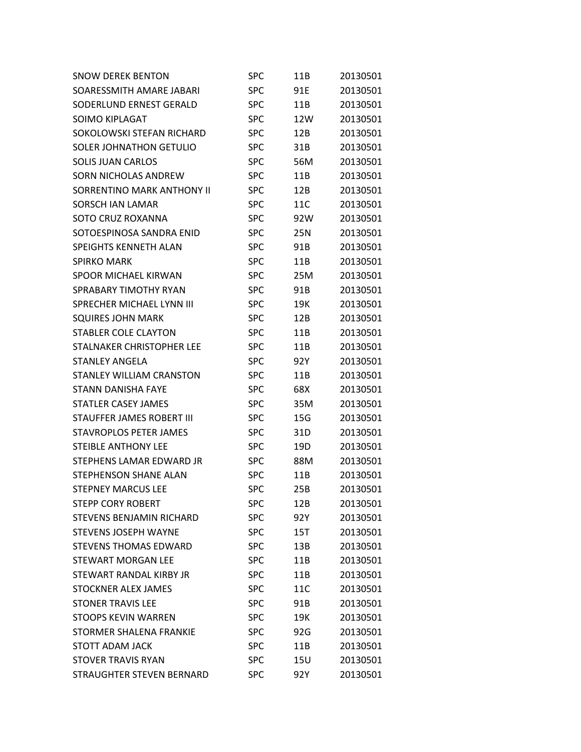| | | | |
|---|---|---|---|
| SNOW DEREK BENTON | SPC | 11B | 20130501 |
| SOARESSMITH AMARE JABARI | SPC | 91E | 20130501 |
| SODERLUND ERNEST GERALD | SPC | 11B | 20130501 |
| SOIMO KIPLAGAT | SPC | 12W | 20130501 |
| SOKOLOWSKI STEFAN RICHARD | SPC | 12B | 20130501 |
| SOLER JOHNATHON GETULIO | SPC | 31B | 20130501 |
| SOLIS JUAN CARLOS | SPC | 56M | 20130501 |
| SORN NICHOLAS ANDREW | SPC | 11B | 20130501 |
| SORRENTINO MARK ANTHONY II | SPC | 12B | 20130501 |
| SORSCH IAN LAMAR | SPC | 11C | 20130501 |
| SOTO CRUZ ROXANNA | SPC | 92W | 20130501 |
| SOTOESPINOSA SANDRA ENID | SPC | 25N | 20130501 |
| SPEIGHTS KENNETH ALAN | SPC | 91B | 20130501 |
| SPIRKO MARK | SPC | 11B | 20130501 |
| SPOOR MICHAEL KIRWAN | SPC | 25M | 20130501 |
| SPRABARY TIMOTHY RYAN | SPC | 91B | 20130501 |
| SPRECHER MICHAEL LYNN III | SPC | 19K | 20130501 |
| SQUIRES JOHN MARK | SPC | 12B | 20130501 |
| STABLER COLE CLAYTON | SPC | 11B | 20130501 |
| STALNAKER CHRISTOPHER LEE | SPC | 11B | 20130501 |
| STANLEY ANGELA | SPC | 92Y | 20130501 |
| STANLEY WILLIAM CRANSTON | SPC | 11B | 20130501 |
| STANN DANISHA FAYE | SPC | 68X | 20130501 |
| STATLER CASEY JAMES | SPC | 35M | 20130501 |
| STAUFFER JAMES ROBERT III | SPC | 15G | 20130501 |
| STAVROPLOS PETER JAMES | SPC | 31D | 20130501 |
| STEIBLE ANTHONY LEE | SPC | 19D | 20130501 |
| STEPHENS LAMAR EDWARD JR | SPC | 88M | 20130501 |
| STEPHENSON SHANE ALAN | SPC | 11B | 20130501 |
| STEPNEY MARCUS LEE | SPC | 25B | 20130501 |
| STEPP CORY ROBERT | SPC | 12B | 20130501 |
| STEVENS BENJAMIN RICHARD | SPC | 92Y | 20130501 |
| STEVENS JOSEPH WAYNE | SPC | 15T | 20130501 |
| STEVENS THOMAS EDWARD | SPC | 13B | 20130501 |
| STEWART MORGAN LEE | SPC | 11B | 20130501 |
| STEWART RANDAL KIRBY JR | SPC | 11B | 20130501 |
| STOCKNER ALEX JAMES | SPC | 11C | 20130501 |
| STONER TRAVIS LEE | SPC | 91B | 20130501 |
| STOOPS KEVIN WARREN | SPC | 19K | 20130501 |
| STORMER SHALENA FRANKIE | SPC | 92G | 20130501 |
| STOTT ADAM JACK | SPC | 11B | 20130501 |
| STOVER TRAVIS RYAN | SPC | 15U | 20130501 |
| STRAUGHTER STEVEN BERNARD | SPC | 92Y | 20130501 |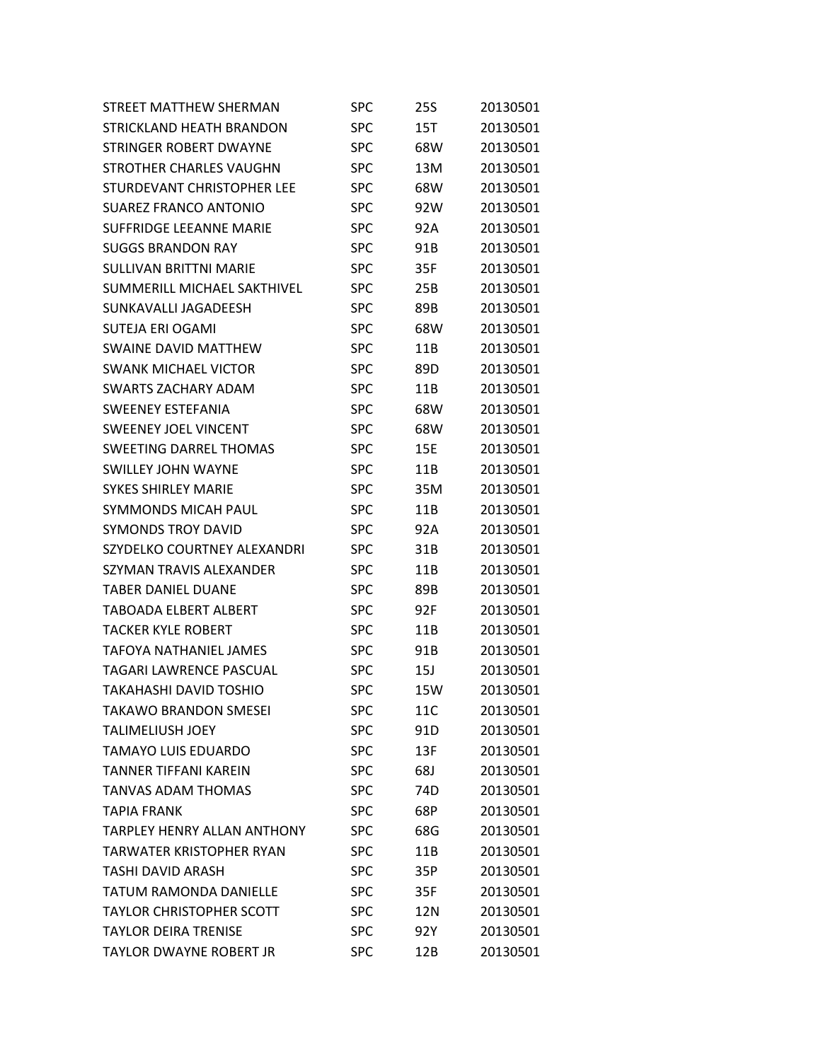| | | | |
|---|---|---|---|
| STREET MATTHEW SHERMAN | SPC | 25S | 20130501 |
| STRICKLAND HEATH BRANDON | SPC | 15T | 20130501 |
| STRINGER ROBERT DWAYNE | SPC | 68W | 20130501 |
| STROTHER CHARLES VAUGHN | SPC | 13M | 20130501 |
| STURDEVANT CHRISTOPHER LEE | SPC | 68W | 20130501 |
| SUAREZ FRANCO ANTONIO | SPC | 92W | 20130501 |
| SUFFRIDGE LEEANNE MARIE | SPC | 92A | 20130501 |
| SUGGS BRANDON RAY | SPC | 91B | 20130501 |
| SULLIVAN BRITTNI MARIE | SPC | 35F | 20130501 |
| SUMMERILL MICHAEL SAKTHIVEL | SPC | 25B | 20130501 |
| SUNKAVALLI JAGADEESH | SPC | 89B | 20130501 |
| SUTEJA ERI OGAMI | SPC | 68W | 20130501 |
| SWAINE DAVID MATTHEW | SPC | 11B | 20130501 |
| SWANK MICHAEL VICTOR | SPC | 89D | 20130501 |
| SWARTS ZACHARY ADAM | SPC | 11B | 20130501 |
| SWEENEY ESTEFANIA | SPC | 68W | 20130501 |
| SWEENEY JOEL VINCENT | SPC | 68W | 20130501 |
| SWEETING DARREL THOMAS | SPC | 15E | 20130501 |
| SWILLEY JOHN WAYNE | SPC | 11B | 20130501 |
| SYKES SHIRLEY MARIE | SPC | 35M | 20130501 |
| SYMMONDS MICAH PAUL | SPC | 11B | 20130501 |
| SYMONDS TROY DAVID | SPC | 92A | 20130501 |
| SZYDELKO COURTNEY ALEXANDRI | SPC | 31B | 20130501 |
| SZYMAN TRAVIS ALEXANDER | SPC | 11B | 20130501 |
| TABER DANIEL DUANE | SPC | 89B | 20130501 |
| TABOADA ELBERT ALBERT | SPC | 92F | 20130501 |
| TACKER KYLE ROBERT | SPC | 11B | 20130501 |
| TAFOYA NATHANIEL JAMES | SPC | 91B | 20130501 |
| TAGARI LAWRENCE PASCUAL | SPC | 15J | 20130501 |
| TAKAHASHI DAVID TOSHIO | SPC | 15W | 20130501 |
| TAKAWO BRANDON SMESEI | SPC | 11C | 20130501 |
| TALIMELIUSH JOEY | SPC | 91D | 20130501 |
| TAMAYO LUIS EDUARDO | SPC | 13F | 20130501 |
| TANNER TIFFANI KAREIN | SPC | 68J | 20130501 |
| TANVAS ADAM THOMAS | SPC | 74D | 20130501 |
| TAPIA FRANK | SPC | 68P | 20130501 |
| TARPLEY HENRY ALLAN ANTHONY | SPC | 68G | 20130501 |
| TARWATER KRISTOPHER RYAN | SPC | 11B | 20130501 |
| TASHI DAVID ARASH | SPC | 35P | 20130501 |
| TATUM RAMONDA DANIELLE | SPC | 35F | 20130501 |
| TAYLOR CHRISTOPHER SCOTT | SPC | 12N | 20130501 |
| TAYLOR DEIRA TRENISE | SPC | 92Y | 20130501 |
| TAYLOR DWAYNE ROBERT JR | SPC | 12B | 20130501 |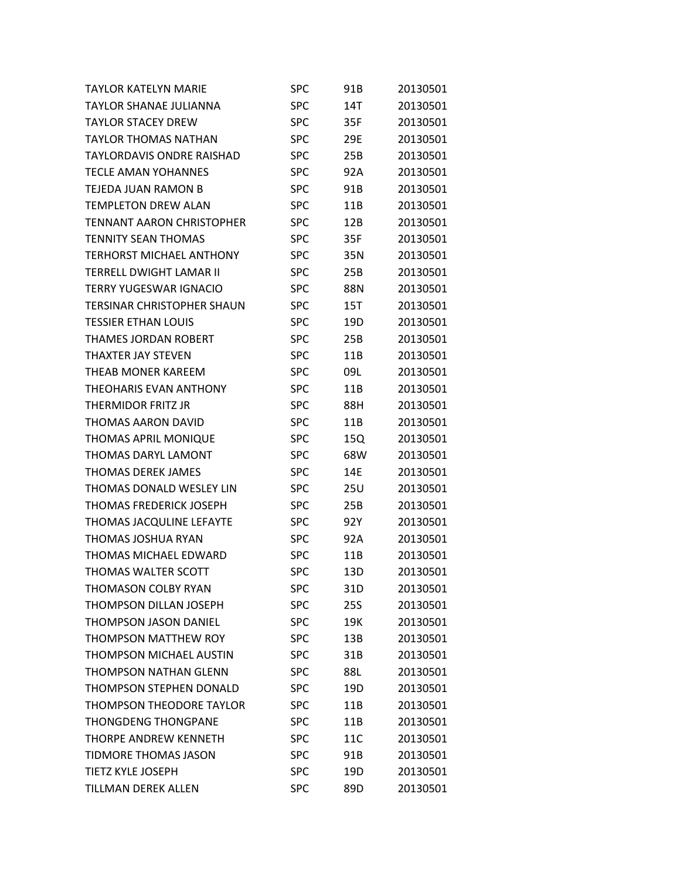| | | | |
|---|---|---|---|
| TAYLOR KATELYN MARIE | SPC | 91B | 20130501 |
| TAYLOR SHANAE JULIANNA | SPC | 14T | 20130501 |
| TAYLOR STACEY DREW | SPC | 35F | 20130501 |
| TAYLOR THOMAS NATHAN | SPC | 29E | 20130501 |
| TAYLORDAVIS ONDRE RAISHAD | SPC | 25B | 20130501 |
| TECLE AMAN YOHANNES | SPC | 92A | 20130501 |
| TEJEDA JUAN RAMON B | SPC | 91B | 20130501 |
| TEMPLETON DREW ALAN | SPC | 11B | 20130501 |
| TENNANT AARON CHRISTOPHER | SPC | 12B | 20130501 |
| TENNITY SEAN THOMAS | SPC | 35F | 20130501 |
| TERHORST MICHAEL ANTHONY | SPC | 35N | 20130501 |
| TERRELL DWIGHT LAMAR II | SPC | 25B | 20130501 |
| TERRY YUGESWAR IGNACIO | SPC | 88N | 20130501 |
| TERSINAR CHRISTOPHER SHAUN | SPC | 15T | 20130501 |
| TESSIER ETHAN LOUIS | SPC | 19D | 20130501 |
| THAMES JORDAN ROBERT | SPC | 25B | 20130501 |
| THAXTER JAY STEVEN | SPC | 11B | 20130501 |
| THEAB MONER KAREEM | SPC | 09L | 20130501 |
| THEOHARIS EVAN ANTHONY | SPC | 11B | 20130501 |
| THERMIDOR FRITZ JR | SPC | 88H | 20130501 |
| THOMAS AARON DAVID | SPC | 11B | 20130501 |
| THOMAS APRIL MONIQUE | SPC | 15Q | 20130501 |
| THOMAS DARYL LAMONT | SPC | 68W | 20130501 |
| THOMAS DEREK JAMES | SPC | 14E | 20130501 |
| THOMAS DONALD WESLEY LIN | SPC | 25U | 20130501 |
| THOMAS FREDERICK JOSEPH | SPC | 25B | 20130501 |
| THOMAS JACQULINE LEFAYTE | SPC | 92Y | 20130501 |
| THOMAS JOSHUA RYAN | SPC | 92A | 20130501 |
| THOMAS MICHAEL EDWARD | SPC | 11B | 20130501 |
| THOMAS WALTER SCOTT | SPC | 13D | 20130501 |
| THOMASON COLBY RYAN | SPC | 31D | 20130501 |
| THOMPSON DILLAN JOSEPH | SPC | 25S | 20130501 |
| THOMPSON JASON DANIEL | SPC | 19K | 20130501 |
| THOMPSON MATTHEW ROY | SPC | 13B | 20130501 |
| THOMPSON MICHAEL AUSTIN | SPC | 31B | 20130501 |
| THOMPSON NATHAN GLENN | SPC | 88L | 20130501 |
| THOMPSON STEPHEN DONALD | SPC | 19D | 20130501 |
| THOMPSON THEODORE TAYLOR | SPC | 11B | 20130501 |
| THONGDENG THONGPANE | SPC | 11B | 20130501 |
| THORPE ANDREW KENNETH | SPC | 11C | 20130501 |
| TIDMORE THOMAS JASON | SPC | 91B | 20130501 |
| TIETZ KYLE JOSEPH | SPC | 19D | 20130501 |
| TILLMAN DEREK ALLEN | SPC | 89D | 20130501 |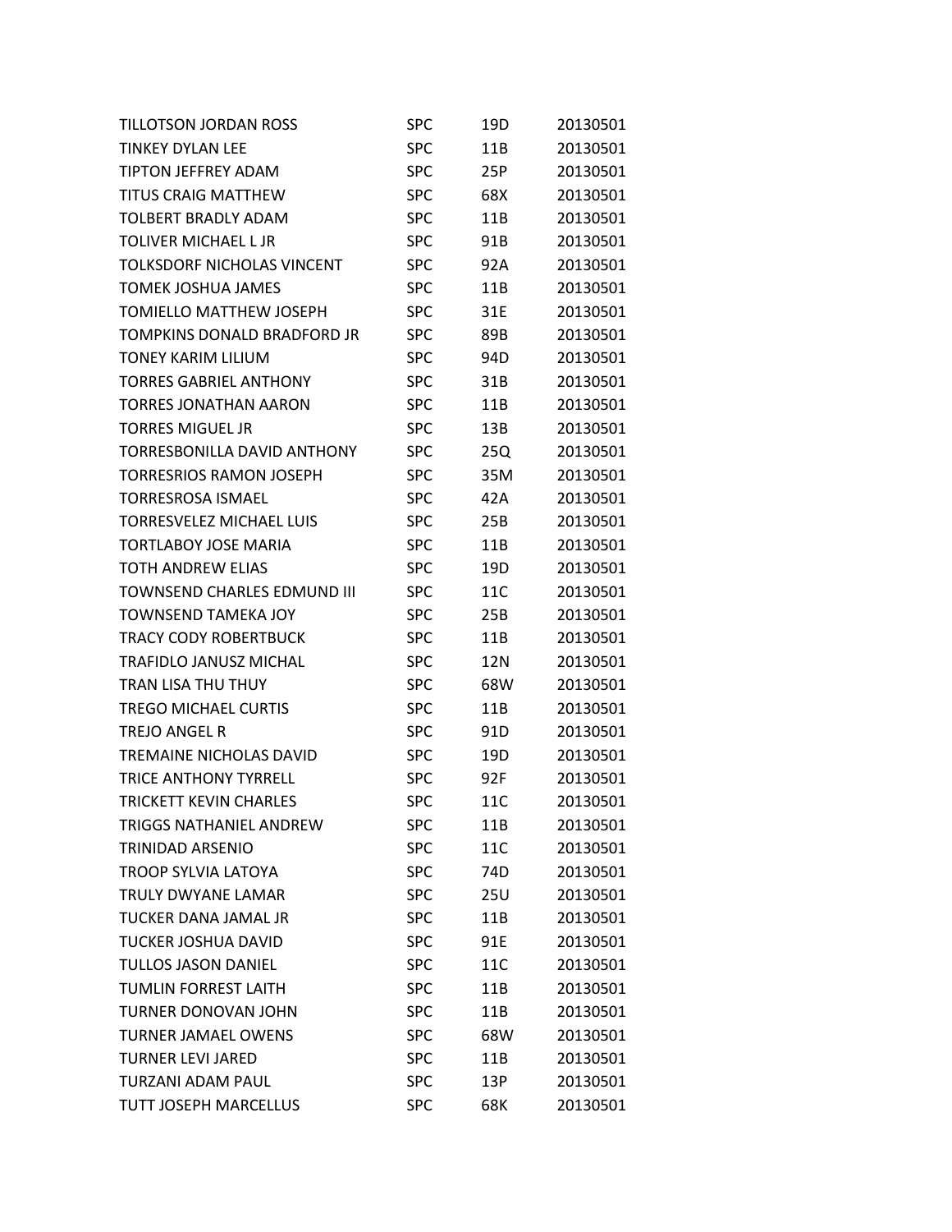| | | | |
|---|---|---|---|
| TILLOTSON JORDAN ROSS | SPC | 19D | 20130501 |
| TINKEY DYLAN LEE | SPC | 11B | 20130501 |
| TIPTON JEFFREY ADAM | SPC | 25P | 20130501 |
| TITUS CRAIG MATTHEW | SPC | 68X | 20130501 |
| TOLBERT BRADLY ADAM | SPC | 11B | 20130501 |
| TOLIVER MICHAEL L JR | SPC | 91B | 20130501 |
| TOLKSDORF NICHOLAS VINCENT | SPC | 92A | 20130501 |
| TOMEK JOSHUA JAMES | SPC | 11B | 20130501 |
| TOMIELLO MATTHEW JOSEPH | SPC | 31E | 20130501 |
| TOMPKINS DONALD BRADFORD JR | SPC | 89B | 20130501 |
| TONEY KARIM LILIUM | SPC | 94D | 20130501 |
| TORRES GABRIEL ANTHONY | SPC | 31B | 20130501 |
| TORRES JONATHAN AARON | SPC | 11B | 20130501 |
| TORRES MIGUEL JR | SPC | 13B | 20130501 |
| TORRESBONILLA DAVID ANTHONY | SPC | 25Q | 20130501 |
| TORRESRIOS RAMON JOSEPH | SPC | 35M | 20130501 |
| TORRESROSA ISMAEL | SPC | 42A | 20130501 |
| TORRESVELEZ MICHAEL LUIS | SPC | 25B | 20130501 |
| TORTLABOY JOSE MARIA | SPC | 11B | 20130501 |
| TOTH ANDREW ELIAS | SPC | 19D | 20130501 |
| TOWNSEND CHARLES EDMUND III | SPC | 11C | 20130501 |
| TOWNSEND TAMEKA JOY | SPC | 25B | 20130501 |
| TRACY CODY ROBERTBUCK | SPC | 11B | 20130501 |
| TRAFIDLO JANUSZ MICHAL | SPC | 12N | 20130501 |
| TRAN LISA THU THUY | SPC | 68W | 20130501 |
| TREGO MICHAEL CURTIS | SPC | 11B | 20130501 |
| TREJO ANGEL R | SPC | 91D | 20130501 |
| TREMAINE NICHOLAS DAVID | SPC | 19D | 20130501 |
| TRICE ANTHONY TYRRELL | SPC | 92F | 20130501 |
| TRICKETT KEVIN CHARLES | SPC | 11C | 20130501 |
| TRIGGS NATHANIEL ANDREW | SPC | 11B | 20130501 |
| TRINIDAD ARSENIO | SPC | 11C | 20130501 |
| TROOP SYLVIA LATOYA | SPC | 74D | 20130501 |
| TRULY DWYANE LAMAR | SPC | 25U | 20130501 |
| TUCKER DANA JAMAL JR | SPC | 11B | 20130501 |
| TUCKER JOSHUA DAVID | SPC | 91E | 20130501 |
| TULLOS JASON DANIEL | SPC | 11C | 20130501 |
| TUMLIN FORREST LAITH | SPC | 11B | 20130501 |
| TURNER DONOVAN JOHN | SPC | 11B | 20130501 |
| TURNER JAMAEL OWENS | SPC | 68W | 20130501 |
| TURNER LEVI JARED | SPC | 11B | 20130501 |
| TURZANI ADAM PAUL | SPC | 13P | 20130501 |
| TUTT JOSEPH MARCELLUS | SPC | 68K | 20130501 |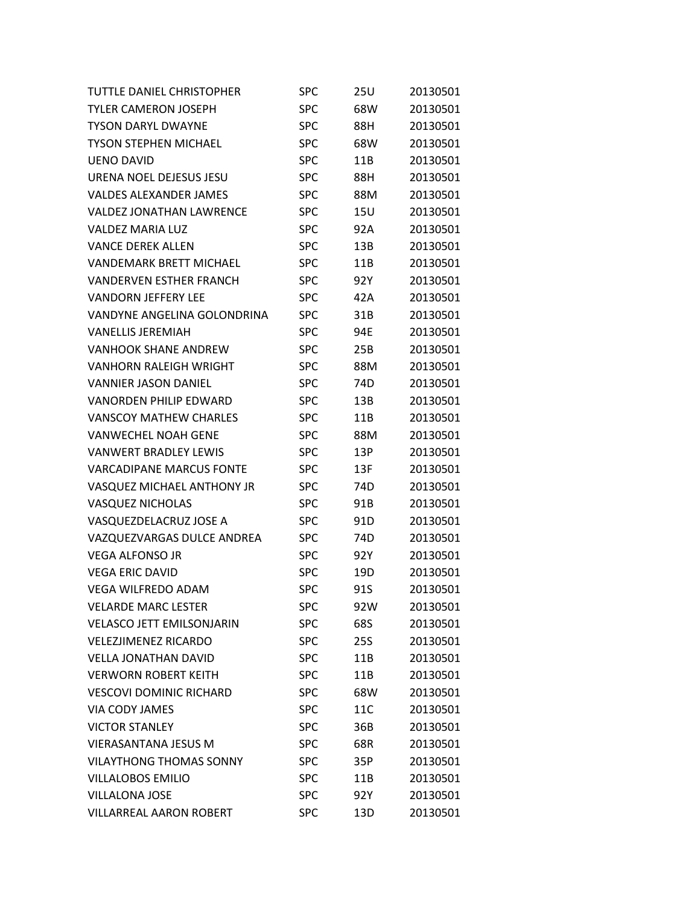| | | | |
|---|---|---|---|
| TUTTLE DANIEL CHRISTOPHER | SPC | 25U | 20130501 |
| TYLER CAMERON JOSEPH | SPC | 68W | 20130501 |
| TYSON DARYL DWAYNE | SPC | 88H | 20130501 |
| TYSON STEPHEN MICHAEL | SPC | 68W | 20130501 |
| UENO DAVID | SPC | 11B | 20130501 |
| URENA NOEL DEJESUS JESU | SPC | 88H | 20130501 |
| VALDES ALEXANDER JAMES | SPC | 88M | 20130501 |
| VALDEZ JONATHAN LAWRENCE | SPC | 15U | 20130501 |
| VALDEZ MARIA LUZ | SPC | 92A | 20130501 |
| VANCE DEREK ALLEN | SPC | 13B | 20130501 |
| VANDEMARK BRETT MICHAEL | SPC | 11B | 20130501 |
| VANDERVEN ESTHER FRANCH | SPC | 92Y | 20130501 |
| VANDORN JEFFERY LEE | SPC | 42A | 20130501 |
| VANDYNE ANGELINA GOLONDRINA | SPC | 31B | 20130501 |
| VANELLIS JEREMIAH | SPC | 94E | 20130501 |
| VANHOOK SHANE ANDREW | SPC | 25B | 20130501 |
| VANHORN RALEIGH WRIGHT | SPC | 88M | 20130501 |
| VANNIER JASON DANIEL | SPC | 74D | 20130501 |
| VANORDEN PHILIP EDWARD | SPC | 13B | 20130501 |
| VANSCOY MATHEW CHARLES | SPC | 11B | 20130501 |
| VANWECHEL NOAH GENE | SPC | 88M | 20130501 |
| VANWERT BRADLEY LEWIS | SPC | 13P | 20130501 |
| VARCADIPANE MARCUS FONTE | SPC | 13F | 20130501 |
| VASQUEZ MICHAEL ANTHONY JR | SPC | 74D | 20130501 |
| VASQUEZ NICHOLAS | SPC | 91B | 20130501 |
| VASQUEZDELACRUZ JOSE A | SPC | 91D | 20130501 |
| VAZQUEZVARGAS DULCE ANDREA | SPC | 74D | 20130501 |
| VEGA ALFONSO JR | SPC | 92Y | 20130501 |
| VEGA ERIC DAVID | SPC | 19D | 20130501 |
| VEGA WILFREDO ADAM | SPC | 91S | 20130501 |
| VELARDE MARC LESTER | SPC | 92W | 20130501 |
| VELASCO JETT EMILSONJARIN | SPC | 68S | 20130501 |
| VELEZJIMENEZ RICARDO | SPC | 25S | 20130501 |
| VELLA JONATHAN DAVID | SPC | 11B | 20130501 |
| VERWORN ROBERT KEITH | SPC | 11B | 20130501 |
| VESCOVI DOMINIC RICHARD | SPC | 68W | 20130501 |
| VIA CODY JAMES | SPC | 11C | 20130501 |
| VICTOR STANLEY | SPC | 36B | 20130501 |
| VIERASANTANA JESUS M | SPC | 68R | 20130501 |
| VILAYTHONG THOMAS SONNY | SPC | 35P | 20130501 |
| VILLALOBOS EMILIO | SPC | 11B | 20130501 |
| VILLALONA JOSE | SPC | 92Y | 20130501 |
| VILLARREAL AARON ROBERT | SPC | 13D | 20130501 |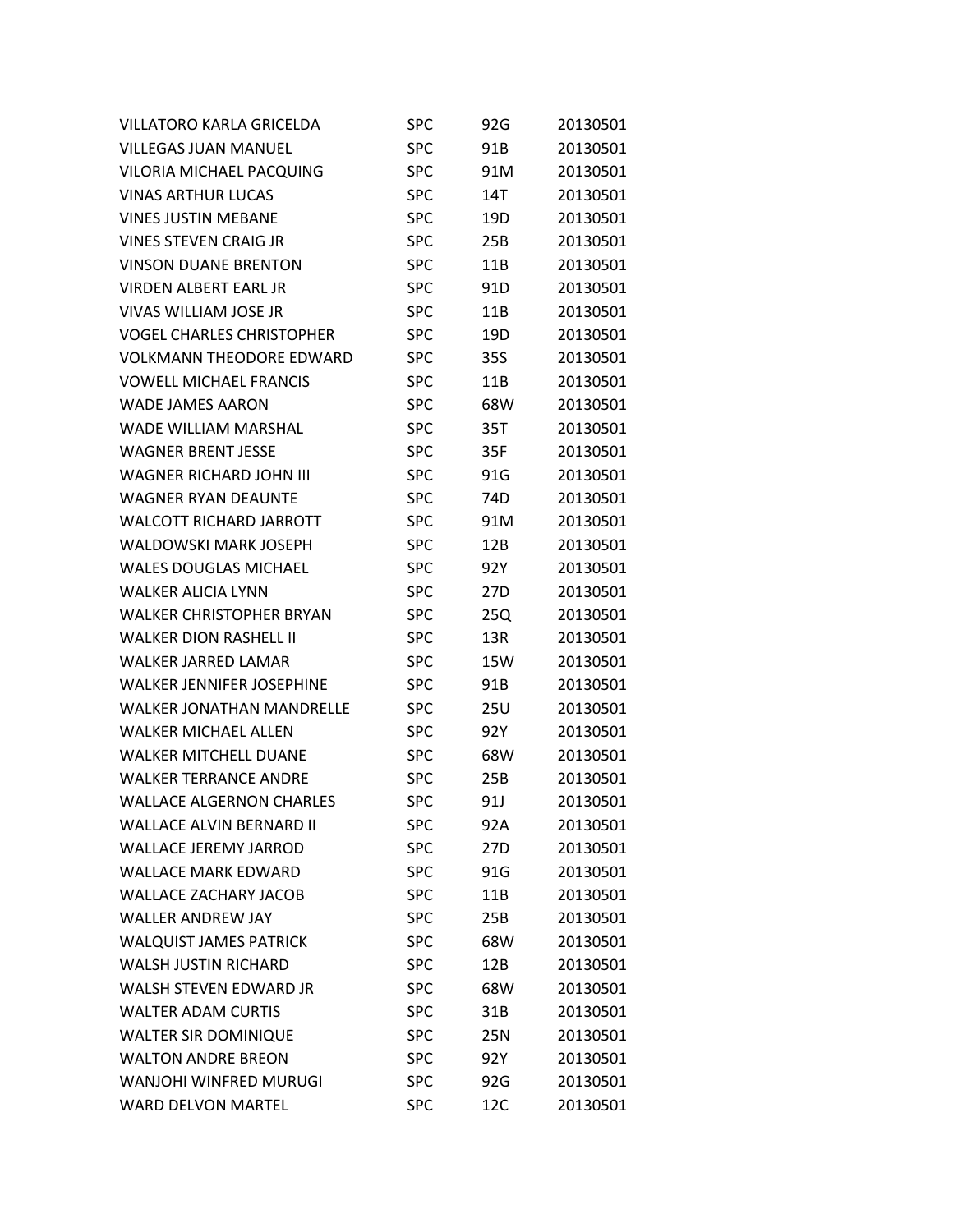| | | | |
|---|---|---|---|
| VILLATORO KARLA GRICELDA | SPC | 92G | 20130501 |
| VILLEGAS JUAN MANUEL | SPC | 91B | 20130501 |
| VILORIA MICHAEL PACQUING | SPC | 91M | 20130501 |
| VINAS ARTHUR LUCAS | SPC | 14T | 20130501 |
| VINES JUSTIN MEBANE | SPC | 19D | 20130501 |
| VINES STEVEN CRAIG JR | SPC | 25B | 20130501 |
| VINSON DUANE BRENTON | SPC | 11B | 20130501 |
| VIRDEN ALBERT EARL JR | SPC | 91D | 20130501 |
| VIVAS WILLIAM JOSE JR | SPC | 11B | 20130501 |
| VOGEL CHARLES CHRISTOPHER | SPC | 19D | 20130501 |
| VOLKMANN THEODORE EDWARD | SPC | 35S | 20130501 |
| VOWELL MICHAEL FRANCIS | SPC | 11B | 20130501 |
| WADE JAMES AARON | SPC | 68W | 20130501 |
| WADE WILLIAM MARSHAL | SPC | 35T | 20130501 |
| WAGNER BRENT JESSE | SPC | 35F | 20130501 |
| WAGNER RICHARD JOHN III | SPC | 91G | 20130501 |
| WAGNER RYAN DEAUNTE | SPC | 74D | 20130501 |
| WALCOTT RICHARD JARROTT | SPC | 91M | 20130501 |
| WALDOWSKI MARK JOSEPH | SPC | 12B | 20130501 |
| WALES DOUGLAS MICHAEL | SPC | 92Y | 20130501 |
| WALKER ALICIA LYNN | SPC | 27D | 20130501 |
| WALKER CHRISTOPHER BRYAN | SPC | 25Q | 20130501 |
| WALKER DION RASHELL II | SPC | 13R | 20130501 |
| WALKER JARRED LAMAR | SPC | 15W | 20130501 |
| WALKER JENNIFER JOSEPHINE | SPC | 91B | 20130501 |
| WALKER JONATHAN MANDRELLE | SPC | 25U | 20130501 |
| WALKER MICHAEL ALLEN | SPC | 92Y | 20130501 |
| WALKER MITCHELL DUANE | SPC | 68W | 20130501 |
| WALKER TERRANCE ANDRE | SPC | 25B | 20130501 |
| WALLACE ALGERNON CHARLES | SPC | 91J | 20130501 |
| WALLACE ALVIN BERNARD II | SPC | 92A | 20130501 |
| WALLACE JEREMY JARROD | SPC | 27D | 20130501 |
| WALLACE MARK EDWARD | SPC | 91G | 20130501 |
| WALLACE ZACHARY JACOB | SPC | 11B | 20130501 |
| WALLER ANDREW JAY | SPC | 25B | 20130501 |
| WALQUIST JAMES PATRICK | SPC | 68W | 20130501 |
| WALSH JUSTIN RICHARD | SPC | 12B | 20130501 |
| WALSH STEVEN EDWARD JR | SPC | 68W | 20130501 |
| WALTER ADAM CURTIS | SPC | 31B | 20130501 |
| WALTER SIR DOMINIQUE | SPC | 25N | 20130501 |
| WALTON ANDRE BREON | SPC | 92Y | 20130501 |
| WANJOHI WINFRED MURUGI | SPC | 92G | 20130501 |
| WARD DELVON MARTEL | SPC | 12C | 20130501 |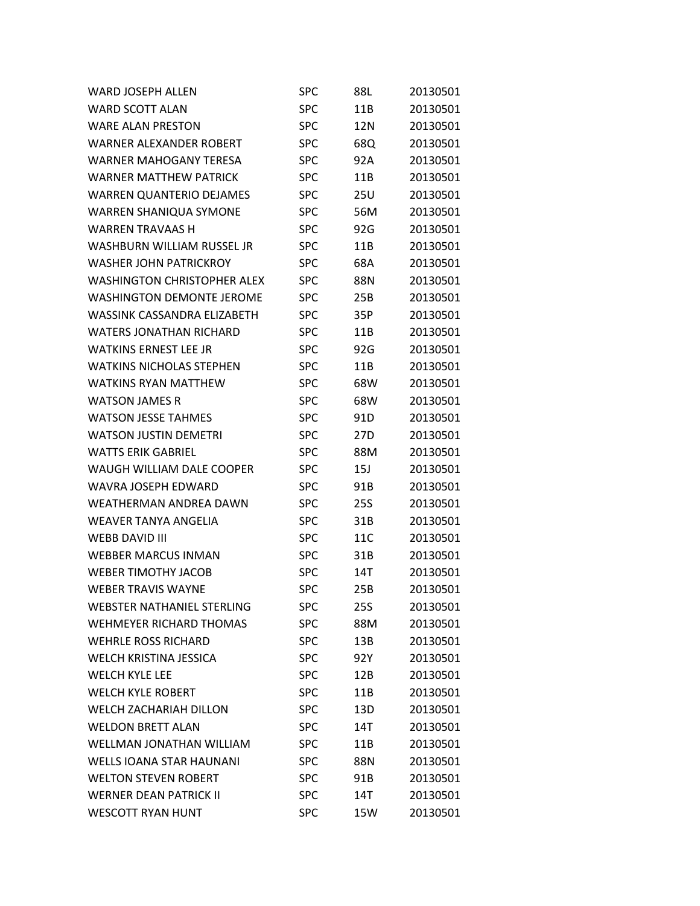| | | | |
|---|---|---|---|
| WARD JOSEPH ALLEN | SPC | 88L | 20130501 |
| WARD SCOTT ALAN | SPC | 11B | 20130501 |
| WARE ALAN PRESTON | SPC | 12N | 20130501 |
| WARNER ALEXANDER ROBERT | SPC | 68Q | 20130501 |
| WARNER MAHOGANY TERESA | SPC | 92A | 20130501 |
| WARNER MATTHEW PATRICK | SPC | 11B | 20130501 |
| WARREN QUANTERIO DEJAMES | SPC | 25U | 20130501 |
| WARREN SHANIQUA SYMONE | SPC | 56M | 20130501 |
| WARREN TRAVAAS H | SPC | 92G | 20130501 |
| WASHBURN WILLIAM RUSSEL JR | SPC | 11B | 20130501 |
| WASHER JOHN PATRICKROY | SPC | 68A | 20130501 |
| WASHINGTON CHRISTOPHER ALEX | SPC | 88N | 20130501 |
| WASHINGTON DEMONTE JEROME | SPC | 25B | 20130501 |
| WASSINK CASSANDRA ELIZABETH | SPC | 35P | 20130501 |
| WATERS JONATHAN RICHARD | SPC | 11B | 20130501 |
| WATKINS ERNEST LEE JR | SPC | 92G | 20130501 |
| WATKINS NICHOLAS STEPHEN | SPC | 11B | 20130501 |
| WATKINS RYAN MATTHEW | SPC | 68W | 20130501 |
| WATSON JAMES R | SPC | 68W | 20130501 |
| WATSON JESSE TAHMES | SPC | 91D | 20130501 |
| WATSON JUSTIN DEMETRI | SPC | 27D | 20130501 |
| WATTS ERIK GABRIEL | SPC | 88M | 20130501 |
| WAUGH WILLIAM DALE COOPER | SPC | 15J | 20130501 |
| WAVRA JOSEPH EDWARD | SPC | 91B | 20130501 |
| WEATHERMAN ANDREA DAWN | SPC | 25S | 20130501 |
| WEAVER TANYA ANGELIA | SPC | 31B | 20130501 |
| WEBB DAVID III | SPC | 11C | 20130501 |
| WEBBER MARCUS INMAN | SPC | 31B | 20130501 |
| WEBER TIMOTHY JACOB | SPC | 14T | 20130501 |
| WEBER TRAVIS WAYNE | SPC | 25B | 20130501 |
| WEBSTER NATHANIEL STERLING | SPC | 25S | 20130501 |
| WEHMEYER RICHARD THOMAS | SPC | 88M | 20130501 |
| WEHRLE ROSS RICHARD | SPC | 13B | 20130501 |
| WELCH KRISTINA JESSICA | SPC | 92Y | 20130501 |
| WELCH KYLE LEE | SPC | 12B | 20130501 |
| WELCH KYLE ROBERT | SPC | 11B | 20130501 |
| WELCH ZACHARIAH DILLON | SPC | 13D | 20130501 |
| WELDON BRETT ALAN | SPC | 14T | 20130501 |
| WELLMAN JONATHAN WILLIAM | SPC | 11B | 20130501 |
| WELLS IOANA STAR HAUNANI | SPC | 88N | 20130501 |
| WELTON STEVEN ROBERT | SPC | 91B | 20130501 |
| WERNER DEAN PATRICK II | SPC | 14T | 20130501 |
| WESCOTT RYAN HUNT | SPC | 15W | 20130501 |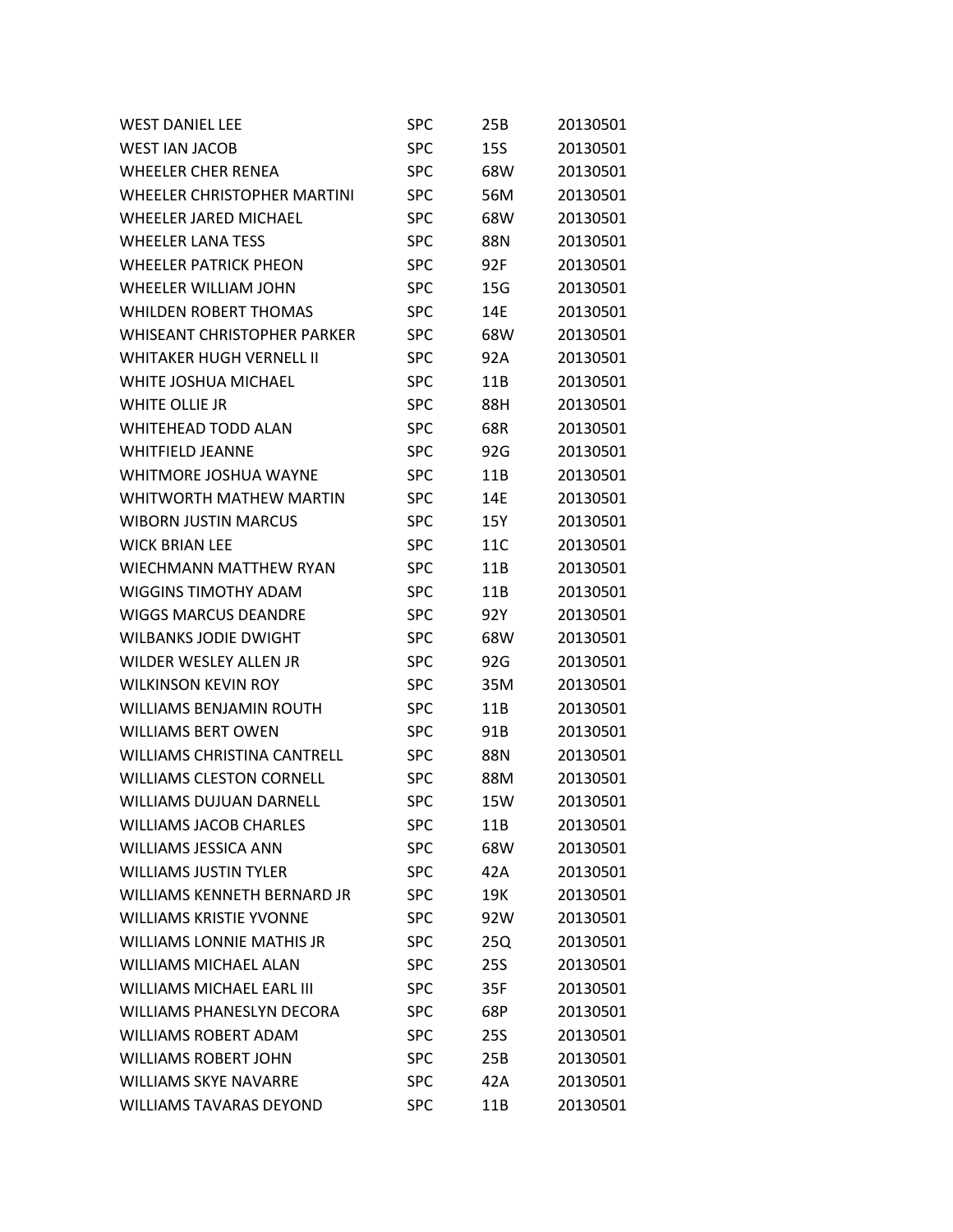| | | | |
|---|---|---|---|
| WEST DANIEL LEE | SPC | 25B | 20130501 |
| WEST IAN JACOB | SPC | 15S | 20130501 |
| WHEELER CHER RENEA | SPC | 68W | 20130501 |
| WHEELER CHRISTOPHER MARTINI | SPC | 56M | 20130501 |
| WHEELER JARED MICHAEL | SPC | 68W | 20130501 |
| WHEELER LANA TESS | SPC | 88N | 20130501 |
| WHEELER PATRICK PHEON | SPC | 92F | 20130501 |
| WHEELER WILLIAM JOHN | SPC | 15G | 20130501 |
| WHILDEN ROBERT THOMAS | SPC | 14E | 20130501 |
| WHISEANT CHRISTOPHER PARKER | SPC | 68W | 20130501 |
| WHITAKER HUGH VERNELL II | SPC | 92A | 20130501 |
| WHITE JOSHUA MICHAEL | SPC | 11B | 20130501 |
| WHITE OLLIE JR | SPC | 88H | 20130501 |
| WHITEHEAD TODD ALAN | SPC | 68R | 20130501 |
| WHITFIELD JEANNE | SPC | 92G | 20130501 |
| WHITMORE JOSHUA WAYNE | SPC | 11B | 20130501 |
| WHITWORTH MATHEW MARTIN | SPC | 14E | 20130501 |
| WIBORN JUSTIN MARCUS | SPC | 15Y | 20130501 |
| WICK BRIAN LEE | SPC | 11C | 20130501 |
| WIECHMANN MATTHEW RYAN | SPC | 11B | 20130501 |
| WIGGINS TIMOTHY ADAM | SPC | 11B | 20130501 |
| WIGGS MARCUS DEANDRE | SPC | 92Y | 20130501 |
| WILBANKS JODIE DWIGHT | SPC | 68W | 20130501 |
| WILDER WESLEY ALLEN JR | SPC | 92G | 20130501 |
| WILKINSON KEVIN ROY | SPC | 35M | 20130501 |
| WILLIAMS BENJAMIN ROUTH | SPC | 11B | 20130501 |
| WILLIAMS BERT OWEN | SPC | 91B | 20130501 |
| WILLIAMS CHRISTINA CANTRELL | SPC | 88N | 20130501 |
| WILLIAMS CLESTON CORNELL | SPC | 88M | 20130501 |
| WILLIAMS DUJUAN DARNELL | SPC | 15W | 20130501 |
| WILLIAMS JACOB CHARLES | SPC | 11B | 20130501 |
| WILLIAMS JESSICA ANN | SPC | 68W | 20130501 |
| WILLIAMS JUSTIN TYLER | SPC | 42A | 20130501 |
| WILLIAMS KENNETH BERNARD JR | SPC | 19K | 20130501 |
| WILLIAMS KRISTIE YVONNE | SPC | 92W | 20130501 |
| WILLIAMS LONNIE MATHIS JR | SPC | 25Q | 20130501 |
| WILLIAMS MICHAEL ALAN | SPC | 25S | 20130501 |
| WILLIAMS MICHAEL EARL III | SPC | 35F | 20130501 |
| WILLIAMS PHANESLYN DECORA | SPC | 68P | 20130501 |
| WILLIAMS ROBERT ADAM | SPC | 25S | 20130501 |
| WILLIAMS ROBERT JOHN | SPC | 25B | 20130501 |
| WILLIAMS SKYE NAVARRE | SPC | 42A | 20130501 |
| WILLIAMS TAVARAS DEYOND | SPC | 11B | 20130501 |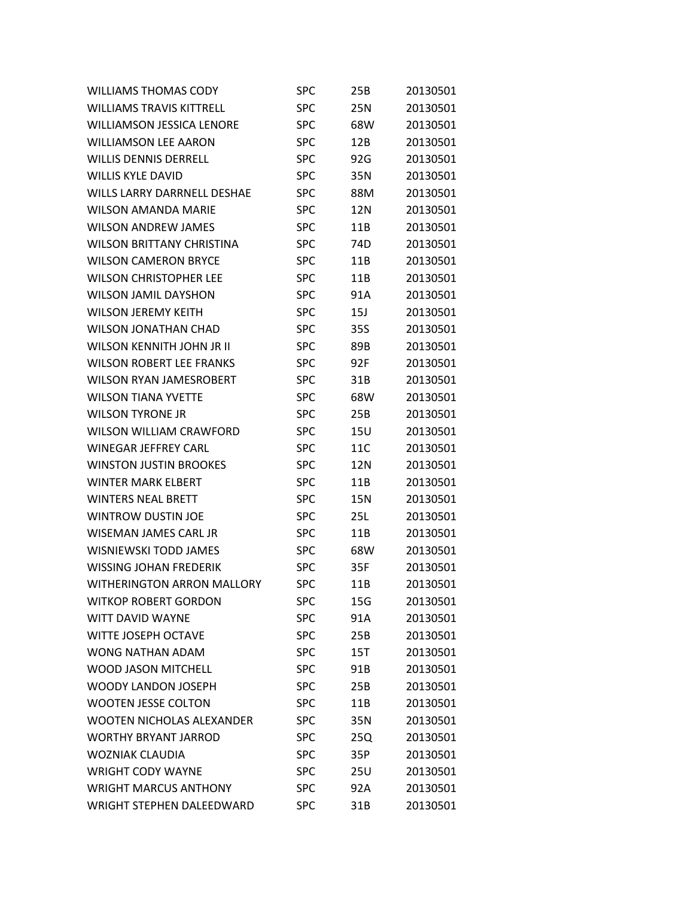| | | | |
|---|---|---|---|
| WILLIAMS THOMAS CODY | SPC | 25B | 20130501 |
| WILLIAMS TRAVIS KITTRELL | SPC | 25N | 20130501 |
| WILLIAMSON JESSICA LENORE | SPC | 68W | 20130501 |
| WILLIAMSON LEE AARON | SPC | 12B | 20130501 |
| WILLIS DENNIS DERRELL | SPC | 92G | 20130501 |
| WILLIS KYLE DAVID | SPC | 35N | 20130501 |
| WILLS LARRY DARRNELL DESHAE | SPC | 88M | 20130501 |
| WILSON AMANDA MARIE | SPC | 12N | 20130501 |
| WILSON ANDREW JAMES | SPC | 11B | 20130501 |
| WILSON BRITTANY CHRISTINA | SPC | 74D | 20130501 |
| WILSON CAMERON BRYCE | SPC | 11B | 20130501 |
| WILSON CHRISTOPHER LEE | SPC | 11B | 20130501 |
| WILSON JAMIL DAYSHON | SPC | 91A | 20130501 |
| WILSON JEREMY KEITH | SPC | 15J | 20130501 |
| WILSON JONATHAN CHAD | SPC | 35S | 20130501 |
| WILSON KENNITH JOHN JR II | SPC | 89B | 20130501 |
| WILSON ROBERT LEE FRANKS | SPC | 92F | 20130501 |
| WILSON RYAN JAMESROBERT | SPC | 31B | 20130501 |
| WILSON TIANA YVETTE | SPC | 68W | 20130501 |
| WILSON TYRONE JR | SPC | 25B | 20130501 |
| WILSON WILLIAM CRAWFORD | SPC | 15U | 20130501 |
| WINEGAR JEFFREY CARL | SPC | 11C | 20130501 |
| WINSTON JUSTIN BROOKES | SPC | 12N | 20130501 |
| WINTER MARK ELBERT | SPC | 11B | 20130501 |
| WINTERS NEAL BRETT | SPC | 15N | 20130501 |
| WINTROW DUSTIN JOE | SPC | 25L | 20130501 |
| WISEMAN JAMES CARL JR | SPC | 11B | 20130501 |
| WISNIEWSKI TODD JAMES | SPC | 68W | 20130501 |
| WISSING JOHAN FREDERIK | SPC | 35F | 20130501 |
| WITHERINGTON ARRON MALLORY | SPC | 11B | 20130501 |
| WITKOP ROBERT GORDON | SPC | 15G | 20130501 |
| WITT DAVID WAYNE | SPC | 91A | 20130501 |
| WITTE JOSEPH OCTAVE | SPC | 25B | 20130501 |
| WONG NATHAN ADAM | SPC | 15T | 20130501 |
| WOOD JASON MITCHELL | SPC | 91B | 20130501 |
| WOODY LANDON JOSEPH | SPC | 25B | 20130501 |
| WOOTEN JESSE COLTON | SPC | 11B | 20130501 |
| WOOTEN NICHOLAS ALEXANDER | SPC | 35N | 20130501 |
| WORTHY BRYANT JARROD | SPC | 25Q | 20130501 |
| WOZNIAK CLAUDIA | SPC | 35P | 20130501 |
| WRIGHT CODY WAYNE | SPC | 25U | 20130501 |
| WRIGHT MARCUS ANTHONY | SPC | 92A | 20130501 |
| WRIGHT STEPHEN DALEEDWARD | SPC | 31B | 20130501 |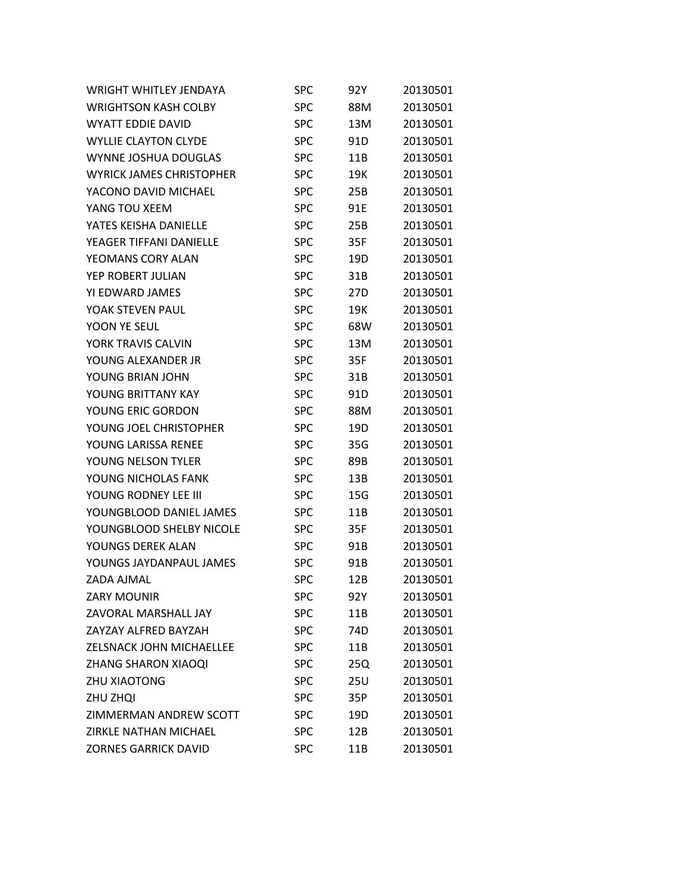| | | | |
|---|---|---|---|
| WRIGHT WHITLEY JENDAYA | SPC | 92Y | 20130501 |
| WRIGHTSON KASH COLBY | SPC | 88M | 20130501 |
| WYATT EDDIE DAVID | SPC | 13M | 20130501 |
| WYLLIE CLAYTON CLYDE | SPC | 91D | 20130501 |
| WYNNE JOSHUA DOUGLAS | SPC | 11B | 20130501 |
| WYRICK JAMES CHRISTOPHER | SPC | 19K | 20130501 |
| YACONO DAVID MICHAEL | SPC | 25B | 20130501 |
| YANG TOU XEEM | SPC | 91E | 20130501 |
| YATES KEISHA DANIELLE | SPC | 25B | 20130501 |
| YEAGER TIFFANI DANIELLE | SPC | 35F | 20130501 |
| YEOMANS CORY ALAN | SPC | 19D | 20130501 |
| YEP ROBERT JULIAN | SPC | 31B | 20130501 |
| YI EDWARD JAMES | SPC | 27D | 20130501 |
| YOAK STEVEN PAUL | SPC | 19K | 20130501 |
| YOON YE SEUL | SPC | 68W | 20130501 |
| YORK TRAVIS CALVIN | SPC | 13M | 20130501 |
| YOUNG ALEXANDER JR | SPC | 35F | 20130501 |
| YOUNG BRIAN JOHN | SPC | 31B | 20130501 |
| YOUNG BRITTANY KAY | SPC | 91D | 20130501 |
| YOUNG ERIC GORDON | SPC | 88M | 20130501 |
| YOUNG JOEL CHRISTOPHER | SPC | 19D | 20130501 |
| YOUNG LARISSA RENEE | SPC | 35G | 20130501 |
| YOUNG NELSON TYLER | SPC | 89B | 20130501 |
| YOUNG NICHOLAS FANK | SPC | 13B | 20130501 |
| YOUNG RODNEY LEE III | SPC | 15G | 20130501 |
| YOUNGBLOOD DANIEL JAMES | SPC | 11B | 20130501 |
| YOUNGBLOOD SHELBY NICOLE | SPC | 35F | 20130501 |
| YOUNGS DEREK ALAN | SPC | 91B | 20130501 |
| YOUNGS JAYDANPAUL JAMES | SPC | 91B | 20130501 |
| ZADA AJMAL | SPC | 12B | 20130501 |
| ZARY MOUNIR | SPC | 92Y | 20130501 |
| ZAVORAL MARSHALL JAY | SPC | 11B | 20130501 |
| ZAYZAY ALFRED BAYZAH | SPC | 74D | 20130501 |
| ZELSNACK JOHN MICHAELLEE | SPC | 11B | 20130501 |
| ZHANG SHARON XIAOQI | SPC | 25Q | 20130501 |
| ZHU XIAOTONG | SPC | 25U | 20130501 |
| ZHU ZHQI | SPC | 35P | 20130501 |
| ZIMMERMAN ANDREW SCOTT | SPC | 19D | 20130501 |
| ZIRKLE NATHAN MICHAEL | SPC | 12B | 20130501 |
| ZORNES GARRICK DAVID | SPC | 11B | 20130501 |